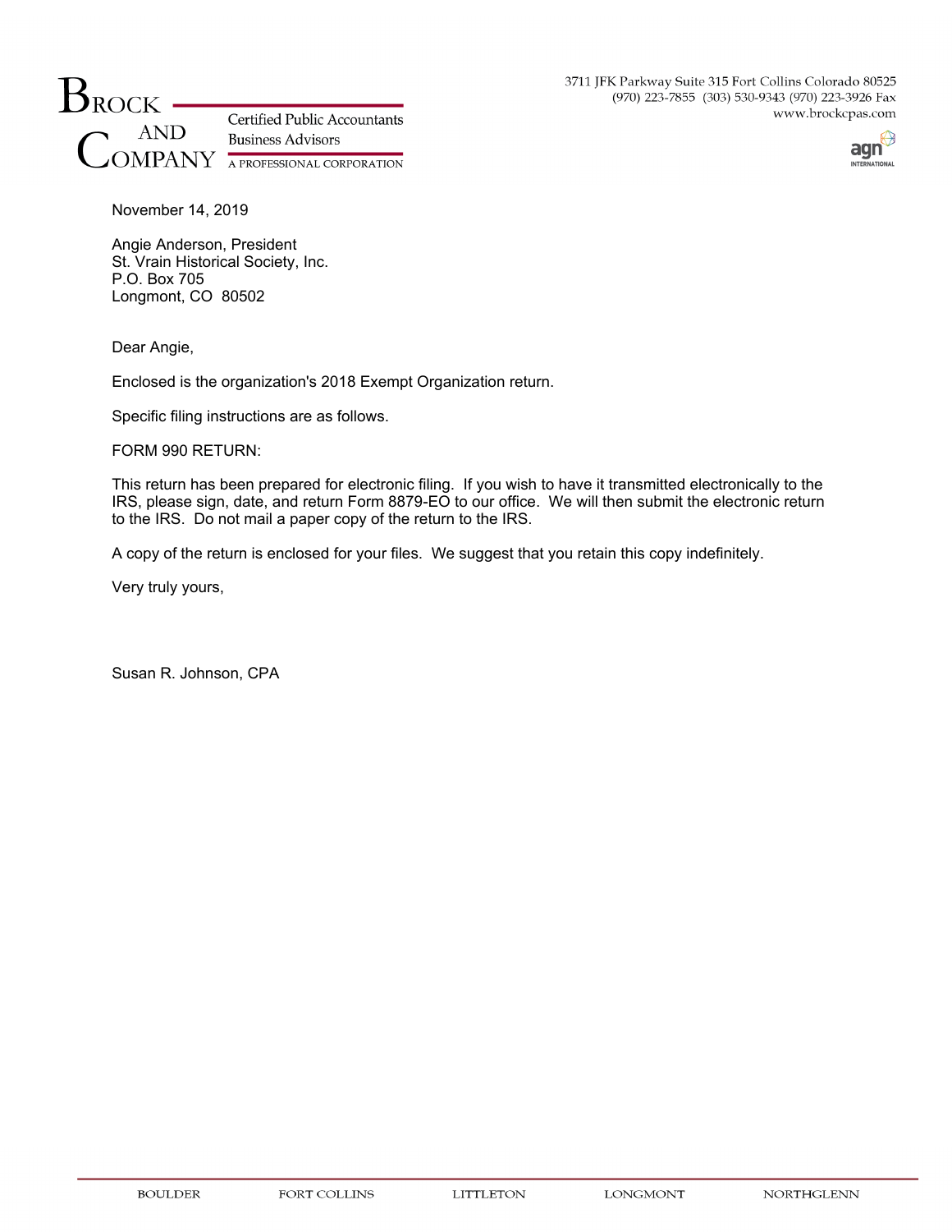**BROCK AND COMPANY**
Certified Public Accountants
Business Advisors
A PROFESSIONAL CORPORATION

3711 JFK Parkway Suite 315 Fort Collins Colorado 80525
(970) 223-7855 (303) 530-9343 (970) 223-3926 Fax
www.brockcpas.com

agn INTERNATIONAL

November 14, 2019

Angie Anderson, President
St. Vrain Historical Society, Inc.
P.O. Box 705
Longmont, CO 80502

Dear Angie,

Enclosed is the organization's 2018 Exempt Organization return.

Specific filing instructions are as follows.

FORM 990 RETURN:

This return has been prepared for electronic filing. If you wish to have it transmitted electronically to the IRS, please sign, date, and return Form 8879-EO to our office. We will then submit the electronic return to the IRS. Do not mail a paper copy of the return to the IRS.

A copy of the return is enclosed for your files. We suggest that you retain this copy indefinitely.

Very truly yours,

Susan R. Johnson, CPA

BOULDER FORT COLLINS LITTLETON LONGMONT NORTHGLENN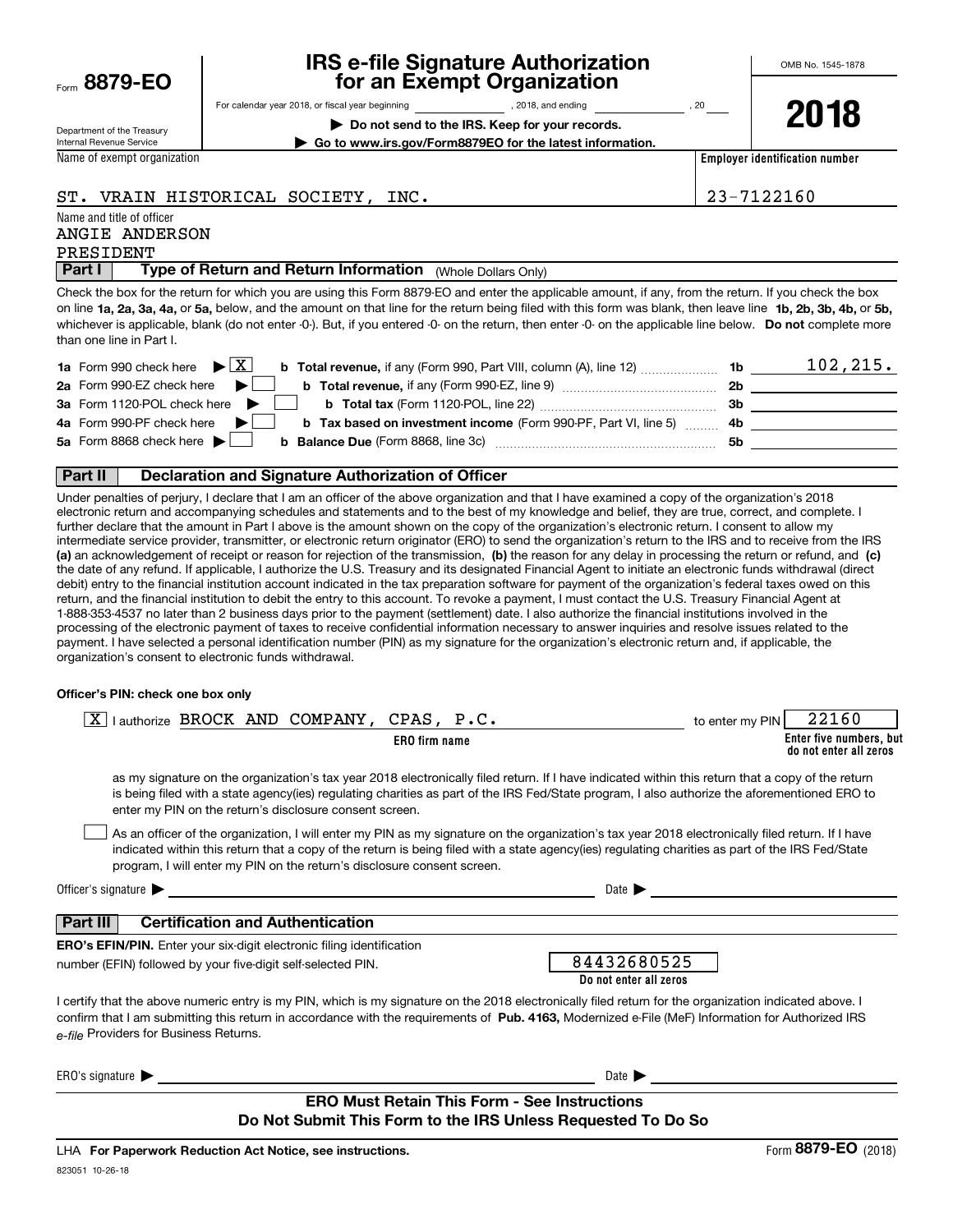Form **8879-EO**

Department of the Treasury
Internal Revenue Service

# IRS e-file Signature Authorization for an Exempt Organization

For calendar year 2018, or fiscal year beginning ______________ , 2018, and ending ______________ , 20____

▶ **Do not send to the IRS. Keep for your records.**

▶ **Go to www.irs.gov/Form8879EO for the latest information.**

OMB No. 1545-1878

**2018**

| Name of exempt organization | Employer identification number |
|---|---|
| ST. VRAIN HISTORICAL SOCIETY, INC. | 23-7122160 |

Name and title of officer
ANGIE ANDERSON
PRESIDENT

**Part I** **Type of Return and Return Information** (Whole Dollars Only)

Check the box for the return for which you are using this Form 8879-EO and enter the applicable amount, if any, from the return. If you check the box on line **1a, 2a, 3a, 4a,** or **5a,** below, and the amount on that line for the return being filed with this form was blank, then leave line **1b, 2b, 3b, 4b,** or **5b,** whichever is applicable, blank (do not enter -0-). But, if you entered -0- on the return, then enter -0- on the applicable line below. **Do not** complete more than one line in Part I.

| | | | | |
|---|---|---|---|---|
| **1a** Form 990 check here ▶ | X | **b Total revenue,** if any (Form 990, Part VIII, column (A), line 12) | **1b** | 102,215. |
| **2a** Form 990-EZ check here ▶ | | **b Total revenue,** if any (Form 990-EZ, line 9) | **2b** | |
| **3a** Form 1120-POL check here ▶ | | **b Total tax** (Form 1120-POL, line 22) | **3b** | |
| **4a** Form 990-PF check here ▶ | | **b Tax based on investment income** (Form 990-PF, Part VI, line 5) | **4b** | |
| **5a** Form 8868 check here ▶ | | **b Balance Due** (Form 8868, line 3c) | **5b** | |

**Part II** **Declaration and Signature Authorization of Officer**

Under penalties of perjury, I declare that I am an officer of the above organization and that I have examined a copy of the organization's 2018 electronic return and accompanying schedules and statements and to the best of my knowledge and belief, they are true, correct, and complete. I further declare that the amount in Part I above is the amount shown on the copy of the organization's electronic return. I consent to allow my intermediate service provider, transmitter, or electronic return originator (ERO) to send the organization's return to the IRS and to receive from the IRS **(a)** an acknowledgement of receipt or reason for rejection of the transmission, **(b)** the reason for any delay in processing the return or refund, and **(c)** the date of any refund. If applicable, I authorize the U.S. Treasury and its designated Financial Agent to initiate an electronic funds withdrawal (direct debit) entry to the financial institution account indicated in the tax preparation software for payment of the organization's federal taxes owed on this return, and the financial institution to debit the entry to this account. To revoke a payment, I must contact the U.S. Treasury Financial Agent at 1-888-353-4537 no later than 2 business days prior to the payment (settlement) date. I also authorize the financial institutions involved in the processing of the electronic payment of taxes to receive confidential information necessary to answer inquiries and resolve issues related to the payment. I have selected a personal identification number (PIN) as my signature for the organization's electronic return and, if applicable, the organization's consent to electronic funds withdrawal.

**Officer's PIN: check one box only**

[X] I authorize BROCK AND COMPANY, CPAS, P.C. (**ERO firm name**) to enter my PIN 22160 (**Enter five numbers, but do not enter all zeros**)

as my signature on the organization's tax year 2018 electronically filed return. If I have indicated within this return that a copy of the return is being filed with a state agency(ies) regulating charities as part of the IRS Fed/State program, I also authorize the aforementioned ERO to enter my PIN on the return's disclosure consent screen.

[ ] As an officer of the organization, I will enter my PIN as my signature on the organization's tax year 2018 electronically filed return. If I have indicated within this return that a copy of the return is being filed with a state agency(ies) regulating charities as part of the IRS Fed/State program, I will enter my PIN on the return's disclosure consent screen.

Officer's signature ▶ ______________________________ Date ▶ ______________

**Part III** **Certification and Authentication**

**ERO's EFIN/PIN.** Enter your six-digit electronic filing identification number (EFIN) followed by your five-digit self-selected PIN. 84432680525 (**Do not enter all zeros**)

I certify that the above numeric entry is my PIN, which is my signature on the 2018 electronically filed return for the organization indicated above. I confirm that I am submitting this return in accordance with the requirements of **Pub. 4163,** Modernized e-File (MeF) Information for Authorized IRS *e-file* Providers for Business Returns.

ERO's signature ▶ ______________________________ Date ▶ ______________

**ERO Must Retain This Form - See Instructions**
**Do Not Submit This Form to the IRS Unless Requested To Do So**

LHA **For Paperwork Reduction Act Notice, see instructions.** Form **8879-EO** (2018)

823051 10-26-18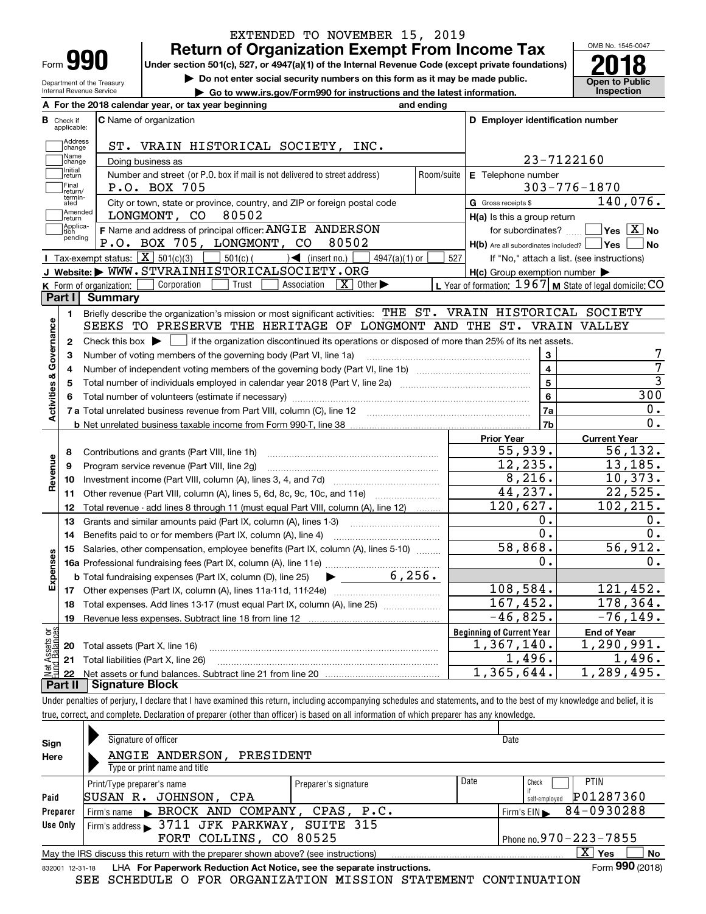EXTENDED TO NOVEMBER 15, 2019

# Form 990 — Return of Organization Exempt From Income Tax

**Under section 501(c), 527, or 4947(a)(1) of the Internal Revenue Code (except private foundations)**

▶ Do not enter social security numbers on this form as it may be made public.

▶ Go to www.irs.gov/Form990 for instructions and the latest information.

Department of the Treasury
Internal Revenue Service

OMB No. 1545-0047

**2018**

**Open to Public Inspection**

**A** For the 2018 calendar year, or tax year beginning and ending

**B** Check if applicable: Address change, Name change, Initial return, Final return/terminated, Amended return, Application pending

**C** Name of organization: ST. VRAIN HISTORICAL SOCIETY, INC.

Doing business as

Number and street (or P.O. box if mail is not delivered to street address): P.O. BOX 705 — Room/suite

City or town, state or province, country, and ZIP or foreign postal code: LONGMONT, CO 80502

**D** Employer identification number: 23-7122160

**E** Telephone number: 303-776-1870

**G** Gross receipts $ 140,076.

**F** Name and address of principal officer: ANGIE ANDERSON, P.O. BOX 705, LONGMONT, CO 80502

**H(a)** Is this a group return for subordinates? ☐ Yes ☒ No

**H(b)** Are all subordinates included? ☐ Yes ☐ No — If "No," attach a list. (see instructions)

**H(c)** Group exemption number ▶

**I** Tax-exempt status: ☒ 501(c)(3) ☐ 501(c) ( ) ◀ (insert no.) ☐ 4947(a)(1) or ☐ 527

**J** Website: ▶ WWW.STVRAINHISTORICALSOCIETY.ORG

**K** Form of organization: ☐ Corporation ☐ Trust ☐ Association ☒ Other ▶

**L** Year of formation: 1967 **M** State of legal domicile: CO

## Part I Summary

**Activities & Governance**

1. Briefly describe the organization's mission or most significant activities: THE ST. VRAIN HISTORICAL SOCIETY SEEKS TO PRESERVE THE HERITAGE OF LONGMONT AND THE ST. VRAIN VALLEY
2. Check this box ▶ ☐ if the organization discontinued its operations or disposed of more than 25% of its net assets.

| | | | |
|---|---|---|---|
| 3 | Number of voting members of the governing body (Part VI, line 1a) | 3 | 7 |
| 4 | Number of independent voting members of the governing body (Part VI, line 1b) | 4 | 7 |
| 5 | Total number of individuals employed in calendar year 2018 (Part V, line 2a) | 5 | 3 |
| 6 | Total number of volunteers (estimate if necessary) | 6 | 300 |
| 7a | Total unrelated business revenue from Part VIII, column (C), line 12 | 7a | 0. |
| b | Net unrelated business taxable income from Form 990-T, line 38 | 7b | 0. |

| | | Prior Year | Current Year |
|---|---|---|---|
| **Revenue** | | | |
| 8 | Contributions and grants (Part VIII, line 1h) | 55,939. | 56,132. |
| 9 | Program service revenue (Part VIII, line 2g) | 12,235. | 13,185. |
| 10 | Investment income (Part VIII, column (A), lines 3, 4, and 7d) | 8,216. | 10,373. |
| 11 | Other revenue (Part VIII, column (A), lines 5, 6d, 8c, 9c, 10c, and 11e) | 44,237. | 22,525. |
| 12 | Total revenue - add lines 8 through 11 (must equal Part VIII, column (A), line 12) | 120,627. | 102,215. |
| **Expenses** | | | |
| 13 | Grants and similar amounts paid (Part IX, column (A), lines 1-3) | 0. | 0. |
| 14 | Benefits paid to or for members (Part IX, column (A), line 4) | 0. | 0. |
| 15 | Salaries, other compensation, employee benefits (Part IX, column (A), lines 5-10) | 58,868. | 56,912. |
| 16a | Professional fundraising fees (Part IX, column (A), line 11e) | 0. | 0. |
| b | Total fundraising expenses (Part IX, column (D), line 25) ▶ 6,256. | | |
| 17 | Other expenses (Part IX, column (A), lines 11a-11d, 11f-24e) | 108,584. | 121,452. |
| 18 | Total expenses. Add lines 13-17 (must equal Part IX, column (A), line 25) | 167,452. | 178,364. |
| 19 | Revenue less expenses. Subtract line 18 from line 12 | -46,825. | -76,149. |

| **Net Assets or Fund Balances** | | Beginning of Current Year | End of Year |
|---|---|---|---|
| 20 | Total assets (Part X, line 16) | 1,367,140. | 1,290,991. |
| 21 | Total liabilities (Part X, line 26) | 1,496. | 1,496. |
| 22 | Net assets or fund balances. Subtract line 21 from line 20 | 1,365,644. | 1,289,495. |

## Part II Signature Block

Under penalties of perjury, I declare that I have examined this return, including accompanying schedules and statements, and to the best of my knowledge and belief, it is true, correct, and complete. Declaration of preparer (other than officer) is based on all information of which preparer has any knowledge.

**Sign Here**

Signature of officer — Date

ANGIE ANDERSON, PRESIDENT
Type or print name and title

**Paid Preparer Use Only**

| Print/Type preparer's name | Preparer's signature | Date | Check ☐ if self-employed | PTIN |
|---|---|---|---|---|
| SUSAN R. JOHNSON, CPA | | | | P01287360 |

Firm's name ▶ BROCK AND COMPANY, CPAS, P.C. — Firm's EIN ▶ 84-0930288

Firm's address ▶ 3711 JFK PARKWAY, SUITE 315, FORT COLLINS, CO 80525 — Phone no. 970-223-7855

May the IRS discuss this return with the preparer shown above? (see instructions) ☒ Yes ☐ No

832001 12-31-18 LHA For Paperwork Reduction Act Notice, see the separate instructions. Form **990** (2018)

SEE SCHEDULE O FOR ORGANIZATION MISSION STATEMENT CONTINUATION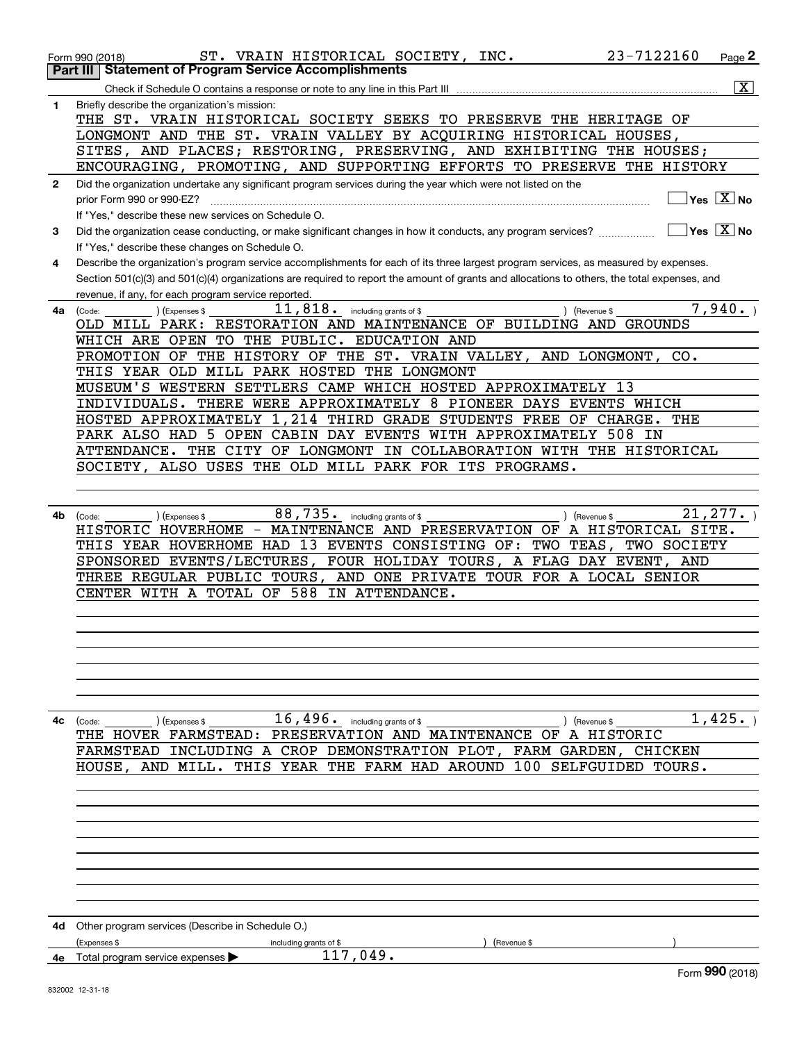Form 990 (2018) ST. VRAIN HISTORICAL SOCIETY, INC. 23-7122160 Page 2

**Part III Statement of Program Service Accomplishments**

Check if Schedule O contains a response or note to any line in this Part III ..... [X]

**1** Briefly describe the organization's mission:

THE ST. VRAIN HISTORICAL SOCIETY SEEKS TO PRESERVE THE HERITAGE OF LONGMONT AND THE ST. VRAIN VALLEY BY ACQUIRING HISTORICAL HOUSES, SITES, AND PLACES; RESTORING, PRESERVING, AND EXHIBITING THE HOUSES; ENCOURAGING, PROMOTING, AND SUPPORTING EFFORTS TO PRESERVE THE HISTORY

**2** Did the organization undertake any significant program services during the year which were not listed on the prior Form 990 or 990-EZ? ..... [ ] Yes [X] No

If "Yes," describe these new services on Schedule O.

**3** Did the organization cease conducting, or make significant changes in how it conducts, any program services? ..... [ ] Yes [X] No

If "Yes," describe these changes on Schedule O.

**4** Describe the organization's program service accomplishments for each of its three largest program services, as measured by expenses. Section 501(c)(3) and 501(c)(4) organizations are required to report the amount of grants and allocations to others, the total expenses, and revenue, if any, for each program service reported.

**4a** (Code: ) (Expenses $ 11,818. including grants of $ ) (Revenue $ 7,940. )

OLD MILL PARK: RESTORATION AND MAINTENANCE OF BUILDING AND GROUNDS WHICH ARE OPEN TO THE PUBLIC. EDUCATION AND PROMOTION OF THE HISTORY OF THE ST. VRAIN VALLEY, AND LONGMONT, CO. THIS YEAR OLD MILL PARK HOSTED THE LONGMONT MUSEUM'S WESTERN SETTLERS CAMP WHICH HOSTED APPROXIMATELY 13 INDIVIDUALS. THERE WERE APPROXIMATELY 8 PIONEER DAYS EVENTS WHICH HOSTED APPROXIMATELY 1,214 THIRD GRADE STUDENTS FREE OF CHARGE. THE PARK ALSO HAD 5 OPEN CABIN DAY EVENTS WITH APPROXIMATELY 508 IN ATTENDANCE. THE CITY OF LONGMONT IN COLLABORATION WITH THE HISTORICAL SOCIETY, ALSO USES THE OLD MILL PARK FOR ITS PROGRAMS.

**4b** (Code: ) (Expenses $ 88,735. including grants of $ ) (Revenue $ 21,277. )

HISTORIC HOVERHOME - MAINTENANCE AND PRESERVATION OF A HISTORICAL SITE. THIS YEAR HOVERHOME HAD 13 EVENTS CONSISTING OF: TWO TEAS, TWO SOCIETY SPONSORED EVENTS/LECTURES, FOUR HOLIDAY TOURS, A FLAG DAY EVENT, AND THREE REGULAR PUBLIC TOURS, AND ONE PRIVATE TOUR FOR A LOCAL SENIOR CENTER WITH A TOTAL OF 588 IN ATTENDANCE.

**4c** (Code: ) (Expenses $ 16,496. including grants of $ ) (Revenue $ 1,425. )

THE HOVER FARMSTEAD: PRESERVATION AND MAINTENANCE OF A HISTORIC FARMSTEAD INCLUDING A CROP DEMONSTRATION PLOT, FARM GARDEN, CHICKEN HOUSE, AND MILL. THIS YEAR THE FARM HAD AROUND 100 SELFGUIDED TOURS.

**4d** Other program services (Describe in Schedule O.)

(Expenses $ including grants of $ ) (Revenue $ )

**4e** Total program services expenses ▶ 117,049.

Form **990** (2018)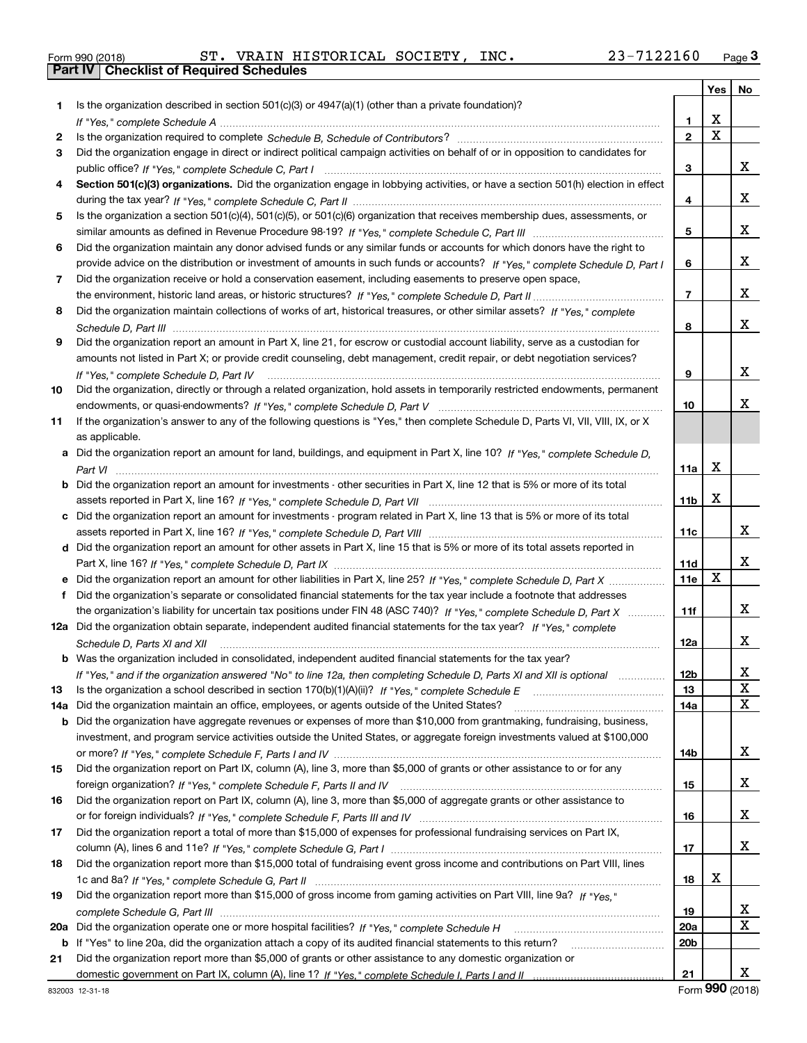Form 990 (2018) ST. VRAIN HISTORICAL SOCIETY, INC. 23-7122160 Page 3

## Part IV Checklist of Required Schedules

| | | | Yes | No |
|---|---|---|---|---|
| 1 | Is the organization described in section 501(c)(3) or 4947(a)(1) (other than a private foundation)? *If "Yes," complete Schedule A* | 1 | X | |
| 2 | Is the organization required to complete *Schedule B, Schedule of Contributors*? | 2 | X | |
| 3 | Did the organization engage in direct or indirect political campaign activities on behalf of or in opposition to candidates for public office? *If "Yes," complete Schedule C, Part I* | 3 | | X |
| 4 | **Section 501(c)(3) organizations.** Did the organization engage in lobbying activities, or have a section 501(h) election in effect during the tax year? *If "Yes," complete Schedule C, Part II* | 4 | | X |
| 5 | Is the organization a section 501(c)(4), 501(c)(5), or 501(c)(6) organization that receives membership dues, assessments, or similar amounts as defined in Revenue Procedure 98-19? *If "Yes," complete Schedule C, Part III* | 5 | | X |
| 6 | Did the organization maintain any donor advised funds or any similar funds or accounts for which donors have the right to provide advice on the distribution or investment of amounts in such funds or accounts? *If "Yes," complete Schedule D, Part I* | 6 | | X |
| 7 | Did the organization receive or hold a conservation easement, including easements to preserve open space, the environment, historic land areas, or historic structures? *If "Yes," complete Schedule D, Part II* | 7 | | X |
| 8 | Did the organization maintain collections of works of art, historical treasures, or other similar assets? *If "Yes," complete Schedule D, Part III* | 8 | | X |
| 9 | Did the organization report an amount in Part X, line 21, for escrow or custodial account liability, serve as a custodian for amounts not listed in Part X; or provide credit counseling, debt management, credit repair, or debt negotiation services? *If "Yes," complete Schedule D, Part IV* | 9 | | X |
| 10 | Did the organization, directly or through a related organization, hold assets in temporarily restricted endowments, permanent endowments, or quasi-endowments? *If "Yes," complete Schedule D, Part V* | 10 | | X |
| 11 | If the organization's answer to any of the following questions is "Yes," then complete Schedule D, Parts VI, VII, VIII, IX, or X as applicable. | | | |
| a | Did the organization report an amount for land, buildings, and equipment in Part X, line 10? *If "Yes," complete Schedule D, Part VI* | 11a | X | |
| b | Did the organization report an amount for investments - other securities in Part X, line 12 that is 5% or more of its total assets reported in Part X, line 16? *If "Yes," complete Schedule D, Part VII* | 11b | X | |
| c | Did the organization report an amount for investments - program related in Part X, line 13 that is 5% or more of its total assets reported in Part X, line 16? *If "Yes," complete Schedule D, Part VIII* | 11c | | X |
| d | Did the organization report an amount for other assets in Part X, line 15 that is 5% or more of its total assets reported in Part X, line 16? *If "Yes," complete Schedule D, Part IX* | 11d | | X |
| e | Did the organization report an amount for other liabilities in Part X, line 25? *If "Yes," complete Schedule D, Part X* | 11e | X | |
| f | Did the organization's separate or consolidated financial statements for the tax year include a footnote that addresses the organization's liability for uncertain tax positions under FIN 48 (ASC 740)? *If "Yes," complete Schedule D, Part X* | 11f | | X |
| 12a | Did the organization obtain separate, independent audited financial statements for the tax year? *If "Yes," complete Schedule D, Parts XI and XII* | 12a | | X |
| b | Was the organization included in consolidated, independent audited financial statements for the tax year? *If "Yes," and if the organization answered "No" to line 12a, then completing Schedule D, Parts XI and XII is optional* | 12b | | X |
| 13 | Is the organization a school described in section 170(b)(1)(A)(ii)? *If "Yes," complete Schedule E* | 13 | | X |
| 14a | Did the organization maintain an office, employees, or agents outside of the United States? | 14a | | X |
| b | Did the organization have aggregate revenues or expenses of more than $10,000 from grantmaking, fundraising, business, investment, and program service activities outside the United States, or aggregate foreign investments valued at $100,000 or more? *If "Yes," complete Schedule F, Parts I and IV* | 14b | | X |
| 15 | Did the organization report on Part IX, column (A), line 3, more than $5,000 of grants or other assistance to or for any foreign organization? *If "Yes," complete Schedule F, Parts II and IV* | 15 | | X |
| 16 | Did the organization report on Part IX, column (A), line 3, more than $5,000 of aggregate grants or other assistance to or for foreign individuals? *If "Yes," complete Schedule F, Parts III and IV* | 16 | | X |
| 17 | Did the organization report a total of more than $15,000 of expenses for professional fundraising services on Part IX, column (A), lines 6 and 11e? *If "Yes," complete Schedule G, Part I* | 17 | | X |
| 18 | Did the organization report more than $15,000 total of fundraising event gross income and contributions on Part VIII, lines 1c and 8a? *If "Yes," complete Schedule G, Part II* | 18 | X | |
| 19 | Did the organization report more than $15,000 of gross income from gaming activities on Part VIII, line 9a? *If "Yes," complete Schedule G, Part III* | 19 | | X |
| 20a | Did the organization operate one or more hospital facilities? *If "Yes," complete Schedule H* | 20a | | X |
| b | If "Yes" to line 20a, did the organization attach a copy of its audited financial statements to this return? | 20b | | |
| 21 | Did the organization report more than $5,000 of grants or other assistance to any domestic organization or domestic government on Part IX, column (A), line 1? *If "Yes," complete Schedule I, Parts I and II* | 21 | | X |

832003 12-31-18 Form **990** (2018)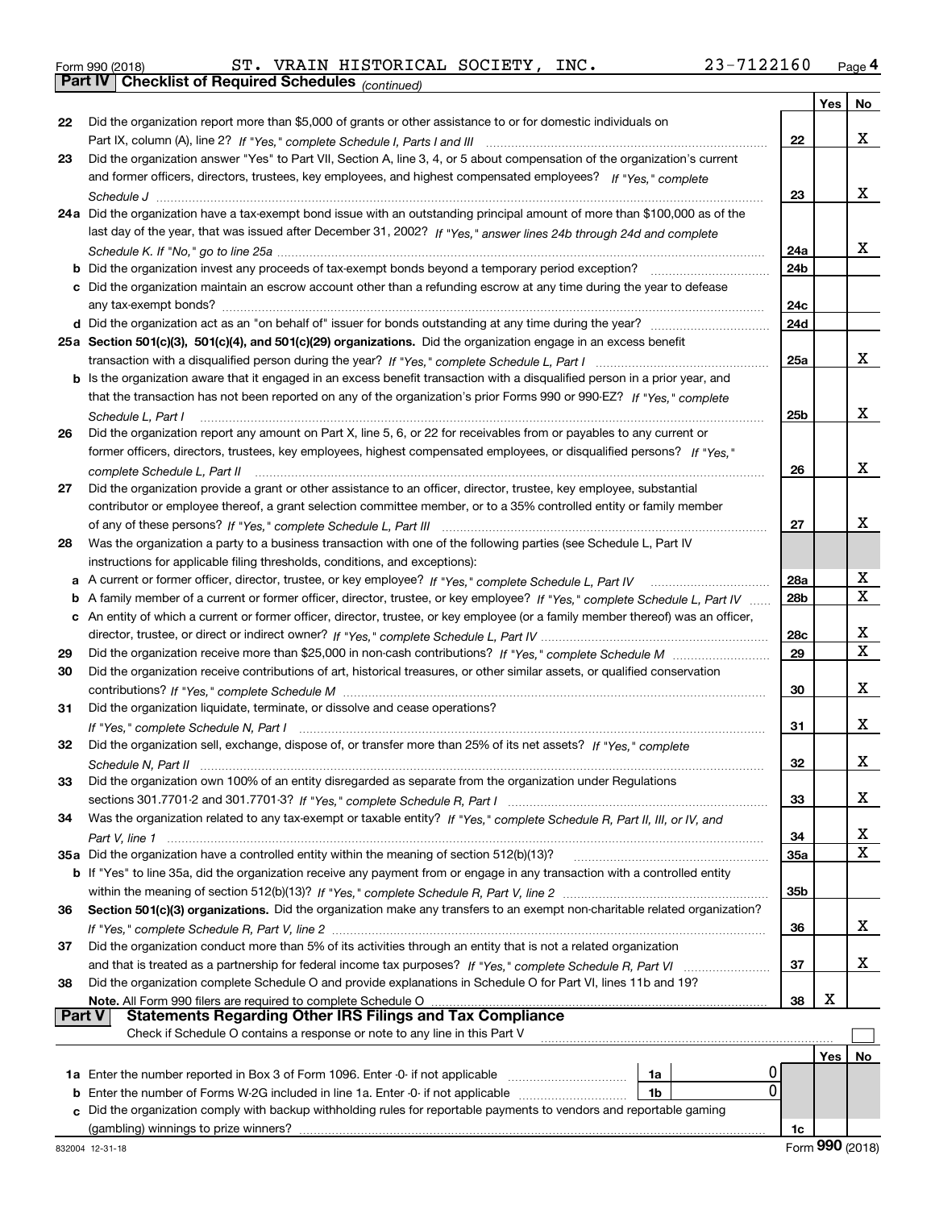Form 990 (2018) ST. VRAIN HISTORICAL SOCIETY, INC. 23-7122160 Page **4**

**Part IV | Checklist of Required Schedules** *(continued)*

| | | | Yes | No |
|---|---|---|---|---|
| **22** | Did the organization report more than $5,000 of grants or other assistance to or for domestic individuals on Part IX, column (A), line 2? *If "Yes," complete Schedule I, Parts I and III* | **22** | | X |
| **23** | Did the organization answer "Yes" to Part VII, Section A, line 3, 4, or 5 about compensation of the organization's current and former officers, directors, trustees, key employees, and highest compensated employees? *If "Yes," complete Schedule J* | **23** | | X |
| **24a** | Did the organization have a tax-exempt bond issue with an outstanding principal amount of more than $100,000 as of the last day of the year, that was issued after December 31, 2002? *If "Yes," answer lines 24b through 24d and complete Schedule K. If "No," go to line 25a* | **24a** | | X |
| **b** | Did the organization invest any proceeds of tax-exempt bonds beyond a temporary period exception? | **24b** | | |
| **c** | Did the organization maintain an escrow account other than a refunding escrow at any time during the year to defease any tax-exempt bonds? | **24c** | | |
| **d** | Did the organization act as an "on behalf of" issuer for bonds outstanding at any time during the year? | **24d** | | |
| **25a** | **Section 501(c)(3), 501(c)(4), and 501(c)(29) organizations.** Did the organization engage in an excess benefit transaction with a disqualified person during the year? *If "Yes," complete Schedule L, Part I* | **25a** | | X |
| **b** | Is the organization aware that it engaged in an excess benefit transaction with a disqualified person in a prior year, and that the transaction has not been reported on any of the organization's prior Forms 990 or 990-EZ? *If "Yes," complete Schedule L, Part I* | **25b** | | X |
| **26** | Did the organization report any amount on Part X, line 5, 6, or 22 for receivables from or payables to any current or former officers, directors, trustees, key employees, highest compensated employees, or disqualified persons? *If "Yes," complete Schedule L, Part II* | **26** | | X |
| **27** | Did the organization provide a grant or other assistance to an officer, director, trustee, key employee, substantial contributor or employee thereof, a grant selection committee member, or to a 35% controlled entity or family member of any of these persons? *If "Yes," complete Schedule L, Part III* | **27** | | X |
| **28** | Was the organization a party to a business transaction with one of the following parties (see Schedule L, Part IV instructions for applicable filing thresholds, conditions, and exceptions): | | | |
| **a** | A current or former officer, director, trustee, or key employee? *If "Yes," complete Schedule L, Part IV* | **28a** | | X |
| **b** | A family member of a current or former officer, director, trustee, or key employee? *If "Yes," complete Schedule L, Part IV* | **28b** | | X |
| **c** | An entity of which a current or former officer, director, trustee, or key employee (or a family member thereof) was an officer, director, trustee, or direct or indirect owner? *If "Yes," complete Schedule L, Part IV* | **28c** | | X |
| **29** | Did the organization receive more than $25,000 in non-cash contributions? *If "Yes," complete Schedule M* | **29** | | X |
| **30** | Did the organization receive contributions of art, historical treasures, or other similar assets, or qualified conservation contributions? *If "Yes," complete Schedule M* | **30** | | X |
| **31** | Did the organization liquidate, terminate, or dissolve and cease operations? *If "Yes," complete Schedule N, Part I* | **31** | | X |
| **32** | Did the organization sell, exchange, dispose of, or transfer more than 25% of its net assets? *If "Yes," complete Schedule N, Part II* | **32** | | X |
| **33** | Did the organization own 100% of an entity disregarded as separate from the organization under Regulations sections 301.7701-2 and 301.7701-3? *If "Yes," complete Schedule R, Part I* | **33** | | X |
| **34** | Was the organization related to any tax-exempt or taxable entity? *If "Yes," complete Schedule R, Part II, III, or IV, and Part V, line 1* | **34** | | X |
| **35a** | Did the organization have a controlled entity within the meaning of section 512(b)(13)? | **35a** | | X |
| **b** | If "Yes" to line 35a, did the organization receive any payment from or engage in any transaction with a controlled entity within the meaning of section 512(b)(13)? *If "Yes," complete Schedule R, Part V, line 2* | **35b** | | |
| **36** | **Section 501(c)(3) organizations.** Did the organization make any transfers to an exempt non-charitable related organization? *If "Yes," complete Schedule R, Part V, line 2* | **36** | | X |
| **37** | Did the organization conduct more than 5% of its activities through an entity that is not a related organization and that is treated as a partnership for federal income tax purposes? *If "Yes," complete Schedule R, Part VI* | **37** | | X |
| **38** | Did the organization complete Schedule O and provide explanations in Schedule O for Part VI, lines 11b and 19? **Note.** All Form 990 filers are required to complete Schedule O | **38** | X | |

**Part V | Statements Regarding Other IRS Filings and Tax Compliance**

Check if Schedule O contains a response or note to any line in this Part V ☐

| | | | | | Yes | No |
|---|---|---|---|---|---|---|
| **1a** | Enter the number reported in Box 3 of Form 1096. Enter -0- if not applicable | **1a** | 0 | | | |
| **b** | Enter the number of Forms W-2G included in line 1a. Enter -0- if not applicable | **1b** | 0 | | | |
| **c** | Did the organization comply with backup withholding rules for reportable payments to vendors and reportable gaming (gambling) winnings to prize winners? | | | **1c** | | |

832004 12-31-18 Form **990** (2018)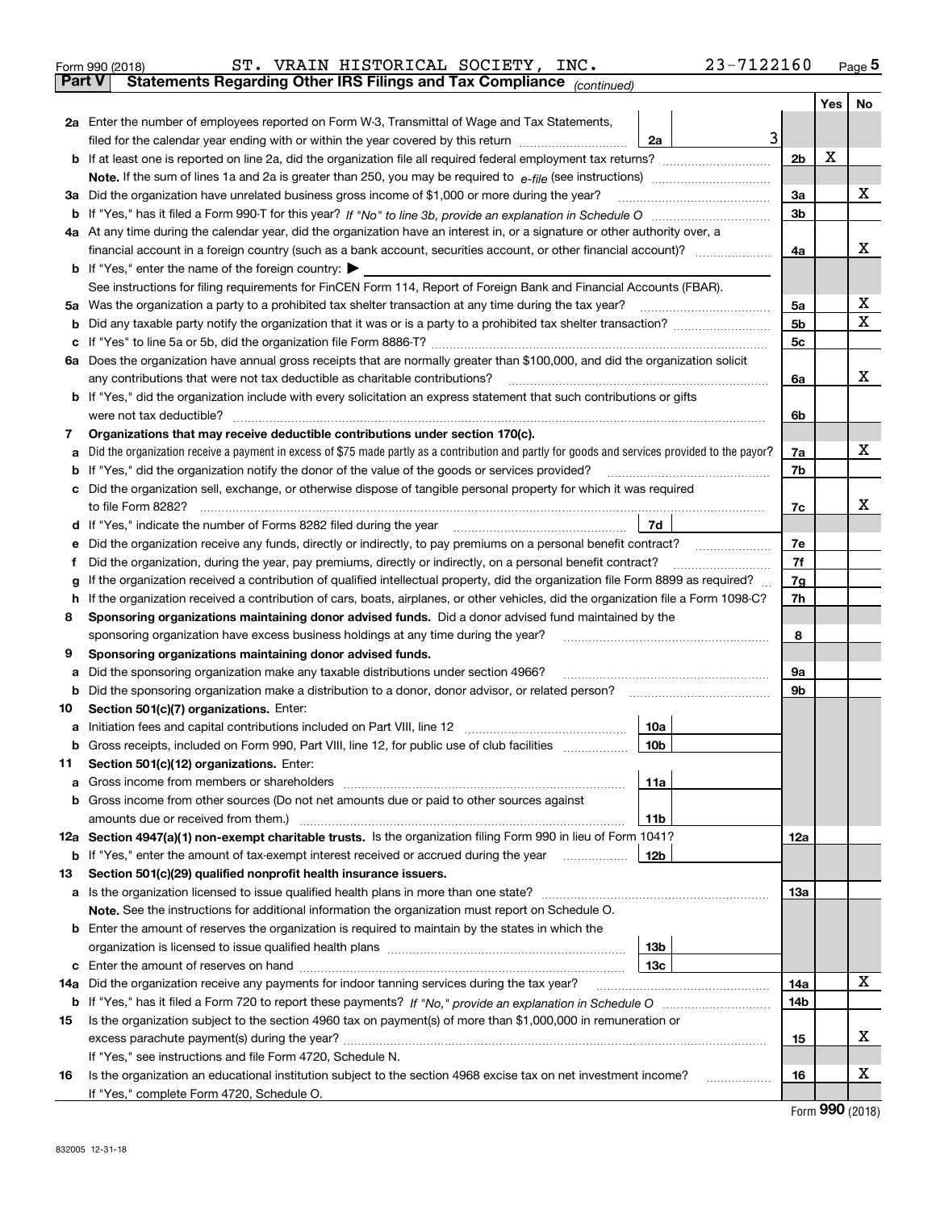Form 990 (2018) ST. VRAIN HISTORICAL SOCIETY, INC. 23-7122160 Page 5

**Part V Statements Regarding Other IRS Filings and Tax Compliance** *(continued)*

| | | | | Yes | No |
|---|---|---|---|---|---|
| **2a** | Enter the number of employees reported on Form W-3, Transmittal of Wage and Tax Statements, filed for the calendar year ending with or within the year covered by this return | 2a | 3 | | |
| **b** | If at least one is reported on line 2a, did the organization file all required federal employment tax returns? | | 2b | X | |
| | **Note.** If the sum of lines 1a and 2a is greater than 250, you may be required to *e-file* (see instructions) | | | | |
| **3a** | Did the organization have unrelated business gross income of $1,000 or more during the year? | | 3a | | X |
| **b** | If "Yes," has it filed a Form 990-T for this year? *If "No" to line 3b, provide an explanation in Schedule O* | | 3b | | |
| **4a** | At any time during the calendar year, did the organization have an interest in, or a signature or other authority over, a financial account in a foreign country (such as a bank account, securities account, or other financial account)? | | 4a | | X |
| **b** | If "Yes," enter the name of the foreign country: ▶ | | | | |
| | See instructions for filing requirements for FinCEN Form 114, Report of Foreign Bank and Financial Accounts (FBAR). | | | | |
| **5a** | Was the organization a party to a prohibited tax shelter transaction at any time during the tax year? | | 5a | | X |
| **b** | Did any taxable party notify the organization that it was or is a party to a prohibited tax shelter transaction? | | 5b | | X |
| **c** | If "Yes" to line 5a or 5b, did the organization file Form 8886-T? | | 5c | | |
| **6a** | Does the organization have annual gross receipts that are normally greater than $100,000, and did the organization solicit any contributions that were not tax deductible as charitable contributions? | | 6a | | X |
| **b** | If "Yes," did the organization include with every solicitation an express statement that such contributions or gifts were not tax deductible? | | 6b | | |
| **7** | **Organizations that may receive deductible contributions under section 170(c).** | | | | |
| **a** | Did the organization receive a payment in excess of $75 made partly as a contribution and partly for goods and services provided to the payor? | | 7a | | X |
| **b** | If "Yes," did the organization notify the donor of the value of the goods or services provided? | | 7b | | |
| **c** | Did the organization sell, exchange, or otherwise dispose of tangible personal property for which it was required to file Form 8282? | | 7c | | X |
| **d** | If "Yes," indicate the number of Forms 8282 filed during the year | 7d | | | |
| **e** | Did the organization receive any funds, directly or indirectly, to pay premiums on a personal benefit contract? | | 7e | | |
| **f** | Did the organization, during the year, pay premiums, directly or indirectly, on a personal benefit contract? | | 7f | | |
| **g** | If the organization received a contribution of qualified intellectual property, did the organization file Form 8899 as required? | | 7g | | |
| **h** | If the organization received a contribution of cars, boats, airplanes, or other vehicles, did the organization file a Form 1098-C? | | 7h | | |
| **8** | **Sponsoring organizations maintaining donor advised funds.** Did a donor advised fund maintained by the sponsoring organization have excess business holdings at any time during the year? | | 8 | | |
| **9** | **Sponsoring organizations maintaining donor advised funds.** | | | | |
| **a** | Did the sponsoring organization make any taxable distributions under section 4966? | | 9a | | |
| **b** | Did the sponsoring organization make a distribution to a donor, donor advisor, or related person? | | 9b | | |
| **10** | **Section 501(c)(7) organizations.** Enter: | | | | |
| **a** | Initiation fees and capital contributions included on Part VIII, line 12 | 10a | | | |
| **b** | Gross receipts, included on Form 990, Part VIII, line 12, for public use of club facilities | 10b | | | |
| **11** | **Section 501(c)(12) organizations.** Enter: | | | | |
| **a** | Gross income from members or shareholders | 11a | | | |
| **b** | Gross income from other sources (Do not net amounts due or paid to other sources against amounts due or received from them.) | 11b | | | |
| **12a** | **Section 4947(a)(1) non-exempt charitable trusts.** Is the organization filing Form 990 in lieu of Form 1041? | | 12a | | |
| **b** | If "Yes," enter the amount of tax-exempt interest received or accrued during the year | 12b | | | |
| **13** | **Section 501(c)(29) qualified nonprofit health insurance issuers.** | | | | |
| **a** | Is the organization licensed to issue qualified health plans in more than one state? | | 13a | | |
| | **Note.** See the instructions for additional information the organization must report on Schedule O. | | | | |
| **b** | Enter the amount of reserves the organization is required to maintain by the states in which the organization is licensed to issue qualified health plans | 13b | | | |
| **c** | Enter the amount of reserves on hand | 13c | | | |
| **14a** | Did the organization receive any payments for indoor tanning services during the tax year? | | 14a | | X |
| **b** | If "Yes," has it filed a Form 720 to report these payments? *If "No," provide an explanation in Schedule O* | | 14b | | |
| **15** | Is the organization subject to the section 4960 tax on payment(s) of more than $1,000,000 in remuneration or excess parachute payment(s) during the year? | | 15 | | X |
| | If "Yes," see instructions and file Form 4720, Schedule N. | | | | |
| **16** | Is the organization an educational institution subject to the section 4968 excise tax on net investment income? | | 16 | | X |
| | If "Yes," complete Form 4720, Schedule O. | | | | |

Form **990** (2018)

832005 12-31-18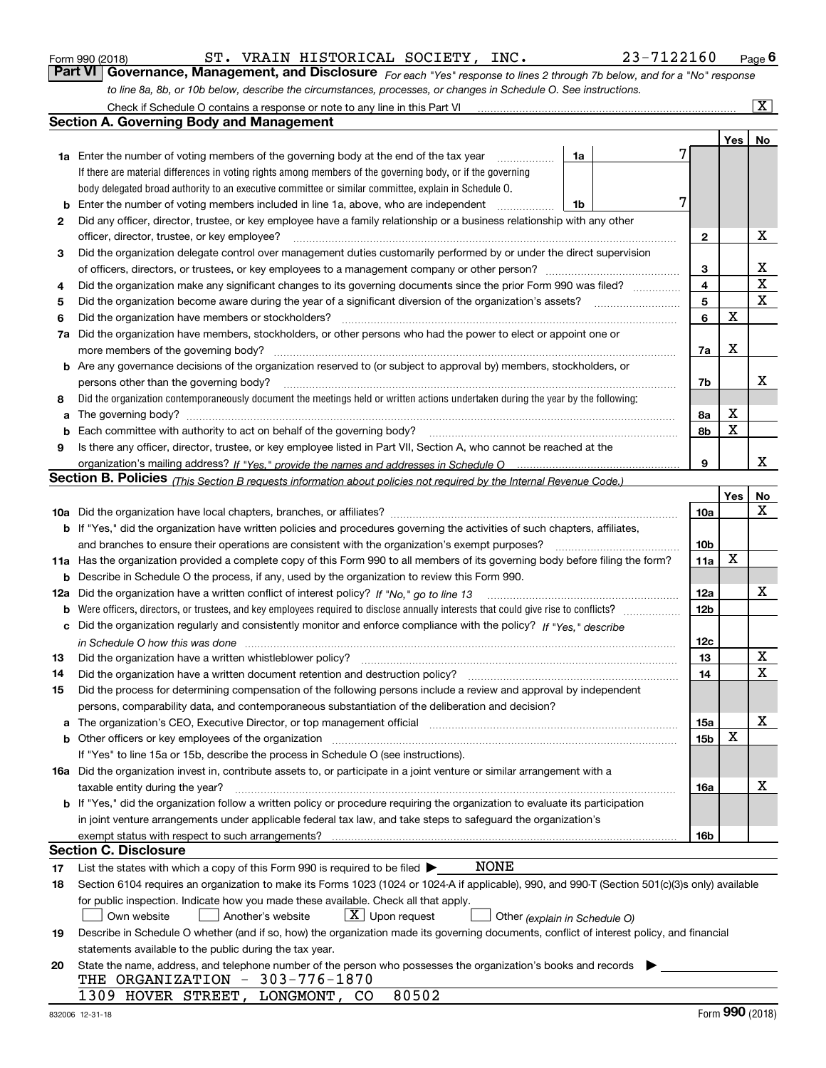Form 990 (2018) ST. VRAIN HISTORICAL SOCIETY, INC. 23-7122160

## Part VI Governance, Management, and Disclosure

*For each "Yes" response to lines 2 through 7b below, and for a "No" response to line 8a, 8b, or 10b below, describe the circumstances, processes, or changes in Schedule O. See instructions.*

Check if Schedule O contains a response or note to any line in this Part VI [X]

### Section A. Governing Body and Management

| | | | | Yes | No |
|---|---|---|---|---|---|
| **1a** | Enter the number of voting members of the governing body at the end of the tax year. If there are material differences in voting rights among members of the governing body, or if the governing body delegated broad authority to an executive committee or similar committee, explain in Schedule O. | 1a: 7 | | | |
| **b** | Enter the number of voting members included in line 1a, above, who are independent | 1b: 7 | | | |
| **2** | Did any officer, director, trustee, or key employee have a family relationship or a business relationship with any other officer, director, trustee, or key employee? | | 2 | | X |
| **3** | Did the organization delegate control over management duties customarily performed by or under the direct supervision of officers, directors, or trustees, or key employees to a management company or other person? | | 3 | | X |
| **4** | Did the organization make any significant changes to its governing documents since the prior Form 990 was filed? | | 4 | | X |
| **5** | Did the organization become aware during the year of a significant diversion of the organization's assets? | | 5 | | X |
| **6** | Did the organization have members or stockholders? | | 6 | X | |
| **7a** | Did the organization have members, stockholders, or other persons who had the power to elect or appoint one or more members of the governing body? | | 7a | X | |
| **b** | Are any governance decisions of the organization reserved to (or subject to approval by) members, stockholders, or persons other than the governing body? | | 7b | | X |
| **8** | Did the organization contemporaneously document the meetings held or written actions undertaken during the year by the following: | | | | |
| **a** | The governing body? | | 8a | X | |
| **b** | Each committee with authority to act on behalf of the governing body? | | 8b | X | |
| **9** | Is there any officer, director, trustee, or key employee listed in Part VII, Section A, who cannot be reached at the organization's mailing address? *If "Yes," provide the names and addresses in Schedule O* | | 9 | | X |

### Section B. Policies *(This Section B requests information about policies not required by the Internal Revenue Code.)*

| | | | Yes | No |
|---|---|---|---|---|
| **10a** | Did the organization have local chapters, branches, or affiliates? | 10a | | X |
| **b** | If "Yes," did the organization have written policies and procedures governing the activities of such chapters, affiliates, and branches to ensure their operations are consistent with the organization's exempt purposes? | 10b | | |
| **11a** | Has the organization provided a complete copy of this Form 990 to all members of its governing body before filing the form? | 11a | X | |
| **b** | Describe in Schedule O the process, if any, used by the organization to review this Form 990. | | | |
| **12a** | Did the organization have a written conflict of interest policy? *If "No," go to line 13* | 12a | | X |
| **b** | Were officers, directors, or trustees, and key employees required to disclose annually interests that could give rise to conflicts? | 12b | | |
| **c** | Did the organization regularly and consistently monitor and enforce compliance with the policy? *If "Yes," describe in Schedule O how this was done* | 12c | | |
| **13** | Did the organization have a written whistleblower policy? | 13 | | X |
| **14** | Did the organization have a written document retention and destruction policy? | 14 | | X |
| **15** | Did the process for determining compensation of the following persons include a review and approval by independent persons, comparability data, and contemporaneous substantiation of the deliberation and decision? | | | |
| **a** | The organization's CEO, Executive Director, or top management official | 15a | | X |
| **b** | Other officers or key employees of the organization | 15b | X | |
| | If "Yes" to line 15a or 15b, describe the process in Schedule O (see instructions). | | | |
| **16a** | Did the organization invest in, contribute assets to, or participate in a joint venture or similar arrangement with a taxable entity during the year? | 16a | | X |
| **b** | If "Yes," did the organization follow a written policy or procedure requiring the organization to evaluate its participation in joint venture arrangements under applicable federal tax law, and take steps to safeguard the organization's exempt status with respect to such arrangements? | 16b | | |

### Section C. Disclosure

**17** List the states with which a copy of this Form 990 is required to be filed ▶ NONE

**18** Section 6104 requires an organization to make its Forms 1023 (1024 or 1024-A if applicable), 990, and 990-T (Section 501(c)(3)s only) available for public inspection. Indicate how you made these available. Check all that apply.

[ ] Own website [ ] Another's website [X] Upon request [ ] Other *(explain in Schedule O)*

**19** Describe in Schedule O whether (and if so, how) the organization made its governing documents, conflict of interest policy, and financial statements available to the public during the tax year.

**20** State the name, address, and telephone number of the person who possesses the organization's books and records ▶

THE ORGANIZATION - 303-776-1870
1309 HOVER STREET, LONGMONT, CO 80502

Form **990** (2018)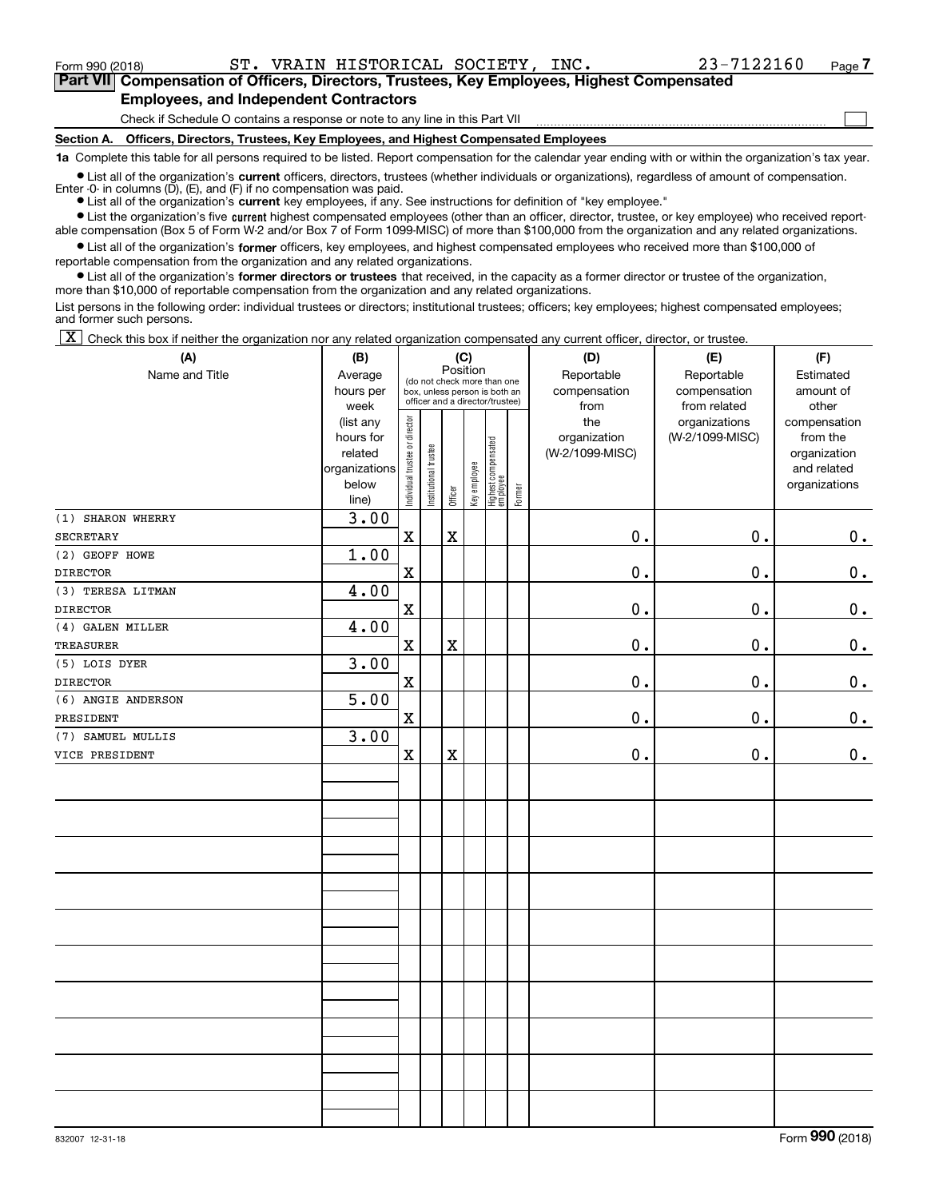Form 990 (2018) ST. VRAIN HISTORICAL SOCIETY, INC. 23-7122160 Page 7

**Part VII Compensation of Officers, Directors, Trustees, Key Employees, Highest Compensated Employees, and Independent Contractors**

Check if Schedule O contains a response or note to any line in this Part VII ☐

**Section A. Officers, Directors, Trustees, Key Employees, and Highest Compensated Employees**

**1a** Complete this table for all persons required to be listed. Report compensation for the calendar year ending with or within the organization's tax year.

- List all of the organization's **current** officers, directors, trustees (whether individuals or organizations), regardless of amount of compensation. Enter -0- in columns (D), (E), and (F) if no compensation was paid.
- List all of the organization's **current** key employees, if any. See instructions for definition of "key employee."
- List the organization's five **current** highest compensated employees (other than an officer, director, trustee, or key employee) who received reportable compensation (Box 5 of Form W-2 and/or Box 7 of Form 1099-MISC) of more than $100,000 from the organization and any related organizations.
- List all of the organization's **former** officers, key employees, and highest compensated employees who received more than $100,000 of reportable compensation from the organization and any related organizations.
- List all of the organization's **former directors or trustees** that received, in the capacity as a former director or trustee of the organization, more than $10,000 of reportable compensation from the organization and any related organizations.

List persons in the following order: individual trustees or directors; institutional trustees; officers; key employees; highest compensated employees; and former such persons.

☒ Check this box if neither the organization nor any related organization compensated any current officer, director, or trustee.

| (A) Name and Title | (B) Average hours per week (list any hours for related organizations below line) | (C) Position: Individual trustee or director | Institutional trustee | Officer | Key employee | Highest compensated employee | Former | (D) Reportable compensation from the organization (W-2/1099-MISC) | (E) Reportable compensation from related organizations (W-2/1099-MISC) | (F) Estimated amount of other compensation from the organization and related organizations |
|---|---|---|---|---|---|---|---|---|---|---|
| (1) SHARON WHERRY<br>SECRETARY | 3.00 | X | | X | | | | 0. | 0. | 0. |
| (2) GEOFF HOWE<br>DIRECTOR | 1.00 | X | | | | | | 0. | 0. | 0. |
| (3) TERESA LITMAN<br>DIRECTOR | 4.00 | X | | | | | | 0. | 0. | 0. |
| (4) GALEN MILLER<br>TREASURER | 4.00 | X | | X | | | | 0. | 0. | 0. |
| (5) LOIS DYER<br>DIRECTOR | 3.00 | X | | | | | | 0. | 0. | 0. |
| (6) ANGIE ANDERSON<br>PRESIDENT | 5.00 | X | | | | | | 0. | 0. | 0. |
| (7) SAMUEL MULLIS<br>VICE PRESIDENT | 3.00 | X | | X | | | | 0. | 0. | 0. |

832007 12-31-18 Form **990** (2018)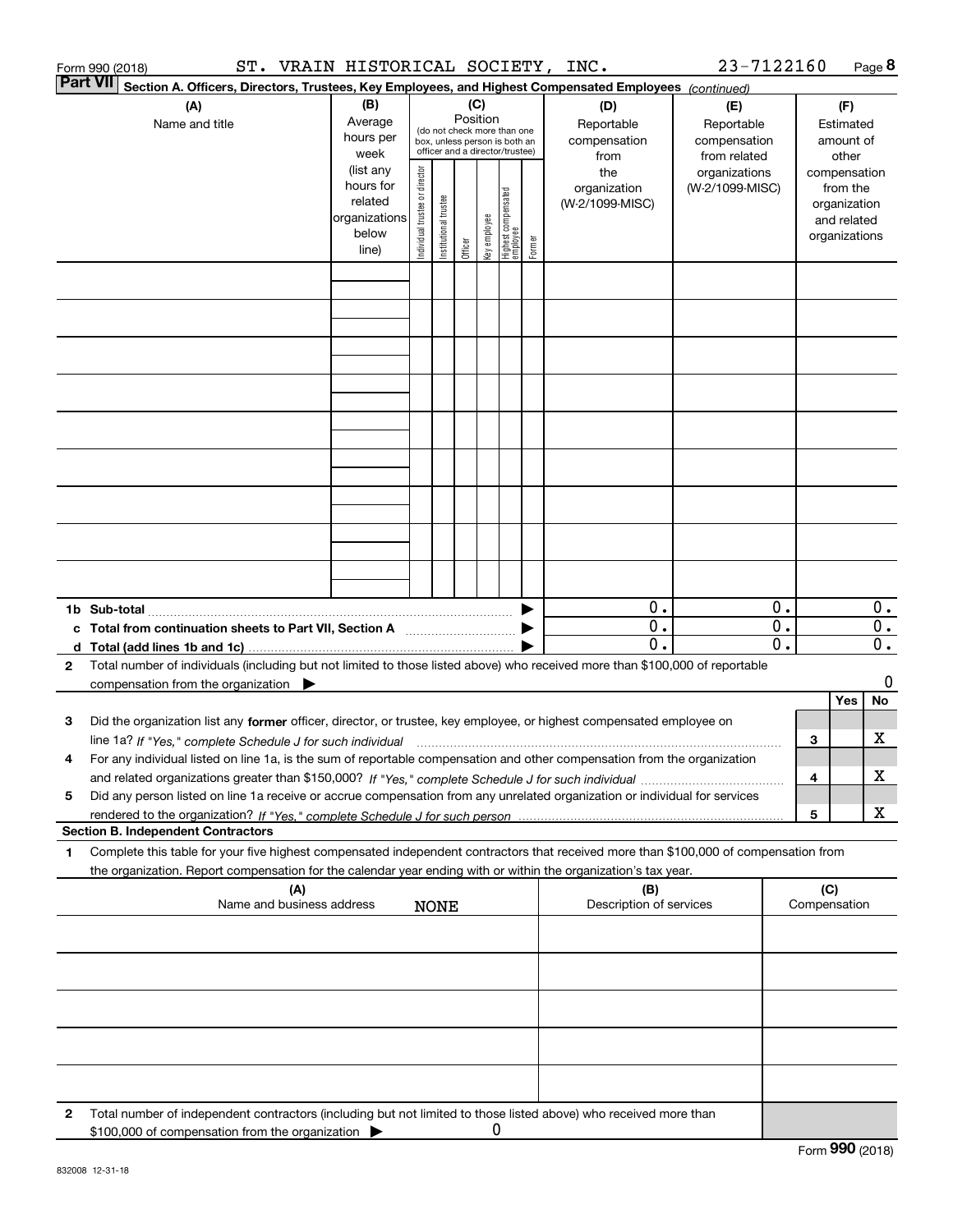Form 990 (2018) ST. VRAIN HISTORICAL SOCIETY, INC. 23-7122160 Page **8**

**Part VII** **Section A. Officers, Directors, Trustees, Key Employees, and Highest Compensated Employees** *(continued)*

| (A) Name and title | (B) Average hours per week (list any hours for related organizations below line) | (C) Position (do not check more than one box, unless person is both an officer and a director/trustee) Individual trustee or director | Institutional trustee | Officer | Key employee | Highest compensated employee | Former | (D) Reportable compensation from the organization (W-2/1099-MISC) | (E) Reportable compensation from related organizations (W-2/1099-MISC) | (F) Estimated amount of other compensation from the organization and related organizations |
|---|---|---|---|---|---|---|---|---|---|---|
| | | | | | | | | | | |
| | | | | | | | | | | |
| | | | | | | | | | | |
| | | | | | | | | | | |
| | | | | | | | | | | |
| | | | | | | | | | | |
| | | | | | | | | | | |
| | | | | | | | | | | |
| | | | | | | | | | | |
| **1b Sub-total** | | | | | | | ▶ | 0. | 0. | 0. |
| **c Total from continuation sheets to Part VII, Section A** | | | | | | | ▶ | 0. | 0. | 0. |
| **d Total (add lines 1b and 1c)** | | | | | | | ▶ | 0. | 0. | 0. |

**2** Total number of individuals (including but not limited to those listed above) who received more than $100,000 of reportable compensation from the organization ▶ 0

| | | | Yes | No |
|---|---|---|---|---|
| **3** | Did the organization list any **former** officer, director, or trustee, key employee, or highest compensated employee on line 1a? *If "Yes," complete Schedule J for such individual* | **3** | | X |
| **4** | For any individual listed on line 1a, is the sum of reportable compensation and other compensation from the organization and related organizations greater than $150,000? *If "Yes," complete Schedule J for such individual* | **4** | | X |
| **5** | Did any person listed on line 1a receive or accrue compensation from any unrelated organization or individual for services rendered to the organization? *If "Yes," complete Schedule J for such person* | **5** | | X |

**Section B. Independent Contractors**

**1** Complete this table for your five highest compensated independent contractors that received more than $100,000 of compensation from the organization. Report compensation for the calendar year ending with or within the organization's tax year.

| (A) Name and business address NONE | (B) Description of services | (C) Compensation |
|---|---|---|
| | | |
| | | |
| | | |
| | | |
| | | |

**2** Total number of independent contractors (including but not limited to those listed above) who received more than $100,000 of compensation from the organization ▶ 0

Form **990** (2018)

832008 12-31-18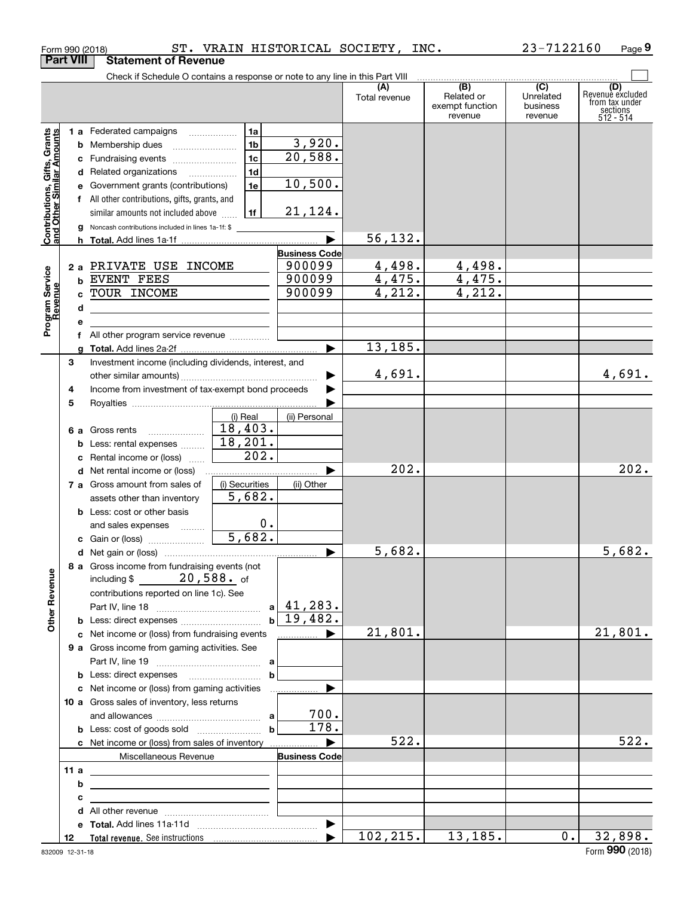Form 990 (2018) ST. VRAIN HISTORICAL SOCIETY, INC. 23-7122160 Page 9

## Part VIII Statement of Revenue

Check if Schedule O contains a response or note to any line in this Part VIII ☐

| | | | (A) Total revenue | (B) Related or exempt function revenue | (C) Unrelated business revenue | (D) Revenue excluded from tax under sections 512 - 514 |
|---|---|---|---|---|---|---|
| **Contributions, Gifts, Grants and Other Similar Amounts** | 1a Federated campaigns | 1a | | | | |
| | b Membership dues | 1b 3,920. | | | | |
| | c Fundraising events | 1c 20,588. | | | | |
| | d Related organizations | 1d | | | | |
| | e Government grants (contributions) | 1e 10,500. | | | | |
| | f All other contributions, gifts, grants, and similar amounts not included above | 1f 21,124. | | | | |
| | g Noncash contributions included in lines 1a-1f: $ | | | | | |
| | h Total. Add lines 1a-1f | ▶ | 56,132. | | | |
| **Program Service Revenue** | | Business Code | | | | |
| | 2a PRIVATE USE INCOME | 900099 | 4,498. | 4,498. | | |
| | b EVENT FEES | 900099 | 4,475. | 4,475. | | |
| | c TOUR INCOME | 900099 | 4,212. | 4,212. | | |
| | d | | | | | |
| | e | | | | | |
| | f All other program service revenue | | | | | |
| | g Total. Add lines 2a-2f | ▶ | 13,185. | | | |
| **Other Revenue** | 3 Investment income (including dividends, interest, and other similar amounts) | ▶ | 4,691. | | | 4,691. |
| | 4 Income from investment of tax-exempt bond proceeds | ▶ | | | | |
| | 5 Royalties | ▶ | | | | |
| | | (i) Real / (ii) Personal | | | | |
| | 6a Gross rents | 18,403. / | | | | |
| | b Less: rental expenses | 18,201. / | | | | |
| | c Rental income or (loss) | 202. / | | | | |
| | d Net rental income or (loss) | ▶ | 202. | | | 202. |
| | | (i) Securities / (ii) Other | | | | |
| | 7a Gross amount from sales of assets other than inventory | 5,682. / | | | | |
| | b Less: cost or other basis and sales expenses | 0. / | | | | |
| | c Gain or (loss) | 5,682. / | | | | |
| | d Net gain or (loss) | ▶ | 5,682. | | | 5,682. |
| | 8a Gross income from fundraising events (not including $ 20,588. of contributions reported on line 1c). See Part IV, line 18 | a 41,283. | | | | |
| | b Less: direct expenses | b 19,482. | | | | |
| | c Net income or (loss) from fundraising events | ▶ | 21,801. | | | 21,801. |
| | 9a Gross income from gaming activities. See Part IV, line 19 | a | | | | |
| | b Less: direct expenses | b | | | | |
| | c Net income or (loss) from gaming activities | ▶ | | | | |
| | 10a Gross sales of inventory, less returns and allowances | a 700. | | | | |
| | b Less: cost of goods sold | b 178. | | | | |
| | c Net income or (loss) from sales of inventory | ▶ | 522. | | | 522. |
| | Miscellaneous Revenue | Business Code | | | | |
| | 11a | | | | | |
| | b | | | | | |
| | c | | | | | |
| | d All other revenue | | | | | |
| | e Total. Add lines 11a-11d | ▶ | | | | |
| | 12 Total revenue. See instructions | ▶ | 102,215. | 13,185. | 0. | 32,898. |

832009 12-31-18 Form 990 (2018)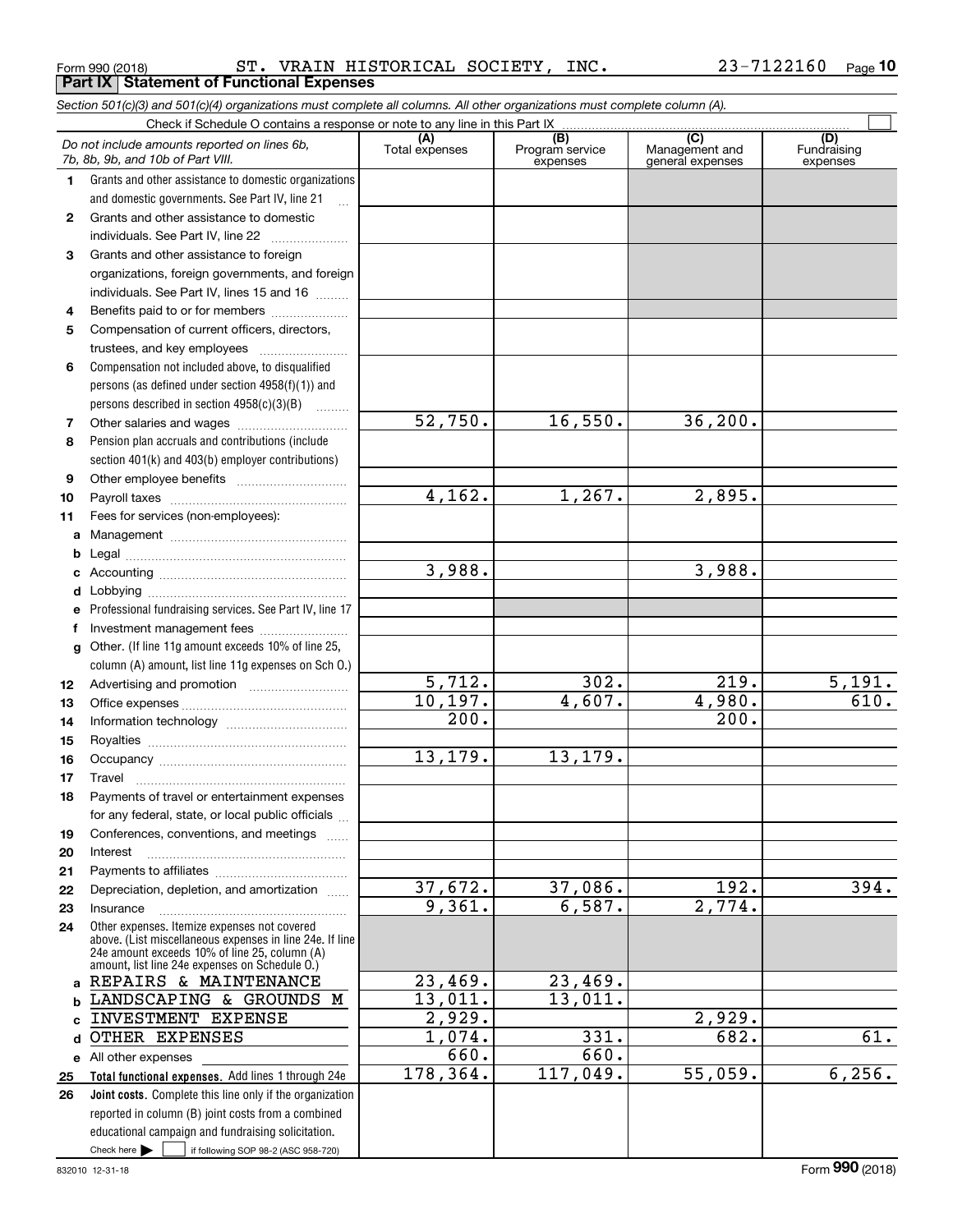Form 990 (2018) ST. VRAIN HISTORICAL SOCIETY, INC. 23-7122160

**Part IX Statement of Functional Expenses**

*Section 501(c)(3) and 501(c)(4) organizations must complete all columns. All other organizations must complete column (A).*

Check if Schedule O contains a response or note to any line in this Part IX

| | *Do not include amounts reported on lines 6b, 7b, 8b, 9b, and 10b of Part VIII.* | (A) Total expenses | (B) Program service expenses | (C) Management and general expenses | (D) Fundraising expenses |
|---|---|---|---|---|---|
| 1 | Grants and other assistance to domestic organizations and domestic governments. See Part IV, line 21 | | | | |
| 2 | Grants and other assistance to domestic individuals. See Part IV, line 22 | | | | |
| 3 | Grants and other assistance to foreign organizations, foreign governments, and foreign individuals. See Part IV, lines 15 and 16 | | | | |
| 4 | Benefits paid to or for members | | | | |
| 5 | Compensation of current officers, directors, trustees, and key employees | | | | |
| 6 | Compensation not included above, to disqualified persons (as defined under section 4958(f)(1)) and persons described in section 4958(c)(3)(B) | | | | |
| 7 | Other salaries and wages | 52,750. | 16,550. | 36,200. | |
| 8 | Pension plan accruals and contributions (include section 401(k) and 403(b) employer contributions) | | | | |
| 9 | Other employee benefits | | | | |
| 10 | Payroll taxes | 4,162. | 1,267. | 2,895. | |
| 11 | Fees for services (non-employees): | | | | |
| a | Management | | | | |
| b | Legal | | | | |
| c | Accounting | 3,988. | | 3,988. | |
| d | Lobbying | | | | |
| e | Professional fundraising services. See Part IV, line 17 | | | | |
| f | Investment management fees | | | | |
| g | Other. (If line 11g amount exceeds 10% of line 25, column (A) amount, list line 11g expenses on Sch O.) | | | | |
| 12 | Advertising and promotion | 5,712. | 302. | 219. | 5,191. |
| 13 | Office expenses | 10,197. | 4,607. | 4,980. | 610. |
| 14 | Information technology | 200. | | 200. | |
| 15 | Royalties | | | | |
| 16 | Occupancy | 13,179. | 13,179. | | |
| 17 | Travel | | | | |
| 18 | Payments of travel or entertainment expenses for any federal, state, or local public officials | | | | |
| 19 | Conferences, conventions, and meetings | | | | |
| 20 | Interest | | | | |
| 21 | Payments to affiliates | | | | |
| 22 | Depreciation, depletion, and amortization | 37,672. | 37,086. | 192. | 394. |
| 23 | Insurance | 9,361. | 6,587. | 2,774. | |
| 24 | Other expenses. Itemize expenses not covered above. (List miscellaneous expenses in line 24e. If line 24e amount exceeds 10% of line 25, column (A) amount, list line 24e expenses on Schedule O.) | | | | |
| a | REPAIRS & MAINTENANCE | 23,469. | 23,469. | | |
| b | LANDSCAPING & GROUNDS M | 13,011. | 13,011. | | |
| c | INVESTMENT EXPENSE | 2,929. | | 2,929. | |
| d | OTHER EXPENSES | 1,074. | 331. | 682. | 61. |
| e | All other expenses | 660. | 660. | | |
| 25 | **Total functional expenses.** Add lines 1 through 24e | 178,364. | 117,049. | 55,059. | 6,256. |
| 26 | **Joint costs.** Complete this line only if the organization reported in column (B) joint costs from a combined educational campaign and fundraising solicitation. Check here ☐ if following SOP 98-2 (ASC 958-720) | | | | |

832010 12-31-18 Form **990** (2018)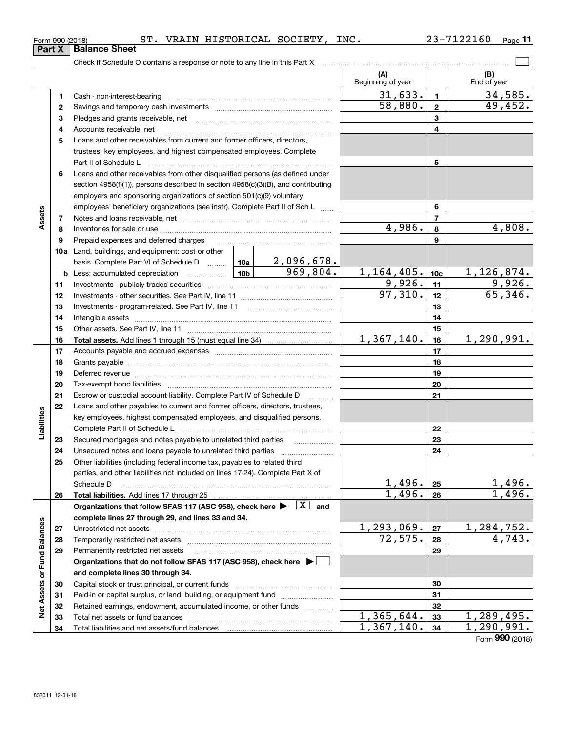Form 990 (2018) ST. VRAIN HISTORICAL SOCIETY, INC. 23-7122160

## Part X Balance Sheet

Check if Schedule O contains a response or note to any line in this Part X

| | | | | (A) Beginning of year | | (B) End of year |
|---|---|---|---|---|---|---|
| Assets | 1 | Cash - non-interest-bearing | | 31,633. | 1 | 34,585. |
| | 2 | Savings and temporary cash investments | | 58,880. | 2 | 49,452. |
| | 3 | Pledges and grants receivable, net | | | 3 | |
| | 4 | Accounts receivable, net | | | 4 | |
| | 5 | Loans and other receivables from current and former officers, directors, trustees, key employees, and highest compensated employees. Complete Part II of Schedule L | | | 5 | |
| | 6 | Loans and other receivables from other disqualified persons (as defined under section 4958(f)(1)), persons described in section 4958(c)(3)(B), and contributing employers and sponsoring organizations of section 501(c)(9) voluntary employees' beneficiary organizations (see instr). Complete Part II of Sch L | | | 6 | |
| | 7 | Notes and loans receivable, net | | | 7 | |
| | 8 | Inventories for sale or use | | 4,986. | 8 | 4,808. |
| | 9 | Prepaid expenses and deferred charges | | | 9 | |
| | 10a | Land, buildings, and equipment: cost or other basis. Complete Part VI of Schedule D | 10a 2,096,678. | | | |
| | b | Less: accumulated depreciation | 10b 969,804. | 1,164,405. | 10c | 1,126,874. |
| | 11 | Investments - publicly traded securities | | 9,926. | 11 | 9,926. |
| | 12 | Investments - other securities. See Part IV, line 11 | | 97,310. | 12 | 65,346. |
| | 13 | Investments - program-related. See Part IV, line 11 | | | 13 | |
| | 14 | Intangible assets | | | 14 | |
| | 15 | Other assets. See Part IV, line 11 | | | 15 | |
| | 16 | **Total assets.** Add lines 1 through 15 (must equal line 34) | | 1,367,140. | 16 | 1,290,991. |
| Liabilities | 17 | Accounts payable and accrued expenses | | | 17 | |
| | 18 | Grants payable | | | 18 | |
| | 19 | Deferred revenue | | | 19 | |
| | 20 | Tax-exempt bond liabilities | | | 20 | |
| | 21 | Escrow or custodial account liability. Complete Part IV of Schedule D | | | 21 | |
| | 22 | Loans and other payables to current and former officers, directors, trustees, key employees, highest compensated employees, and disqualified persons. Complete Part II of Schedule L | | | 22 | |
| | 23 | Secured mortgages and notes payable to unrelated third parties | | | 23 | |
| | 24 | Unsecured notes and loans payable to unrelated third parties | | | 24 | |
| | 25 | Other liabilities (including federal income tax, payables to related third parties, and other liabilities not included on lines 17-24). Complete Part X of Schedule D | | 1,496. | 25 | 1,496. |
| | 26 | **Total liabilities.** Add lines 17 through 25 | | 1,496. | 26 | 1,496. |
| Net Assets or Fund Balances | | **Organizations that follow SFAS 117 (ASC 958), check here ▶ [X] and complete lines 27 through 29, and lines 33 and 34.** | | | | |
| | 27 | Unrestricted net assets | | 1,293,069. | 27 | 1,284,752. |
| | 28 | Temporarily restricted net assets | | 72,575. | 28 | 4,743. |
| | 29 | Permanently restricted net assets | | | 29 | |
| | | **Organizations that do not follow SFAS 117 (ASC 958), check here ▶ [ ] and complete lines 30 through 34.** | | | | |
| | 30 | Capital stock or trust principal, or current funds | | | 30 | |
| | 31 | Paid-in or capital surplus, or land, building, or equipment fund | | | 31 | |
| | 32 | Retained earnings, endowment, accumulated income, or other funds | | | 32 | |
| | 33 | Total net assets or fund balances | | 1,365,644. | 33 | 1,289,495. |
| | 34 | Total liabilities and net assets/fund balances | | 1,367,140. | 34 | 1,290,991. |

Form **990** (2018)

832011 12-31-18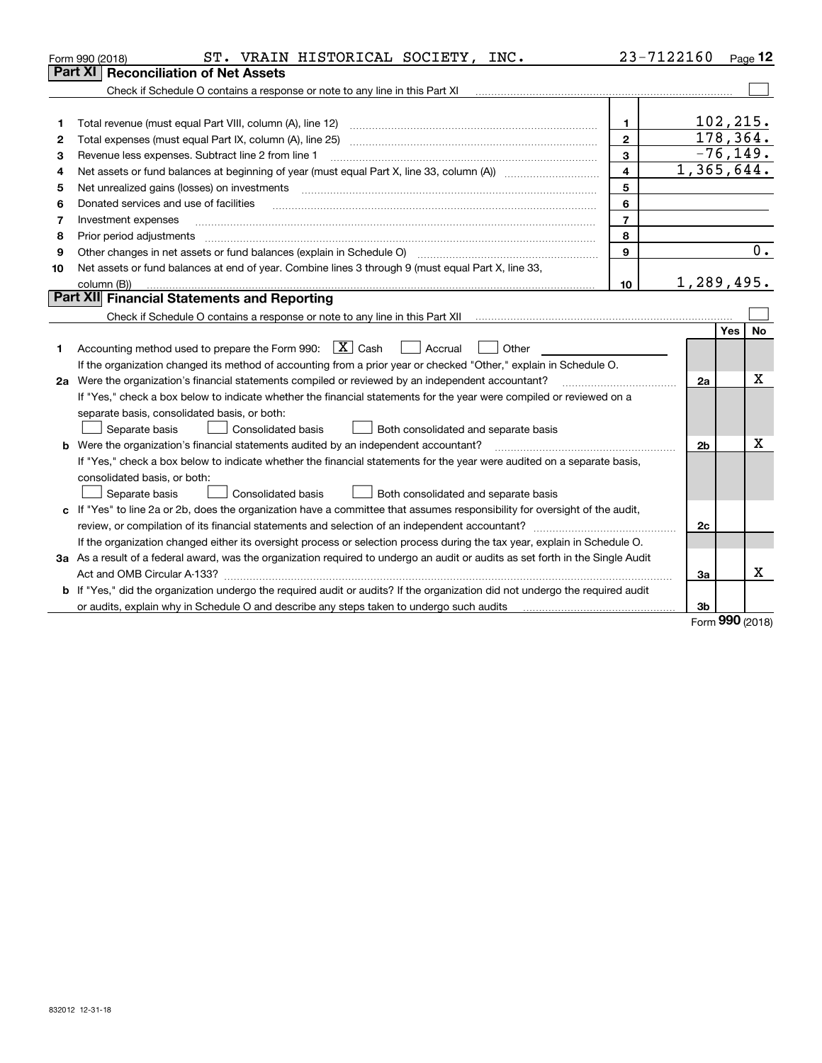Form 990 (2018) ST. VRAIN HISTORICAL SOCIETY, INC. 23-7122160

## Part XI Reconciliation of Net Assets

Check if Schedule O contains a response or note to any line in this Part XI ☐

| | | | |
|---|---|---|---|
| 1 | Total revenue (must equal Part VIII, column (A), line 12) | 1 | 102,215. |
| 2 | Total expenses (must equal Part IX, column (A), line 25) | 2 | 178,364. |
| 3 | Revenue less expenses. Subtract line 2 from line 1 | 3 | -76,149. |
| 4 | Net assets or fund balances at beginning of year (must equal Part X, line 33, column (A)) | 4 | 1,365,644. |
| 5 | Net unrealized gains (losses) on investments | 5 | |
| 6 | Donated services and use of facilities | 6 | |
| 7 | Investment expenses | 7 | |
| 8 | Prior period adjustments | 8 | |
| 9 | Other changes in net assets or fund balances (explain in Schedule O) | 9 | 0. |
| 10 | Net assets or fund balances at end of year. Combine lines 3 through 9 (must equal Part X, line 33, column (B)) | 10 | 1,289,495. |

## Part XII Financial Statements and Reporting

Check if Schedule O contains a response or note to any line in this Part XII ☐

| | | | Yes | No |
|---|---|---|---|---|
| 1 | Accounting method used to prepare the Form 990: ☒ Cash ☐ Accrual ☐ Other<br>If the organization changed its method of accounting from a prior year or checked "Other," explain in Schedule O. | | | |
| 2a | Were the organization's financial statements compiled or reviewed by an independent accountant?<br>If "Yes," check a box below to indicate whether the financial statements for the year were compiled or reviewed on a separate basis, consolidated basis, or both:<br>☐ Separate basis ☐ Consolidated basis ☐ Both consolidated and separate basis | 2a | | X |
| b | Were the organization's financial statements audited by an independent accountant?<br>If "Yes," check a box below to indicate whether the financial statements for the year were audited on a separate basis, consolidated basis, or both:<br>☐ Separate basis ☐ Consolidated basis ☐ Both consolidated and separate basis | 2b | | X |
| c | If "Yes" to line 2a or 2b, does the organization have a committee that assumes responsibility for oversight of the audit, review, or compilation of its financial statements and selection of an independent accountant?<br>If the organization changed either its oversight process or selection process during the tax year, explain in Schedule O. | 2c | | |
| 3a | As a result of a federal award, was the organization required to undergo an audit or audits as set forth in the Single Audit Act and OMB Circular A-133? | 3a | | X |
| b | If "Yes," did the organization undergo the required audit or audits? If the organization did not undergo the required audit or audits, explain why in Schedule O and describe any steps taken to undergo such audits | 3b | | |

Form 990 (2018)

832012 12-31-18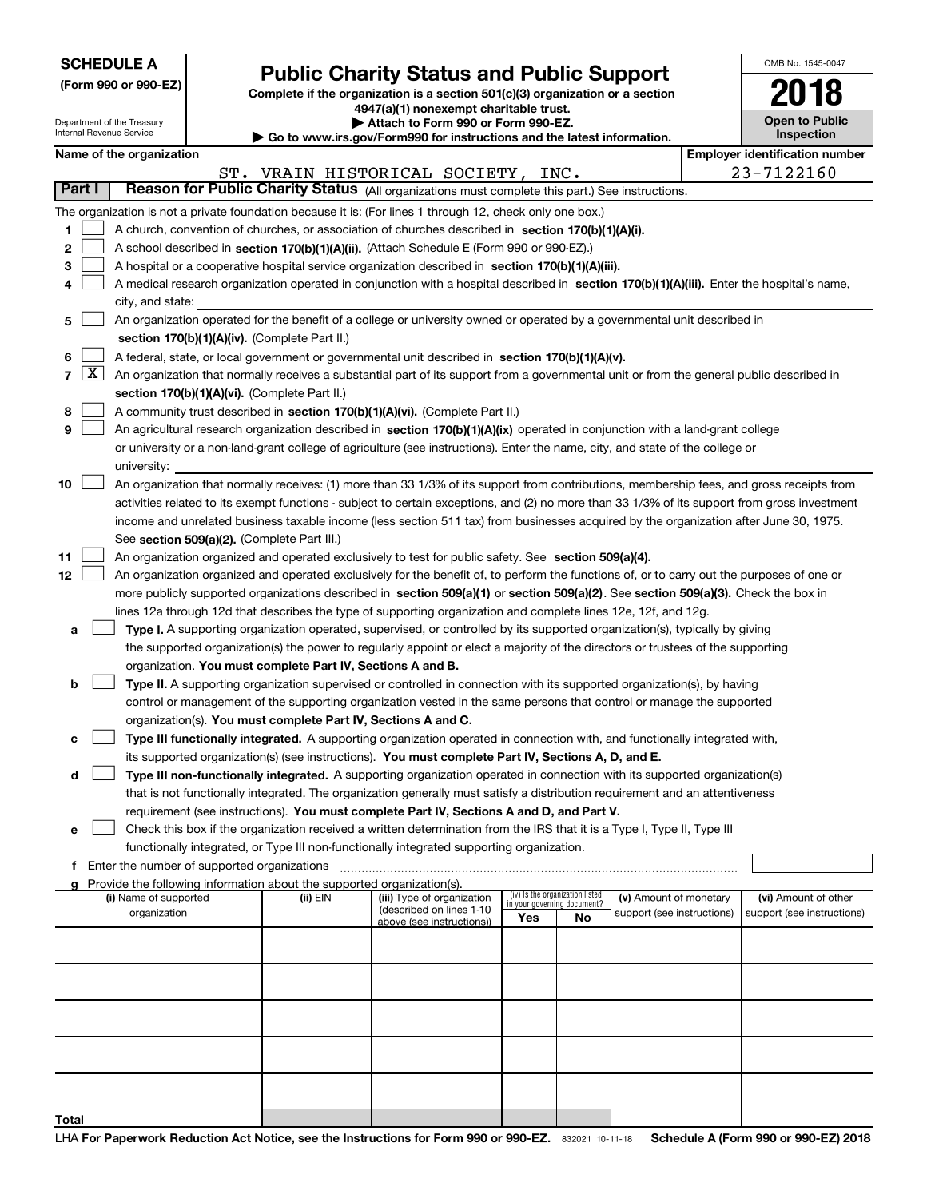**SCHEDULE A**
**(Form 990 or 990-EZ)**

Department of the Treasury
Internal Revenue Service

# Public Charity Status and Public Support

**Complete if the organization is a section 501(c)(3) organization or a section 4947(a)(1) nonexempt charitable trust.**
**▶ Attach to Form 990 or Form 990-EZ.**
**▶ Go to www.irs.gov/Form990 for instructions and the latest information.**

OMB No. 1545-0047

**2018**

**Open to Public Inspection**

**Name of the organization**
ST. VRAIN HISTORICAL SOCIETY, INC.

**Employer identification number**
23-7122160

**Part I — Reason for Public Charity Status** (All organizations must complete this part.) See instructions.

The organization is not a private foundation because it is: (For lines 1 through 12, check only one box.)

1 [ ] A church, convention of churches, or association of churches described in **section 170(b)(1)(A)(i).**

2 [ ] A school described in **section 170(b)(1)(A)(ii).** (Attach Schedule E (Form 990 or 990-EZ).)

3 [ ] A hospital or a cooperative hospital service organization described in **section 170(b)(1)(A)(iii).**

4 [ ] A medical research organization operated in conjunction with a hospital described in **section 170(b)(1)(A)(iii).** Enter the hospital's name, city, and state:

5 [ ] An organization operated for the benefit of a college or university owned or operated by a governmental unit described in **section 170(b)(1)(A)(iv).** (Complete Part II.)

6 [ ] A federal, state, or local government or governmental unit described in **section 170(b)(1)(A)(v).**

7 [X] An organization that normally receives a substantial part of its support from a governmental unit or from the general public described in **section 170(b)(1)(A)(vi).** (Complete Part II.)

8 [ ] A community trust described in **section 170(b)(1)(A)(vi).** (Complete Part II.)

9 [ ] An agricultural research organization described in **section 170(b)(1)(A)(ix)** operated in conjunction with a land-grant college or university or a non-land-grant college of agriculture (see instructions). Enter the name, city, and state of the college or university:

10 [ ] An organization that normally receives: (1) more than 33 1/3% of its support from contributions, membership fees, and gross receipts from activities related to its exempt functions - subject to certain exceptions, and (2) no more than 33 1/3% of its support from gross investment income and unrelated business taxable income (less section 511 tax) from businesses acquired by the organization after June 30, 1975. See **section 509(a)(2).** (Complete Part III.)

11 [ ] An organization organized and operated exclusively to test for public safety. See **section 509(a)(4).**

12 [ ] An organization organized and operated exclusively for the benefit of, to perform the functions of, or to carry out the purposes of one or more publicly supported organizations described in **section 509(a)(1)** or **section 509(a)(2)**. See **section 509(a)(3).** Check the box in lines 12a through 12d that describes the type of supporting organization and complete lines 12e, 12f, and 12g.

a [ ] **Type I.** A supporting organization operated, supervised, or controlled by its supported organization(s), typically by giving the supported organization(s) the power to regularly appoint or elect a majority of the directors or trustees of the supporting organization. **You must complete Part IV, Sections A and B.**

b [ ] **Type II.** A supporting organization supervised or controlled in connection with its supported organization(s), by having control or management of the supporting organization vested in the same persons that control or manage the supported organization(s). **You must complete Part IV, Sections A and C.**

c [ ] **Type III functionally integrated.** A supporting organization operated in connection with, and functionally integrated with, its supported organization(s) (see instructions). **You must complete Part IV, Sections A, D, and E.**

d [ ] **Type III non-functionally integrated.** A supporting organization operated in connection with its supported organization(s) that is not functionally integrated. The organization generally must satisfy a distribution requirement and an attentiveness requirement (see instructions). **You must complete Part IV, Sections A and D, and Part V.**

e [ ] Check this box if the organization received a written determination from the IRS that it is a Type I, Type II, Type III functionally integrated, or Type III non-functionally integrated supporting organization.

f Enter the number of supported organizations

g Provide the following information about the supported organization(s).

| (i) Name of supported organization | (ii) EIN | (iii) Type of organization (described on lines 1-10 above (see instructions)) | (iv) Is the organization listed in your governing document? Yes | No | (v) Amount of monetary support (see instructions) | (vi) Amount of other support (see instructions) |
|---|---|---|---|---|---|---|
| | | | | | | |
| | | | | | | |
| | | | | | | |
| | | | | | | |
| | | | | | | |
| **Total** | | | | | | |

LHA **For Paperwork Reduction Act Notice, see the Instructions for Form 990 or 990-EZ.** 832021 10-11-18 **Schedule A (Form 990 or 990-EZ) 2018**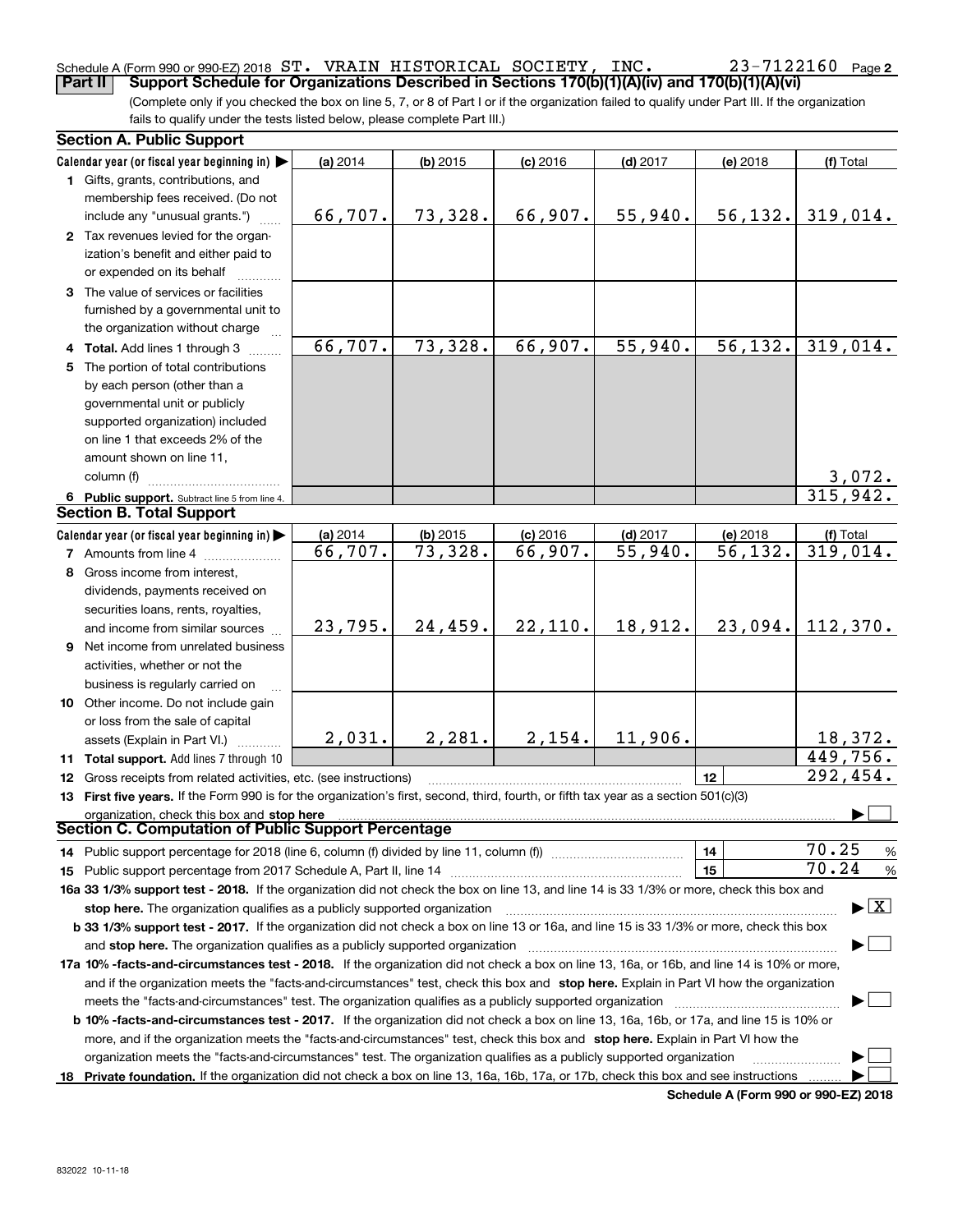Schedule A (Form 990 or 990-EZ) 2018 ST. VRAIN HISTORICAL SOCIETY, INC. 23-7122160 Page 2

**Part II — Support Schedule for Organizations Described in Sections 170(b)(1)(A)(iv) and 170(b)(1)(A)(vi)**

(Complete only if you checked the box on line 5, 7, or 8 of Part I or if the organization failed to qualify under Part III. If the organization fails to qualify under the tests listed below, please complete Part III.)

### Section A. Public Support

| Calendar year (or fiscal year beginning in) ▶ | (a) 2014 | (b) 2015 | (c) 2016 | (d) 2017 | (e) 2018 | (f) Total |
|---|---|---|---|---|---|---|
| 1 Gifts, grants, contributions, and membership fees received. (Do not include any "unusual grants.") | 66,707. | 73,328. | 66,907. | 55,940. | 56,132. | 319,014. |
| 2 Tax revenues levied for the organization's benefit and either paid to or expended on its behalf | | | | | | |
| 3 The value of services or facilities furnished by a governmental unit to the organization without charge | | | | | | |
| 4 Total. Add lines 1 through 3 | 66,707. | 73,328. | 66,907. | 55,940. | 56,132. | 319,014. |
| 5 The portion of total contributions by each person (other than a governmental unit or publicly supported organization) included on line 1 that exceeds 2% of the amount shown on line 11, column (f) | | | | | | 3,072. |
| 6 Public support. Subtract line 5 from line 4. | | | | | | 315,942. |

### Section B. Total Support

| Calendar year (or fiscal year beginning in) ▶ | (a) 2014 | (b) 2015 | (c) 2016 | (d) 2017 | (e) 2018 | (f) Total |
|---|---|---|---|---|---|---|
| 7 Amounts from line 4 | 66,707. | 73,328. | 66,907. | 55,940. | 56,132. | 319,014. |
| 8 Gross income from interest, dividends, payments received on securities loans, rents, royalties, and income from similar sources | 23,795. | 24,459. | 22,110. | 18,912. | 23,094. | 112,370. |
| 9 Net income from unrelated business activities, whether or not the business is regularly carried on | | | | | | |
| 10 Other income. Do not include gain or loss from the sale of capital assets (Explain in Part VI.) | 2,031. | 2,281. | 2,154. | 11,906. | | 18,372. |
| 11 Total support. Add lines 7 through 10 | | | | | | 449,756. |

12 Gross receipts from related activities, etc. (see instructions) — 12 — 292,454.

13 **First five years.** If the Form 990 is for the organization's first, second, third, fourth, or fifth tax year as a section 501(c)(3) organization, check this box and **stop here** ▶ ☐

### Section C. Computation of Public Support Percentage

14 Public support percentage for 2018 (line 6, column (f) divided by line 11, column (f)) — 14 — 70.25 %

15 Public support percentage from 2017 Schedule A, Part II, line 14 — 15 — 70.24 %

**16a 33 1/3% support test - 2018.** If the organization did not check the box on line 13, and line 14 is 33 1/3% or more, check this box and **stop here.** The organization qualifies as a publicly supported organization ▶ ☒

**b 33 1/3% support test - 2017.** If the organization did not check a box on line 13 or 16a, and line 15 is 33 1/3% or more, check this box and **stop here.** The organization qualifies as a publicly supported organization ▶ ☐

**17a 10% -facts-and-circumstances test - 2018.** If the organization did not check a box on line 13, 16a, or 16b, and line 14 is 10% or more, and if the organization meets the "facts-and-circumstances" test, check this box and **stop here.** Explain in Part VI how the organization meets the "facts-and-circumstances" test. The organization qualifies as a publicly supported organization ▶ ☐

**b 10% -facts-and-circumstances test - 2017.** If the organization did not check a box on line 13, 16a, 16b, or 17a, and line 15 is 10% or more, and if the organization meets the "facts-and-circumstances" test, check this box and **stop here.** Explain in Part VI how the organization meets the "facts-and-circumstances" test. The organization qualifies as a publicly supported organization ▶ ☐

**18 Private foundation.** If the organization did not check a box on line 13, 16a, 16b, 17a, or 17b, check this box and see instructions ▶ ☐

**Schedule A (Form 990 or 990-EZ) 2018**

832022 10-11-18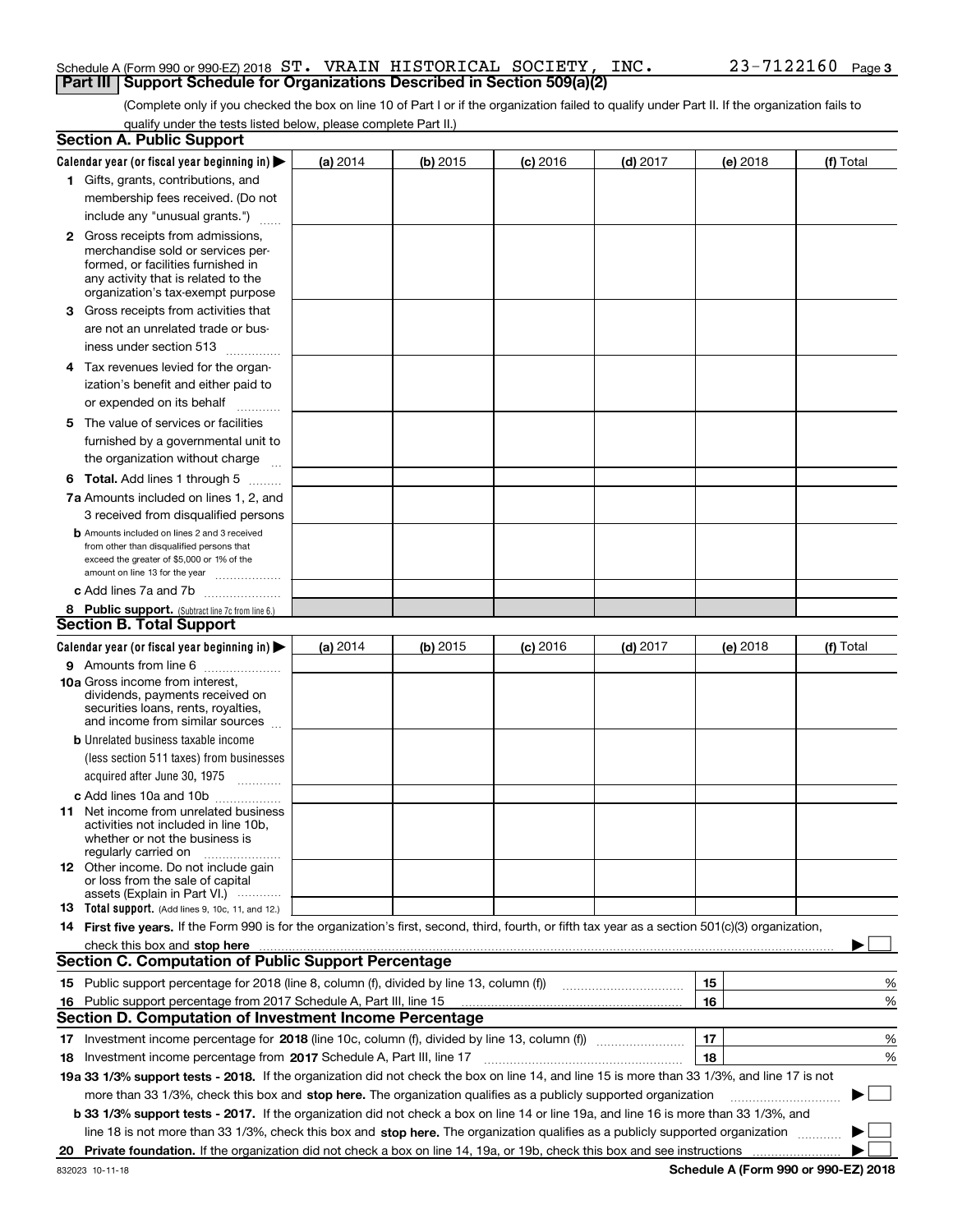Schedule A (Form 990 or 990-EZ) 2018 ST. VRAIN HISTORICAL SOCIETY, INC. 23-7122160 Page 3

## Part III Support Schedule for Organizations Described in Section 509(a)(2)

(Complete only if you checked the box on line 10 of Part I or if the organization failed to qualify under Part II. If the organization fails to qualify under the tests listed below, please complete Part II.)

### Section A. Public Support

| Calendar year (or fiscal year beginning in) ▶ | (a) 2014 | (b) 2015 | (c) 2016 | (d) 2017 | (e) 2018 | (f) Total |
|---|---|---|---|---|---|---|
| **1** Gifts, grants, contributions, and membership fees received. (Do not include any "unusual grants.") | | | | | | |
| **2** Gross receipts from admissions, merchandise sold or services performed, or facilities furnished in any activity that is related to the organization's tax-exempt purpose | | | | | | |
| **3** Gross receipts from activities that are not an unrelated trade or business under section 513 | | | | | | |
| **4** Tax revenues levied for the organization's benefit and either paid to or expended on its behalf | | | | | | |
| **5** The value of services or facilities furnished by a governmental unit to the organization without charge | | | | | | |
| **6 Total.** Add lines 1 through 5 | | | | | | |
| **7a** Amounts included on lines 1, 2, and 3 received from disqualified persons | | | | | | |
| **b** Amounts included on lines 2 and 3 received from other than disqualified persons that exceed the greater of $5,000 or 1% of the amount on line 13 for the year | | | | | | |
| **c** Add lines 7a and 7b | | | | | | |
| **8 Public support.** (Subtract line 7c from line 6.) | | | | | | |

### Section B. Total Support

| Calendar year (or fiscal year beginning in) ▶ | (a) 2014 | (b) 2015 | (c) 2016 | (d) 2017 | (e) 2018 | (f) Total |
|---|---|---|---|---|---|---|
| **9** Amounts from line 6 | | | | | | |
| **10a** Gross income from interest, dividends, payments received on securities loans, rents, royalties, and income from similar sources | | | | | | |
| **b** Unrelated business taxable income (less section 511 taxes) from businesses acquired after June 30, 1975 | | | | | | |
| **c** Add lines 10a and 10b | | | | | | |
| **11** Net income from unrelated business activities not included in line 10b, whether or not the business is regularly carried on | | | | | | |
| **12** Other income. Do not include gain or loss from the sale of capital assets (Explain in Part VI.) | | | | | | |
| **13 Total support.** (Add lines 9, 10c, 11, and 12.) | | | | | | |

**14 First five years.** If the Form 990 is for the organization's first, second, third, fourth, or fifth tax year as a section 501(c)(3) organization, check this box and **stop here** ▶ ☐

### Section C. Computation of Public Support Percentage

| | | | |
|---|---|---|---|
| **15** | Public support percentage for 2018 (line 8, column (f), divided by line 13, column (f)) | 15 | % |
| **16** | Public support percentage from 2017 Schedule A, Part III, line 15 | 16 | % |

### Section D. Computation of Investment Income Percentage

| | | | |
|---|---|---|---|
| **17** | Investment income percentage for **2018** (line 10c, column (f), divided by line 13, column (f)) | 17 | % |
| **18** | Investment income percentage from **2017** Schedule A, Part III, line 17 | 18 | % |

**19a 33 1/3% support tests - 2018.** If the organization did not check the box on line 14, and line 15 is more than 33 1/3%, and line 17 is not more than 33 1/3%, check this box and **stop here.** The organization qualifies as a publicly supported organization ▶ ☐

**b 33 1/3% support tests - 2017.** If the organization did not check a box on line 14 or line 19a, and line 16 is more than 33 1/3%, and line 18 is not more than 33 1/3%, check this box and **stop here.** The organization qualifies as a publicly supported organization ▶ ☐

**20 Private foundation.** If the organization did not check a box on line 14, 19a, or 19b, check this box and see instructions ▶ ☐

832023 10-11-18 **Schedule A (Form 990 or 990-EZ) 2018**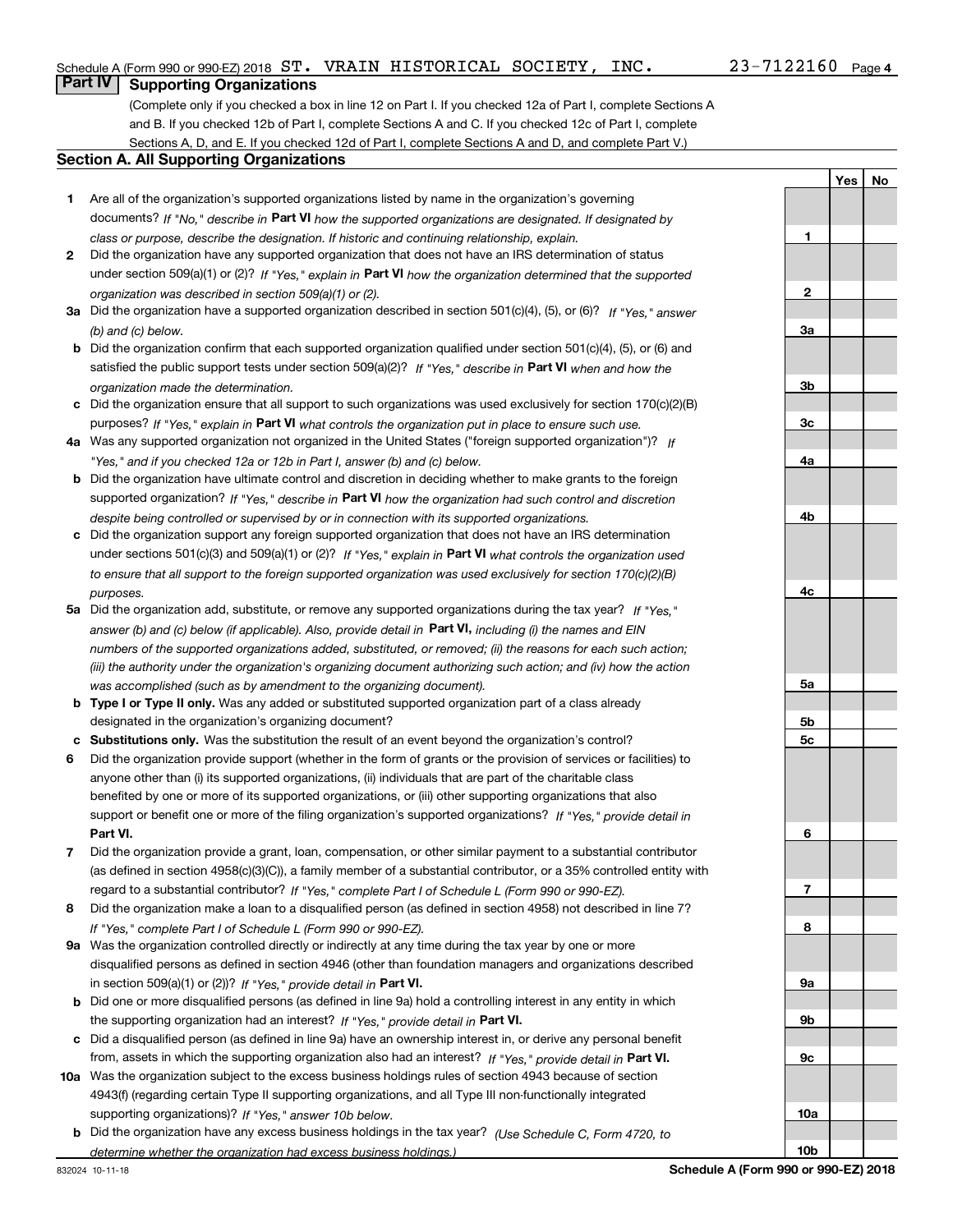Schedule A (Form 990 or 990-EZ) 2018 ST. VRAIN HISTORICAL SOCIETY, INC. 23-7122160 Page 4

## Part IV Supporting Organizations

(Complete only if you checked a box in line 12 on Part I. If you checked 12a of Part I, complete Sections A and B. If you checked 12b of Part I, complete Sections A and C. If you checked 12c of Part I, complete Sections A, D, and E. If you checked 12d of Part I, complete Sections A and D, and complete Part V.)

### Section A. All Supporting Organizations

| | | | Yes | No |
|---|---|---|---|---|
| **1** | Are all of the organization's supported organizations listed by name in the organization's governing documents? *If "No," describe in* **Part VI** *how the supported organizations are designated. If designated by class or purpose, describe the designation. If historic and continuing relationship, explain.* | **1** | | |
| **2** | Did the organization have any supported organization that does not have an IRS determination of status under section 509(a)(1) or (2)? *If "Yes," explain in* **Part VI** *how the organization determined that the supported organization was described in section 509(a)(1) or (2).* | **2** | | |
| **3a** | Did the organization have a supported organization described in section 501(c)(4), (5), or (6)? *If "Yes," answer (b) and (c) below.* | **3a** | | |
| **b** | Did the organization confirm that each supported organization qualified under section 501(c)(4), (5), or (6) and satisfied the public support tests under section 509(a)(2)? *If "Yes," describe in* **Part VI** *when and how the organization made the determination.* | **3b** | | |
| **c** | Did the organization ensure that all support to such organizations was used exclusively for section 170(c)(2)(B) purposes? *If "Yes," explain in* **Part VI** *what controls the organization put in place to ensure such use.* | **3c** | | |
| **4a** | Was any supported organization not organized in the United States ("foreign supported organization")? *If "Yes," and if you checked 12a or 12b in Part I, answer (b) and (c) below.* | **4a** | | |
| **b** | Did the organization have ultimate control and discretion in deciding whether to make grants to the foreign supported organization? *If "Yes," describe in* **Part VI** *how the organization had such control and discretion despite being controlled or supervised by or in connection with its supported organizations.* | **4b** | | |
| **c** | Did the organization support any foreign supported organization that does not have an IRS determination under sections 501(c)(3) and 509(a)(1) or (2)? *If "Yes," explain in* **Part VI** *what controls the organization used to ensure that all support to the foreign supported organization was used exclusively for section 170(c)(2)(B) purposes.* | **4c** | | |
| **5a** | Did the organization add, substitute, or remove any supported organizations during the tax year? *If "Yes," answer (b) and (c) below (if applicable). Also, provide detail in* **Part VI,** *including (i) the names and EIN numbers of the supported organizations added, substituted, or removed; (ii) the reasons for each such action; (iii) the authority under the organization's organizing document authorizing such action; and (iv) how the action was accomplished (such as by amendment to the organizing document).* | **5a** | | |
| **b** | **Type I or Type II only.** Was any added or substituted supported organization part of a class already designated in the organization's organizing document? | **5b** | | |
| **c** | **Substitutions only.** Was the substitution the result of an event beyond the organization's control? | **5c** | | |
| **6** | Did the organization provide support (whether in the form of grants or the provision of services or facilities) to anyone other than (i) its supported organizations, (ii) individuals that are part of the charitable class benefited by one or more of its supported organizations, or (iii) other supporting organizations that also support or benefit one or more of the filing organization's supported organizations? *If "Yes," provide detail in* **Part VI.** | **6** | | |
| **7** | Did the organization provide a grant, loan, compensation, or other similar payment to a substantial contributor (as defined in section 4958(c)(3)(C)), a family member of a substantial contributor, or a 35% controlled entity with regard to a substantial contributor? *If "Yes," complete Part I of Schedule L (Form 990 or 990-EZ).* | **7** | | |
| **8** | Did the organization make a loan to a disqualified person (as defined in section 4958) not described in line 7? *If "Yes," complete Part I of Schedule L (Form 990 or 990-EZ).* | **8** | | |
| **9a** | Was the organization controlled directly or indirectly at any time during the tax year by one or more disqualified persons as defined in section 4946 (other than foundation managers and organizations described in section 509(a)(1) or (2))? *If "Yes," provide detail in* **Part VI.** | **9a** | | |
| **b** | Did one or more disqualified persons (as defined in line 9a) hold a controlling interest in any entity in which the supporting organization had an interest? *If "Yes," provide detail in* **Part VI.** | **9b** | | |
| **c** | Did a disqualified person (as defined in line 9a) have an ownership interest in, or derive any personal benefit from, assets in which the supporting organization also had an interest? *If "Yes," provide detail in* **Part VI.** | **9c** | | |
| **10a** | Was the organization subject to the excess business holdings rules of section 4943 because of section 4943(f) (regarding certain Type II supporting organizations, and all Type III non-functionally integrated supporting organizations)? *If "Yes," answer 10b below.* | **10a** | | |
| **b** | Did the organization have any excess business holdings in the tax year? *(Use Schedule C, Form 4720, to determine whether the organization had excess business holdings.)* | **10b** | | |

832024 10-11-18 **Schedule A (Form 990 or 990-EZ) 2018**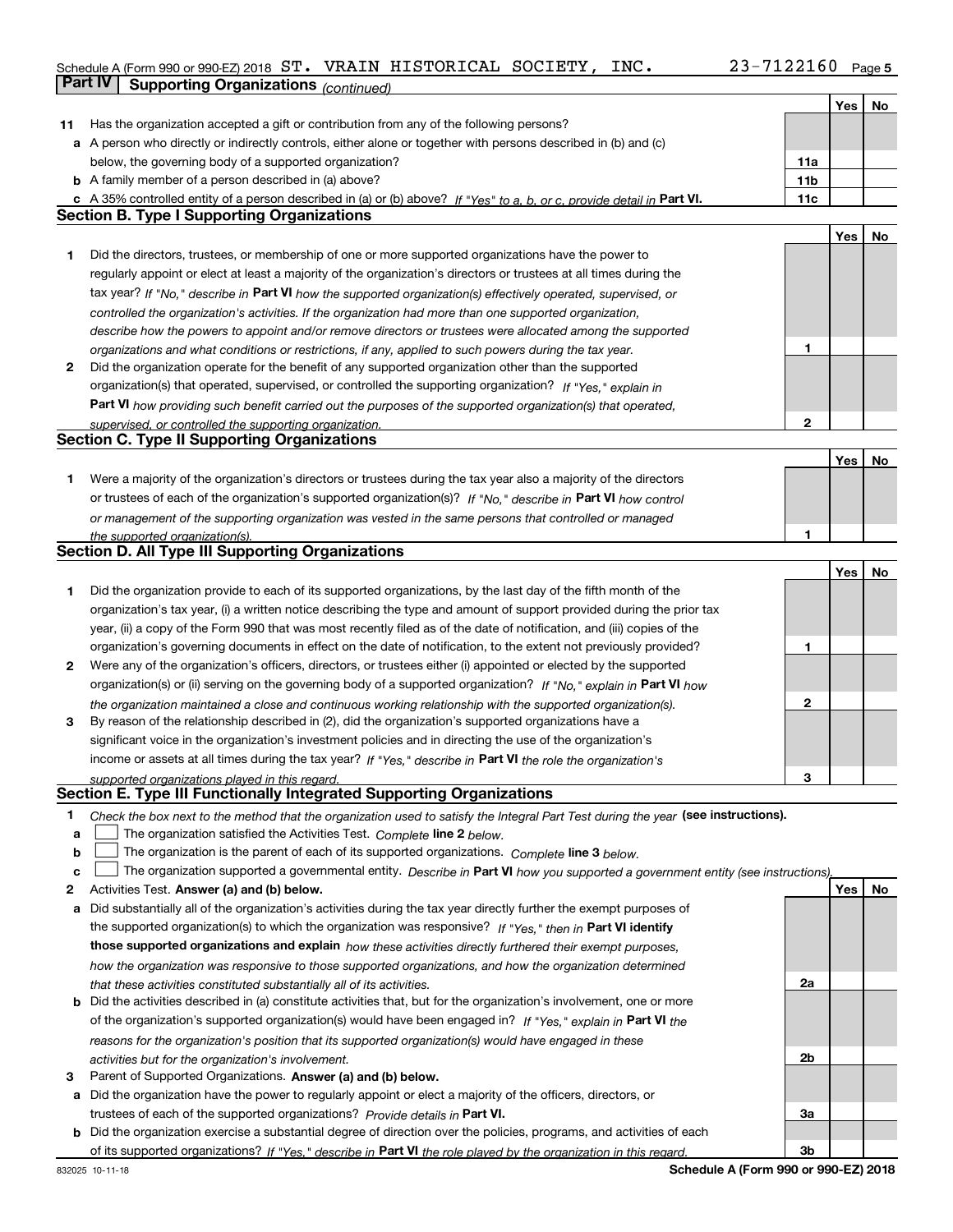Schedule A (Form 990 or 990-EZ) 2018 ST. VRAIN HISTORICAL SOCIETY, INC. 23-7122160 Page 5

## Part IV Supporting Organizations *(continued)*

| | | | Yes | No |
|---|---|---|---|---|
| 11 | Has the organization accepted a gift or contribution from any of the following persons? | | | |
| a | A person who directly or indirectly controls, either alone or together with persons described in (b) and (c) below, the governing body of a supported organization? | 11a | | |
| b | A family member of a person described in (a) above? | 11b | | |
| c | A 35% controlled entity of a person described in (a) or (b) above? *If "Yes" to a, b, or c, provide detail in* **Part VI.** | 11c | | |

### Section B. Type I Supporting Organizations

| | | | Yes | No |
|---|---|---|---|---|
| 1 | Did the directors, trustees, or membership of one or more supported organizations have the power to regularly appoint or elect at least a majority of the organization's directors or trustees at all times during the tax year? *If "No," describe in* **Part VI** *how the supported organization(s) effectively operated, supervised, or controlled the organization's activities. If the organization had more than one supported organization, describe how the powers to appoint and/or remove directors or trustees were allocated among the supported organizations and what conditions or restrictions, if any, applied to such powers during the tax year.* | 1 | | |
| 2 | Did the organization operate for the benefit of any supported organization other than the supported organization(s) that operated, supervised, or controlled the supporting organization? *If "Yes," explain in* **Part VI** *how providing such benefit carried out the purposes of the supported organization(s) that operated, supervised, or controlled the supporting organization.* | 2 | | |

### Section C. Type II Supporting Organizations

| | | | Yes | No |
|---|---|---|---|---|
| 1 | Were a majority of the organization's directors or trustees during the tax year also a majority of the directors or trustees of each of the organization's supported organization(s)? *If "No," describe in* **Part VI** *how control or management of the supporting organization was vested in the same persons that controlled or managed the supported organization(s).* | 1 | | |

### Section D. All Type III Supporting Organizations

| | | | Yes | No |
|---|---|---|---|---|
| 1 | Did the organization provide to each of its supported organizations, by the last day of the fifth month of the organization's tax year, (i) a written notice describing the type and amount of support provided during the prior tax year, (ii) a copy of the Form 990 that was most recently filed as of the date of notification, and (iii) copies of the organization's governing documents in effect on the date of notification, to the extent not previously provided? | 1 | | |
| 2 | Were any of the organization's officers, directors, or trustees either (i) appointed or elected by the supported organization(s) or (ii) serving on the governing body of a supported organization? *If "No," explain in* **Part VI** *how the organization maintained a close and continuous working relationship with the supported organization(s).* | 2 | | |
| 3 | By reason of the relationship described in (2), did the organization's supported organizations have a significant voice in the organization's investment policies and in directing the use of the organization's income or assets at all times during the tax year? *If "Yes," describe in* **Part VI** *the role the organization's supported organizations played in this regard.* | 3 | | |

### Section E. Type III Functionally Integrated Supporting Organizations

1 *Check the box next to the method that the organization used to satisfy the Integral Part Test during the year* **(see instructions).**

- a ☐ The organization satisfied the Activities Test. *Complete* **line 2** *below.*
- b ☐ The organization is the parent of each of its supported organizations. *Complete* **line 3** *below.*
- c ☐ The organization supported a governmental entity. *Describe in* **Part VI** *how you supported a government entity (see instructions).*

| | | | Yes | No |
|---|---|---|---|---|
| 2 | Activities Test. **Answer (a) and (b) below.** | | | |
| a | Did substantially all of the organization's activities during the tax year directly further the exempt purposes of the supported organization(s) to which the organization was responsive? *If "Yes," then in* **Part VI identify those supported organizations and explain** *how these activities directly furthered their exempt purposes, how the organization was responsive to those supported organizations, and how the organization determined that these activities constituted substantially all of its activities.* | 2a | | |
| b | Did the activities described in (a) constitute activities that, but for the organization's involvement, one or more of the organization's supported organization(s) would have been engaged in? *If "Yes," explain in* **Part VI** *the reasons for the organization's position that its supported organization(s) would have engaged in these activities but for the organization's involvement.* | 2b | | |
| 3 | Parent of Supported Organizations. **Answer (a) and (b) below.** | | | |
| a | Did the organization have the power to regularly appoint or elect a majority of the officers, directors, or trustees of each of the supported organizations? *Provide details in* **Part VI.** | 3a | | |
| b | Did the organization exercise a substantial degree of direction over the policies, programs, and activities of each of its supported organizations? *If "Yes," describe in* **Part VI** *the role played by the organization in this regard.* | 3b | | |

832025 10-11-18 **Schedule A (Form 990 or 990-EZ) 2018**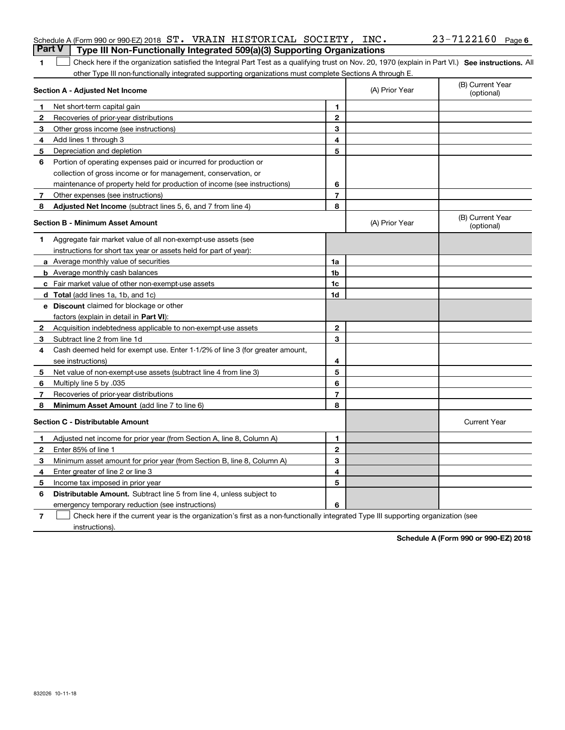Schedule A (Form 990 or 990-EZ) 2018 ST. VRAIN HISTORICAL SOCIETY, INC. 23-7122160

## Part V Type III Non-Functionally Integrated 509(a)(3) Supporting Organizations

1 ☐ Check here if the organization satisfied the Integral Part Test as a qualifying trust on Nov. 20, 1970 (explain in Part VI.) **See instructions.** All other Type III non-functionally integrated supporting organizations must complete Sections A through E.

| **Section A - Adjusted Net Income** | | | (A) Prior Year | (B) Current Year (optional) |
|---|---|---|---|---|
| 1 | Net short-term capital gain | 1 | | |
| 2 | Recoveries of prior-year distributions | 2 | | |
| 3 | Other gross income (see instructions) | 3 | | |
| 4 | Add lines 1 through 3 | 4 | | |
| 5 | Depreciation and depletion | 5 | | |
| 6 | Portion of operating expenses paid or incurred for production or collection of gross income or for management, conservation, or maintenance of property held for production of income (see instructions) | 6 | | |
| 7 | Other expenses (see instructions) | 7 | | |
| 8 | **Adjusted Net Income** (subtract lines 5, 6, and 7 from line 4) | 8 | | |

| **Section B - Minimum Asset Amount** | | | (A) Prior Year | (B) Current Year (optional) |
|---|---|---|---|---|
| 1 | Aggregate fair market value of all non-exempt-use assets (see instructions for short tax year or assets held for part of year): | | | |
| a | Average monthly value of securities | 1a | | |
| b | Average monthly cash balances | 1b | | |
| c | Fair market value of other non-exempt-use assets | 1c | | |
| d | **Total** (add lines 1a, 1b, and 1c) | 1d | | |
| e | **Discount** claimed for blockage or other factors (explain in detail in **Part VI**): | | | |
| 2 | Acquisition indebtedness applicable to non-exempt-use assets | 2 | | |
| 3 | Subtract line 2 from line 1d | 3 | | |
| 4 | Cash deemed held for exempt use. Enter 1-1/2% of line 3 (for greater amount, see instructions) | 4 | | |
| 5 | Net value of non-exempt-use assets (subtract line 4 from line 3) | 5 | | |
| 6 | Multiply line 5 by .035 | 6 | | |
| 7 | Recoveries of prior-year distributions | 7 | | |
| 8 | **Minimum Asset Amount** (add line 7 to line 6) | 8 | | |

| **Section C - Distributable Amount** | | | | Current Year |
|---|---|---|---|---|
| 1 | Adjusted net income for prior year (from Section A, line 8, Column A) | 1 | | |
| 2 | Enter 85% of line 1 | 2 | | |
| 3 | Minimum asset amount for prior year (from Section B, line 8, Column A) | 3 | | |
| 4 | Enter greater of line 2 or line 3 | 4 | | |
| 5 | Income tax imposed in prior year | 5 | | |
| 6 | **Distributable Amount.** Subtract line 5 from line 4, unless subject to emergency temporary reduction (see instructions) | 6 | | |

7 ☐ Check here if the current year is the organization's first as a non-functionally integrated Type III supporting organization (see instructions).

**Schedule A (Form 990 or 990-EZ) 2018**

832026 10-11-18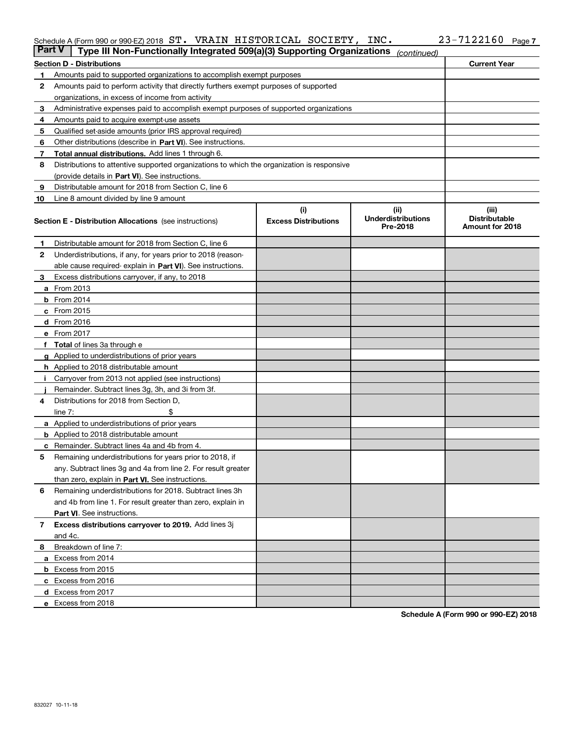Schedule A (Form 990 or 990-EZ) 2018 ST. VRAIN HISTORICAL SOCIETY, INC. 23-7122160 Page 7

## Part V | Type III Non-Functionally Integrated 509(a)(3) Supporting Organizations *(continued)*

| Section D - Distributions | | Current Year |
|---|---|---|
| 1 | Amounts paid to supported organizations to accomplish exempt purposes | |
| 2 | Amounts paid to perform activity that directly furthers exempt purposes of supported organizations, in excess of income from activity | |
| 3 | Administrative expenses paid to accomplish exempt purposes of supported organizations | |
| 4 | Amounts paid to acquire exempt-use assets | |
| 5 | Qualified set-aside amounts (prior IRS approval required) | |
| 6 | Other distributions (describe in **Part VI**). See instructions. | |
| 7 | **Total annual distributions.** Add lines 1 through 6. | |
| 8 | Distributions to attentive supported organizations to which the organization is responsive (provide details in **Part VI**). See instructions. | |
| 9 | Distributable amount for 2018 from Section C, line 6 | |
| 10 | Line 8 amount divided by line 9 amount | |

| Section E - Distribution Allocations (see instructions) | | (i) Excess Distributions | (ii) Underdistributions Pre-2018 | (iii) Distributable Amount for 2018 |
|---|---|---|---|---|
| 1 | Distributable amount for 2018 from Section C, line 6 | | | |
| 2 | Underdistributions, if any, for years prior to 2018 (reasonable cause required- explain in **Part VI**). See instructions. | | | |
| 3 | Excess distributions carryover, if any, to 2018 | | | |
| a | From 2013 | | | |
| b | From 2014 | | | |
| c | From 2015 | | | |
| d | From 2016 | | | |
| e | From 2017 | | | |
| f | **Total** of lines 3a through e | | | |
| g | Applied to underdistributions of prior years | | | |
| h | Applied to 2018 distributable amount | | | |
| i | Carryover from 2013 not applied (see instructions) | | | |
| j | Remainder. Subtract lines 3g, 3h, and 3i from 3f. | | | |
| 4 | Distributions for 2018 from Section D, line 7: $ | | | |
| a | Applied to underdistributions of prior years | | | |
| b | Applied to 2018 distributable amount | | | |
| c | Remainder. Subtract lines 4a and 4b from 4. | | | |
| 5 | Remaining underdistributions for years prior to 2018, if any. Subtract lines 3g and 4a from line 2. For result greater than zero, explain in **Part VI**. See instructions. | | | |
| 6 | Remaining underdistributions for 2018. Subtract lines 3h and 4b from line 1. For result greater than zero, explain in **Part VI**. See instructions. | | | |
| 7 | **Excess distributions carryover to 2019.** Add lines 3j and 4c. | | | |
| 8 | Breakdown of line 7: | | | |
| a | Excess from 2014 | | | |
| b | Excess from 2015 | | | |
| c | Excess from 2016 | | | |
| d | Excess from 2017 | | | |
| e | Excess from 2018 | | | |

**Schedule A (Form 990 or 990-EZ) 2018**

832027 10-11-18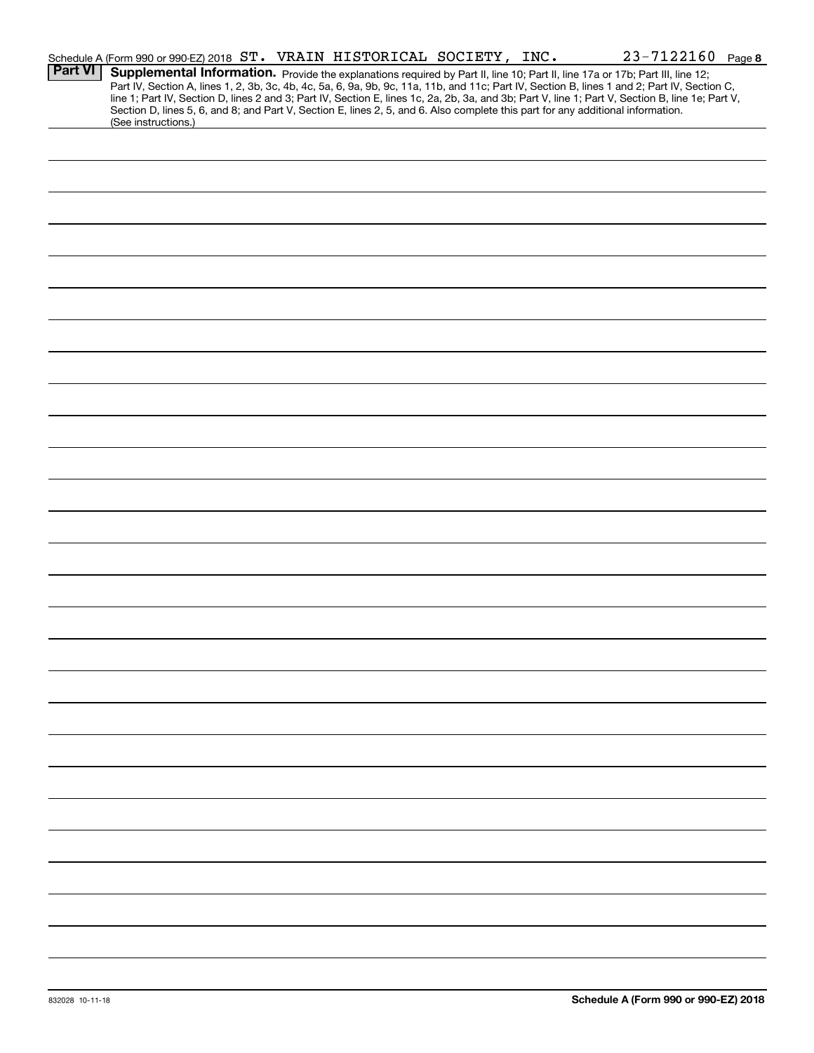Schedule A (Form 990 or 990-EZ) 2018 ST. VRAIN HISTORICAL SOCIETY, INC. 23-7122160 Page 8

**Part VI** **Supplemental Information.** Provide the explanations required by Part II, line 10; Part II, line 17a or 17b; Part III, line 12; Part IV, Section A, lines 1, 2, 3b, 3c, 4b, 4c, 5a, 6, 9a, 9b, 9c, 11a, 11b, and 11c; Part IV, Section B, lines 1 and 2; Part IV, Section C, line 1; Part IV, Section D, lines 2 and 3; Part IV, Section E, lines 1c, 2a, 2b, 3a, and 3b; Part V, line 1; Part V, Section B, line 1e; Part V, Section D, lines 5, 6, and 8; and Part V, Section E, lines 2, 5, and 6. Also complete this part for any additional information. (See instructions.)

832028 10-11-18

**Schedule A (Form 990 or 990-EZ) 2018**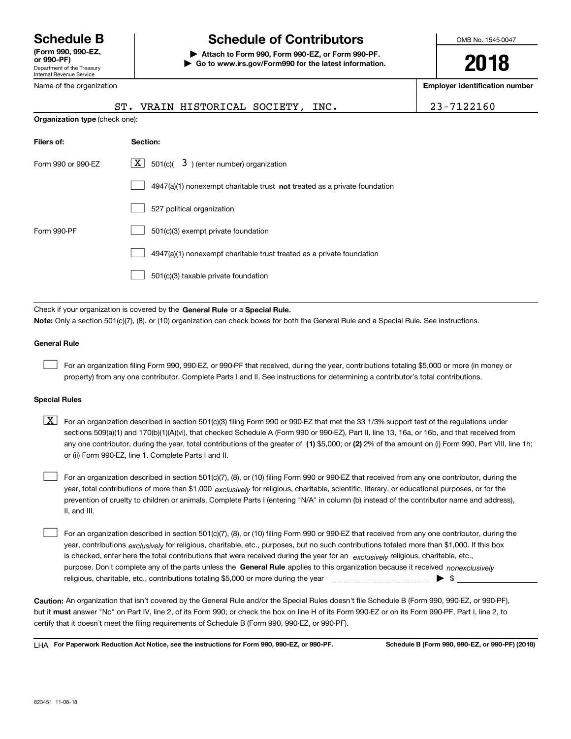**Schedule B**
**(Form 990, 990-EZ, or 990-PF)**
Department of the Treasury
Internal Revenue Service

# Schedule of Contributors

▶ **Attach to Form 990, Form 990-EZ, or Form 990-PF.**
▶ **Go to www.irs.gov/Form990 for the latest information.**

OMB No. 1545-0047

**2018**

Name of the organization: ST. VRAIN HISTORICAL SOCIETY, INC.

**Employer identification number:** 23-7122160

**Organization type** (check one):

| **Filers of:** | **Section:** |
|---|---|
| Form 990 or 990-EZ | [X] 501(c)( 3 ) (enter number) organization |
| | [ ] 4947(a)(1) nonexempt charitable trust **not** treated as a private foundation |
| | [ ] 527 political organization |
| Form 990-PF | [ ] 501(c)(3) exempt private foundation |
| | [ ] 4947(a)(1) nonexempt charitable trust treated as a private foundation |
| | [ ] 501(c)(3) taxable private foundation |

Check if your organization is covered by the **General Rule** or a **Special Rule.**

**Note:** Only a section 501(c)(7), (8), or (10) organization can check boxes for both the General Rule and a Special Rule. See instructions.

### General Rule

[ ] For an organization filing Form 990, 990-EZ, or 990-PF that received, during the year, contributions totaling $5,000 or more (in money or property) from any one contributor. Complete Parts I and II. See instructions for determining a contributor's total contributions.

### Special Rules

[X] For an organization described in section 501(c)(3) filing Form 990 or 990-EZ that met the 33 1/3% support test of the regulations under sections 509(a)(1) and 170(b)(1)(A)(vi), that checked Schedule A (Form 990 or 990-EZ), Part II, line 13, 16a, or 16b, and that received from any one contributor, during the year, total contributions of the greater of **(1)** $5,000; or **(2)** 2% of the amount on (i) Form 990, Part VIII, line 1h; or (ii) Form 990-EZ, line 1. Complete Parts I and II.

[ ] For an organization described in section 501(c)(7), (8), or (10) filing Form 990 or 990-EZ that received from any one contributor, during the year, total contributions of more than $1,000 *exclusively* for religious, charitable, scientific, literary, or educational purposes, or for the prevention of cruelty to children or animals. Complete Parts I (entering "N/A" in column (b) instead of the contributor name and address), II, and III.

[ ] For an organization described in section 501(c)(7), (8), or (10) filing Form 990 or 990-EZ that received from any one contributor, during the year, contributions *exclusively* for religious, charitable, etc., purposes, but no such contributions totaled more than $1,000. If this box is checked, enter here the total contributions that were received during the year for an *exclusively* religious, charitable, etc., purpose. Don't complete any of the parts unless the **General Rule** applies to this organization because it received *nonexclusively* religious, charitable, etc., contributions totaling $5,000 or more during the year ▶ $

**Caution:** An organization that isn't covered by the General Rule and/or the Special Rules doesn't file Schedule B (Form 990, 990-EZ, or 990-PF), but it **must** answer "No" on Part IV, line 2, of its Form 990; or check the box on line H of its Form 990-EZ or on its Form 990-PF, Part I, line 2, to certify that it doesn't meet the filing requirements of Schedule B (Form 990, 990-EZ, or 990-PF).

LHA **For Paperwork Reduction Act Notice, see the instructions for Form 990, 990-EZ, or 990-PF.** **Schedule B (Form 990, 990-EZ, or 990-PF) (2018)**

823451 11-08-18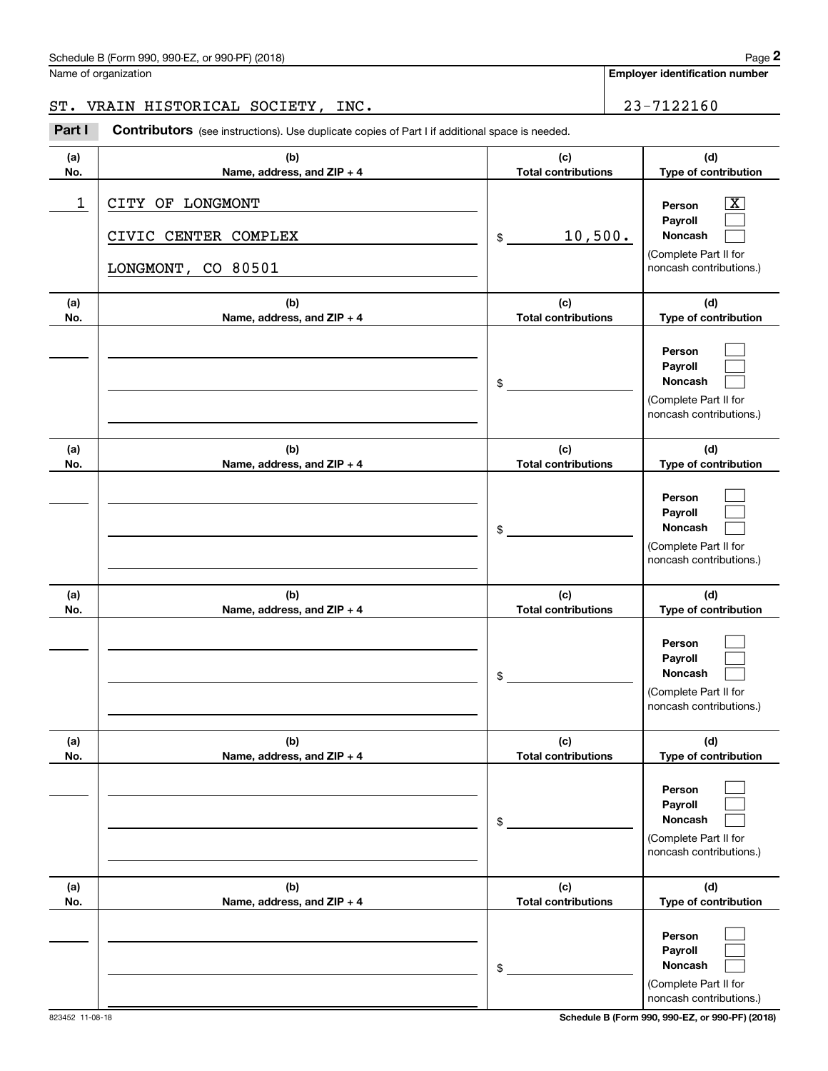Name of organization

**Employer identification number**

ST. VRAIN HISTORICAL SOCIETY, INC. 23-7122160

**Part I** **Contributors** (see instructions). Use duplicate copies of Part I if additional space is needed.

| (a) No. | (b) Name, address, and ZIP + 4 | (c) Total contributions | (d) Type of contribution |
|---|---|---|---|
| 1 | CITY OF LONGMONT<br>CIVIC CENTER COMPLEX<br>LONGMONT, CO 80501 | $ 10,500. | Person [X]<br>Payroll [ ]<br>Noncash [ ]<br>(Complete Part II for noncash contributions.) |
| | | $ | Person [ ]<br>Payroll [ ]<br>Noncash [ ]<br>(Complete Part II for noncash contributions.) |
| | | $ | Person [ ]<br>Payroll [ ]<br>Noncash [ ]<br>(Complete Part II for noncash contributions.) |
| | | $ | Person [ ]<br>Payroll [ ]<br>Noncash [ ]<br>(Complete Part II for noncash contributions.) |
| | | $ | Person [ ]<br>Payroll [ ]<br>Noncash [ ]<br>(Complete Part II for noncash contributions.) |
| | | $ | Person [ ]<br>Payroll [ ]<br>Noncash [ ]<br>(Complete Part II for noncash contributions.) |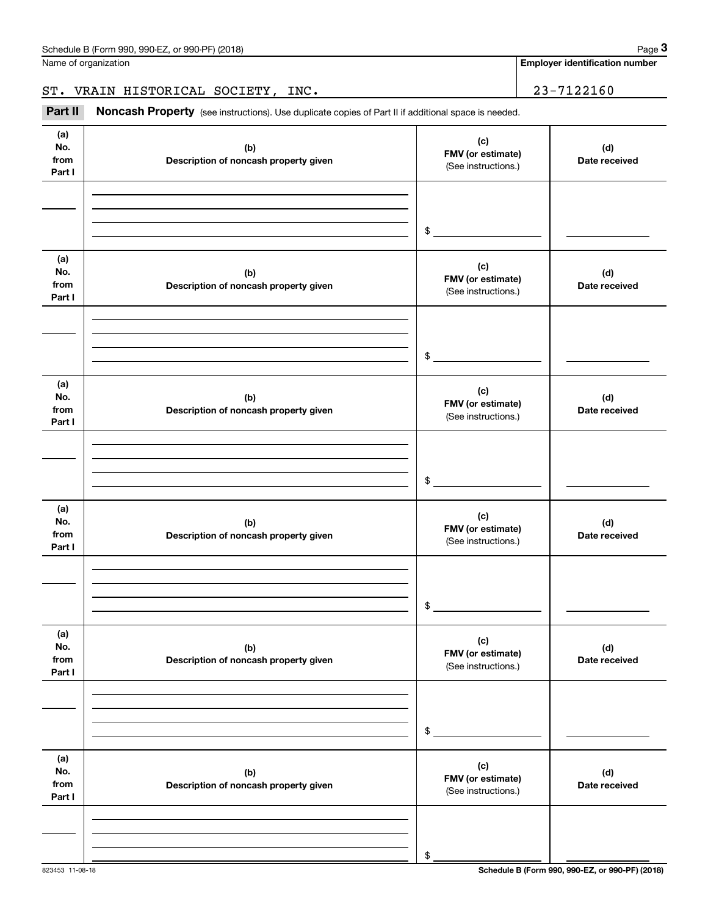Name of organization

**Employer identification number**

ST. VRAIN HISTORICAL SOCIETY, INC. | 23-7122160

**Part II** **Noncash Property** (see instructions). Use duplicate copies of Part II if additional space is needed.

| (a) No. from Part I | (b) Description of noncash property given | (c) FMV (or estimate) (See instructions.) | (d) Date received |
|---|---|---|---|
| | | $ | |

| (a) No. from Part I | (b) Description of noncash property given | (c) FMV (or estimate) (See instructions.) | (d) Date received |
|---|---|---|---|
| | | $ | |

| (a) No. from Part I | (b) Description of noncash property given | (c) FMV (or estimate) (See instructions.) | (d) Date received |
|---|---|---|---|
| | | $ | |

| (a) No. from Part I | (b) Description of noncash property given | (c) FMV (or estimate) (See instructions.) | (d) Date received |
|---|---|---|---|
| | | $ | |

| (a) No. from Part I | (b) Description of noncash property given | (c) FMV (or estimate) (See instructions.) | (d) Date received |
|---|---|---|---|
| | | $ | |

| (a) No. from Part I | (b) Description of noncash property given | (c) FMV (or estimate) (See instructions.) | (d) Date received |
|---|---|---|---|
| | | $ | |

823453 11-08-18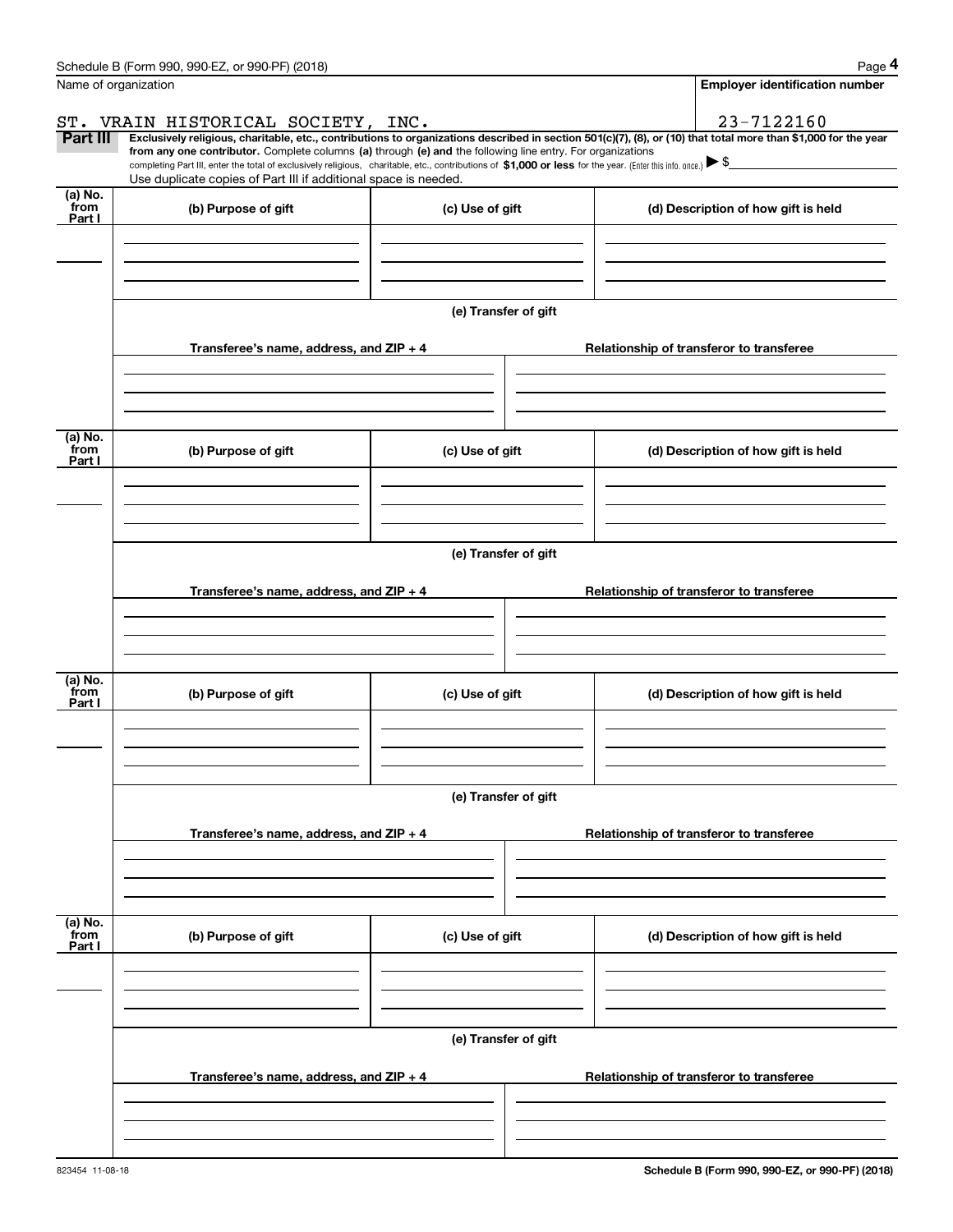Schedule B (Form 990, 990-EZ, or 990-PF) (2018)

Name of organization: ST. VRAIN HISTORICAL SOCIETY, INC.

Employer identification number: 23-7122160

**Part III** **Exclusively religious, charitable, etc., contributions to organizations described in section 501(c)(7), (8), or (10) that total more than $1,000 for the year from any one contributor.** Complete columns **(a)** through **(e) and** the following line entry. For organizations completing Part III, enter the total of exclusively religious, charitable, etc., contributions of **$1,000 or less** for the year. (Enter this info. once.) ▶ $

Use duplicate copies of Part III if additional space is needed.

| (a) No. from Part I | (b) Purpose of gift | (c) Use of gift | (d) Description of how gift is held |
|---|---|---|---|
| | | | |

**(e) Transfer of gift**

| Transferee's name, address, and ZIP + 4 | Relationship of transferor to transferee |
|---|---|
| | |

| (a) No. from Part I | (b) Purpose of gift | (c) Use of gift | (d) Description of how gift is held |
|---|---|---|---|
| | | | |

**(e) Transfer of gift**

| Transferee's name, address, and ZIP + 4 | Relationship of transferor to transferee |
|---|---|
| | |

| (a) No. from Part I | (b) Purpose of gift | (c) Use of gift | (d) Description of how gift is held |
|---|---|---|---|
| | | | |

**(e) Transfer of gift**

| Transferee's name, address, and ZIP + 4 | Relationship of transferor to transferee |
|---|---|
| | |

| (a) No. from Part I | (b) Purpose of gift | (c) Use of gift | (d) Description of how gift is held |
|---|---|---|---|
| | | | |

**(e) Transfer of gift**

| Transferee's name, address, and ZIP + 4 | Relationship of transferor to transferee |
|---|---|
| | |

823454 11-08-18

**Schedule B (Form 990, 990-EZ, or 990-PF) (2018)**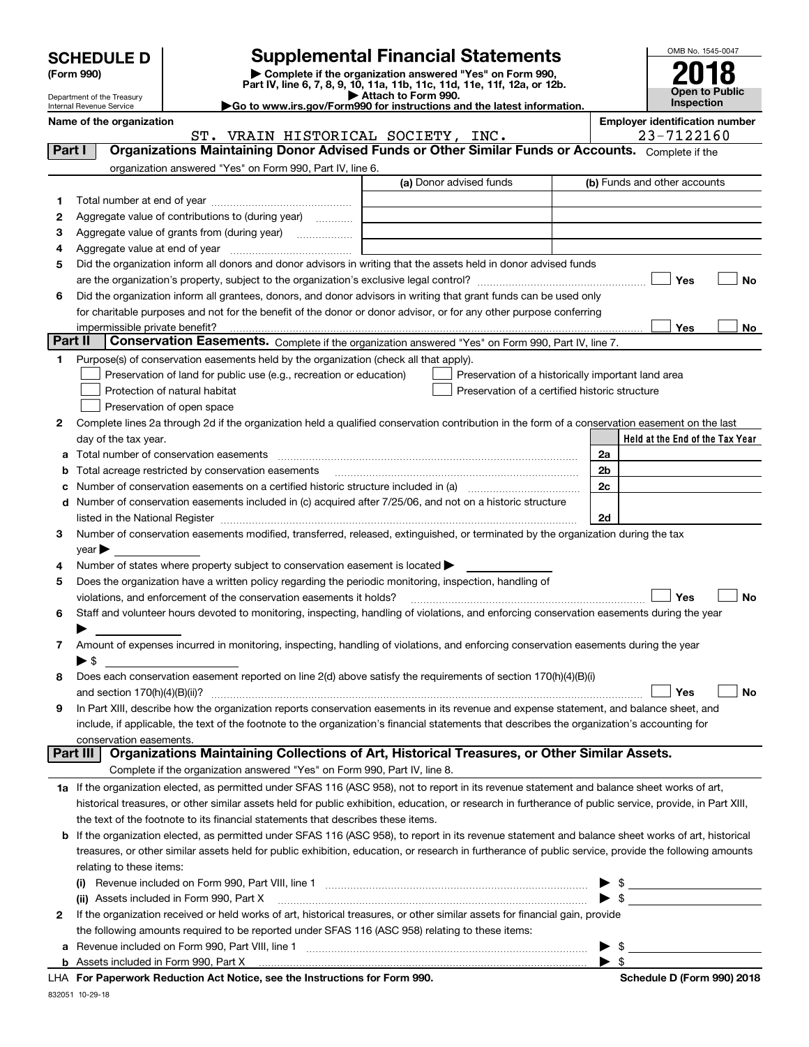# SCHEDULE D (Form 990)

Department of the Treasury
Internal Revenue Service

## Supplemental Financial Statements

▶ Complete if the organization answered "Yes" on Form 990, Part IV, line 6, 7, 8, 9, 10, 11a, 11b, 11c, 11d, 11e, 11f, 12a, or 12b.
▶ Attach to Form 990.
▶Go to www.irs.gov/Form990 for instructions and the latest information.

OMB No. 1545-0047

**2018**

**Open to Public Inspection**

**Name of the organization**
ST. VRAIN HISTORICAL SOCIETY, INC.

**Employer identification number**
23-7122160

## Part I — Organizations Maintaining Donor Advised Funds or Other Similar Funds or Accounts.

Complete if the organization answered "Yes" on Form 990, Part IV, line 6.

| | | (a) Donor advised funds | (b) Funds and other accounts |
|---|---|---|---|
| 1 | Total number at end of year | | |
| 2 | Aggregate value of contributions to (during year) | | |
| 3 | Aggregate value of grants from (during year) | | |
| 4 | Aggregate value at end of year | | |

5 Did the organization inform all donors and donor advisors in writing that the assets held in donor advised funds are the organization's property, subject to the organization's exclusive legal control? ☐ Yes ☐ No

6 Did the organization inform all grantees, donors, and donor advisors in writing that grant funds can be used only for charitable purposes and not for the benefit of the donor or donor advisor, or for any other purpose conferring impermissible private benefit? ☐ Yes ☐ No

## Part II — Conservation Easements.

Complete if the organization answered "Yes" on Form 990, Part IV, line 7.

1 Purpose(s) of conservation easements held by the organization (check all that apply).

- ☐ Preservation of land for public use (e.g., recreation or education)
- ☐ Protection of natural habitat
- ☐ Preservation of open space
- ☐ Preservation of a historically important land area
- ☐ Preservation of a certified historic structure

2 Complete lines 2a through 2d if the organization held a qualified conservation contribution in the form of a conservation easement on the last day of the tax year.

| | | | Held at the End of the Tax Year |
|---|---|---|---|
| a | Total number of conservation easements | 2a | |
| b | Total acreage restricted by conservation easements | 2b | |
| c | Number of conservation easements on a certified historic structure included in (a) | 2c | |
| d | Number of conservation easements included in (c) acquired after 7/25/06, and not on a historic structure listed in the National Register | 2d | |

3 Number of conservation easements modified, transferred, released, extinguished, or terminated by the organization during the tax year ▶

4 Number of states where property subject to conservation easement is located ▶

5 Does the organization have a written policy regarding the periodic monitoring, inspection, handling of violations, and enforcement of the conservation easements it holds? ☐ Yes ☐ No

6 Staff and volunteer hours devoted to monitoring, inspecting, handling of violations, and enforcing conservation easements during the year ▶

7 Amount of expenses incurred in monitoring, inspecting, handling of violations, and enforcing conservation easements during the year ▶ $

8 Does each conservation easement reported on line 2(d) above satisfy the requirements of section 170(h)(4)(B)(i) and section 170(h)(4)(B)(ii)? ☐ Yes ☐ No

9 In Part XIII, describe how the organization reports conservation easements in its revenue and expense statement, and balance sheet, and include, if applicable, the text of the footnote to the organization's financial statements that describes the organization's accounting for conservation easements.

## Part III — Organizations Maintaining Collections of Art, Historical Treasures, or Other Similar Assets.

Complete if the organization answered "Yes" on Form 990, Part IV, line 8.

1a If the organization elected, as permitted under SFAS 116 (ASC 958), not to report in its revenue statement and balance sheet works of art, historical treasures, or other similar assets held for public exhibition, education, or research in furtherance of public service, provide, in Part XIII, the text of the footnote to its financial statements that describes these items.

b If the organization elected, as permitted under SFAS 116 (ASC 958), to report in its revenue statement and balance sheet works of art, historical treasures, or other similar assets held for public exhibition, education, or research in furtherance of public service, provide the following amounts relating to these items:

(i) Revenue included on Form 990, Part VIII, line 1 ▶ $

(ii) Assets included in Form 990, Part X ▶ $

2 If the organization received or held works of art, historical treasures, or other similar assets for financial gain, provide the following amounts required to be reported under SFAS 116 (ASC 958) relating to these items:

a Revenue included on Form 990, Part VIII, line 1 ▶ $

b Assets included in Form 990, Part X ▶ $

LHA **For Paperwork Reduction Act Notice, see the Instructions for Form 990.** **Schedule D (Form 990) 2018**

832051 10-29-18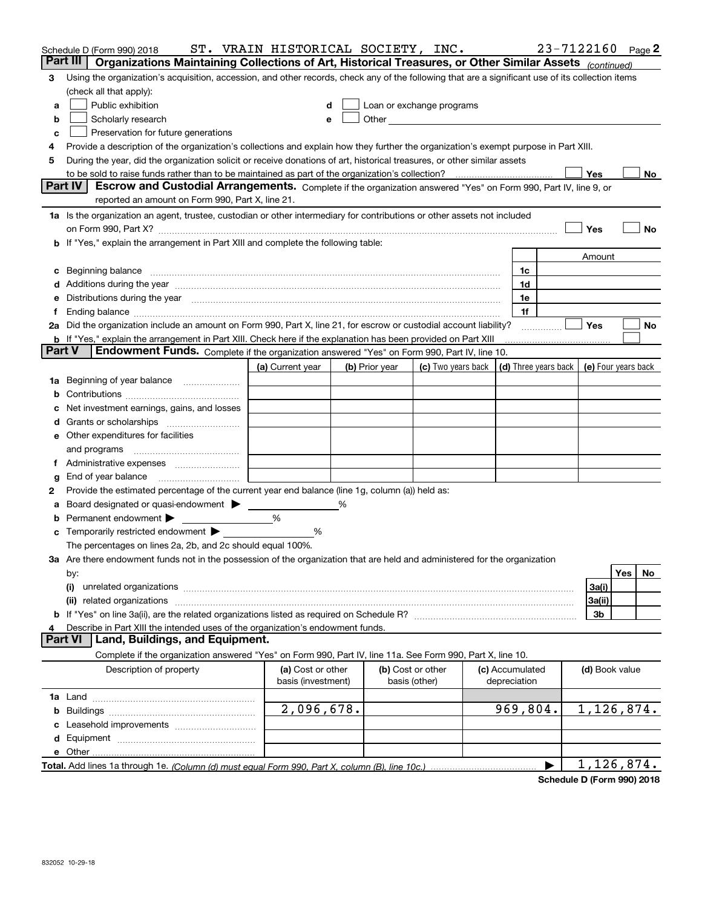Schedule D (Form 990) 2018 ST. VRAIN HISTORICAL SOCIETY, INC. 23-7122160 Page 2

## Part III Organizations Maintaining Collections of Art, Historical Treasures, or Other Similar Assets *(continued)*

3 Using the organization's acquisition, accession, and other records, check any of the following that are a significant use of its collection items (check all that apply):

a ☐ Public exhibition
b ☐ Scholarly research
c ☐ Preservation for future generations
d ☐ Loan or exchange programs
e ☐ Other

4 Provide a description of the organization's collections and explain how they further the organization's exempt purpose in Part XIII.

5 During the year, did the organization solicit or receive donations of art, historical treasures, or other similar assets to be sold to raise funds rather than to be maintained as part of the organization's collection? ☐ Yes ☐ No

## Part IV Escrow and Custodial Arrangements.

Complete if the organization answered "Yes" on Form 990, Part IV, line 9, or reported an amount on Form 990, Part X, line 21.

1a Is the organization an agent, trustee, custodian or other intermediary for contributions or other assets not included on Form 990, Part X? ☐ Yes ☐ No

b If "Yes," explain the arrangement in Part XIII and complete the following table:

| | | Amount |
|---|---|---|
| c Beginning balance | 1c | |
| d Additions during the year | 1d | |
| e Distributions during the year | 1e | |
| f Ending balance | 1f | |

2a Did the organization include an amount on Form 990, Part X, line 21, for escrow or custodial account liability? ☐ Yes ☐ No

b If "Yes," explain the arrangement in Part XIII. Check here if the explanation has been provided on Part XIII ☐

## Part V Endowment Funds.

Complete if the organization answered "Yes" on Form 990, Part IV, line 10.

| | (a) Current year | (b) Prior year | (c) Two years back | (d) Three years back | (e) Four years back |
|---|---|---|---|---|---|
| 1a Beginning of year balance | | | | | |
| b Contributions | | | | | |
| c Net investment earnings, gains, and losses | | | | | |
| d Grants or scholarships | | | | | |
| e Other expenditures for facilities and programs | | | | | |
| f Administrative expenses | | | | | |
| g End of year balance | | | | | |

2 Provide the estimated percentage of the current year end balance (line 1g, column (a)) held as:

a Board designated or quasi-endowment ▶ ____ %
b Permanent endowment ▶ ____ %
c Temporarily restricted endowment ▶ ____ %

The percentages on lines 2a, 2b, and 2c should equal 100%.

3a Are there endowment funds not in the possession of the organization that are held and administered for the organization by:

| | | Yes | No |
|---|---|---|---|
| (i) unrelated organizations | 3a(i) | | |
| (ii) related organizations | 3a(ii) | | |
| b If "Yes" on line 3a(ii), are the related organizations listed as required on Schedule R? | 3b | | |

4 Describe in Part XIII the intended uses of the organization's endowment funds.

## Part VI Land, Buildings, and Equipment.

Complete if the organization answered "Yes" on Form 990, Part IV, line 11a. See Form 990, Part X, line 10.

| Description of property | (a) Cost or other basis (investment) | (b) Cost or other basis (other) | (c) Accumulated depreciation | (d) Book value |
|---|---|---|---|---|
| 1a Land | | | | |
| b Buildings | 2,096,678. | | 969,804. | 1,126,874. |
| c Leasehold improvements | | | | |
| d Equipment | | | | |
| e Other | | | | |
| **Total.** Add lines 1a through 1e. *(Column (d) must equal Form 990, Part X, column (B), line 10c.)* ▶ | | | | 1,126,874. |

**Schedule D (Form 990) 2018**

832052 10-29-18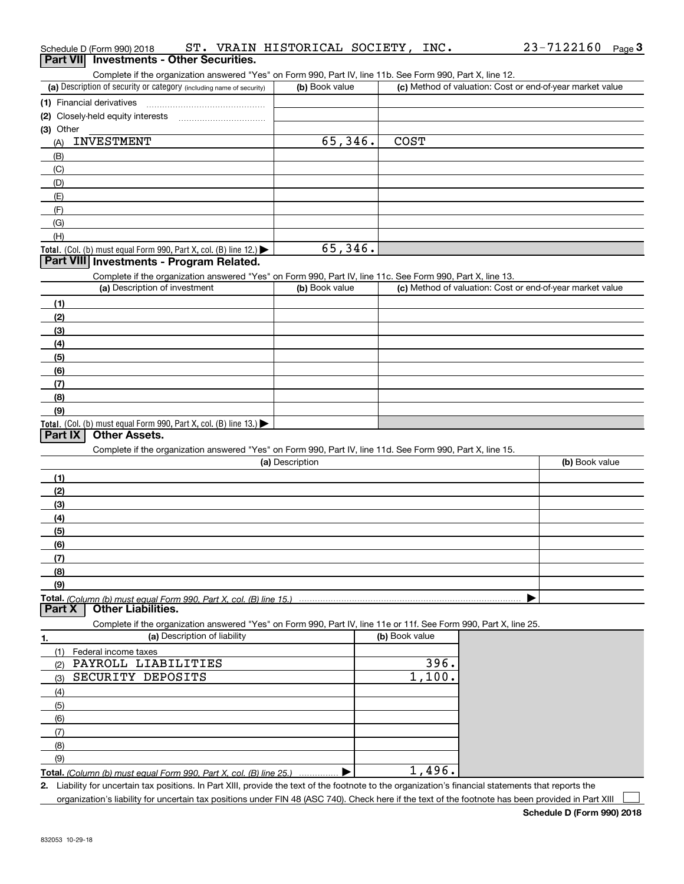Schedule D (Form 990) 2018 ST. VRAIN HISTORICAL SOCIETY, INC. 23-7122160 Page 3

## Part VII Investments - Other Securities.

Complete if the organization answered "Yes" on Form 990, Part IV, line 11b. See Form 990, Part X, line 12.

| (a) Description of security or category (including name of security) | (b) Book value | (c) Method of valuation: Cost or end-of-year market value |
|---|---|---|
| (1) Financial derivatives | | |
| (2) Closely-held equity interests | | |
| (3) Other | | |
| (A) INVESTMENT | 65,346. | COST |
| (B) | | |
| (C) | | |
| (D) | | |
| (E) | | |
| (F) | | |
| (G) | | |
| (H) | | |
| **Total.** (Col. (b) must equal Form 990, Part X, col. (B) line 12.) ▶ | 65,346. | |

## Part VIII Investments - Program Related.

Complete if the organization answered "Yes" on Form 990, Part IV, line 11c. See Form 990, Part X, line 13.

| (a) Description of investment | (b) Book value | (c) Method of valuation: Cost or end-of-year market value |
|---|---|---|
| (1) | | |
| (2) | | |
| (3) | | |
| (4) | | |
| (5) | | |
| (6) | | |
| (7) | | |
| (8) | | |
| (9) | | |
| **Total.** (Col. (b) must equal Form 990, Part X, col. (B) line 13.) ▶ | | |

## Part IX Other Assets.

Complete if the organization answered "Yes" on Form 990, Part IV, line 11d. See Form 990, Part X, line 15.

| (a) Description | (b) Book value |
|---|---|
| (1) | |
| (2) | |
| (3) | |
| (4) | |
| (5) | |
| (6) | |
| (7) | |
| (8) | |
| (9) | |
| **Total.** *(Column (b) must equal Form 990, Part X, col. (B) line 15.)* ▶ | |

## Part X Other Liabilities.

Complete if the organization answered "Yes" on Form 990, Part IV, line 11e or 11f. See Form 990, Part X, line 25.

| 1. (a) Description of liability | (b) Book value |
|---|---|
| (1) Federal income taxes | |
| (2) PAYROLL LIABILITIES | 396. |
| (3) SECURITY DEPOSITS | 1,100. |
| (4) | |
| (5) | |
| (6) | |
| (7) | |
| (8) | |
| (9) | |
| **Total.** *(Column (b) must equal Form 990, Part X, col. (B) line 25.)* ▶ | 1,496. |

2. Liability for uncertain tax positions. In Part XIII, provide the text of the footnote to the organization's financial statements that reports the organization's liability for uncertain tax positions under FIN 48 (ASC 740). Check here if the text of the footnote has been provided in Part XIII ☐

**Schedule D (Form 990) 2018**

832053 10-29-18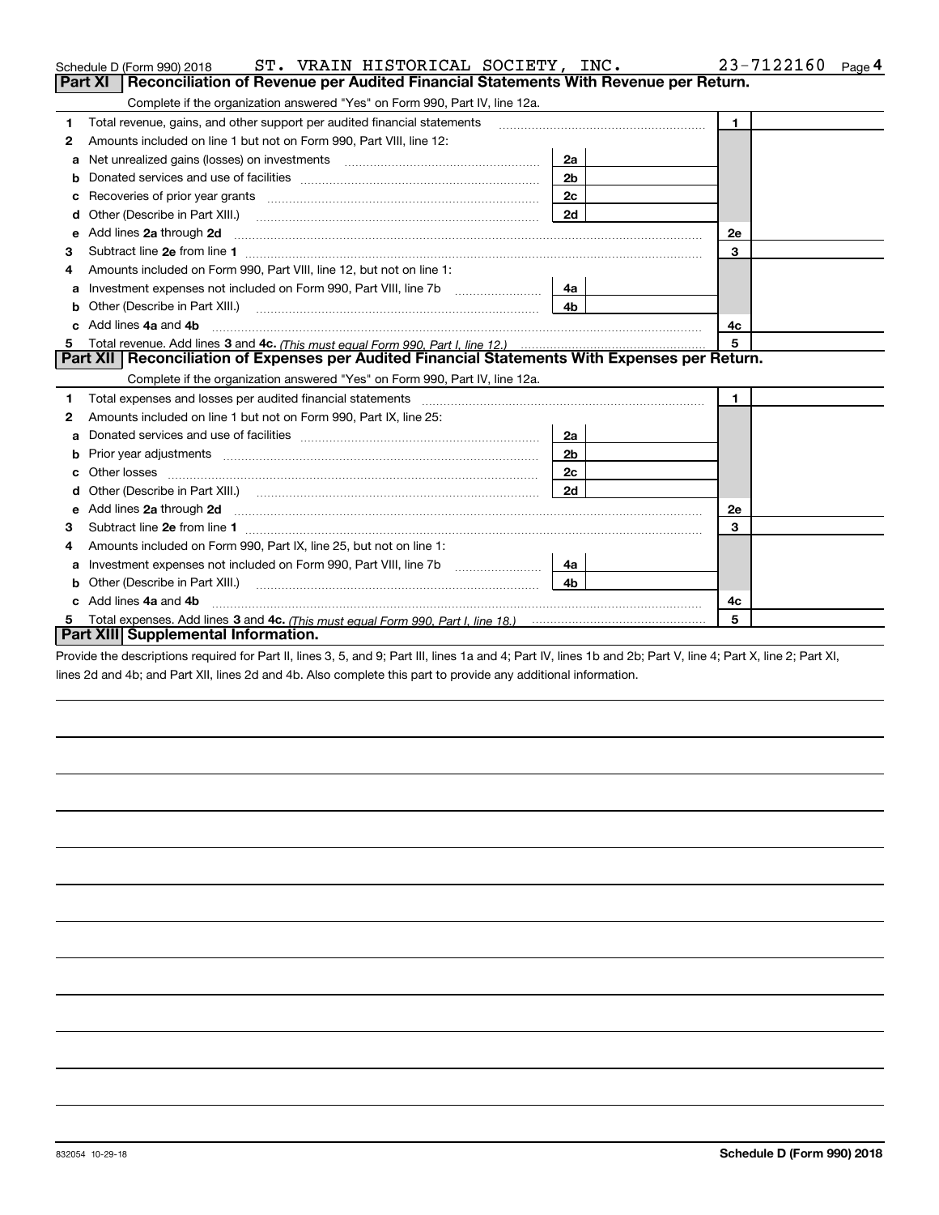Schedule D (Form 990) 2018 ST. VRAIN HISTORICAL SOCIETY, INC. 23-7122160 Page 4

## Part XI Reconciliation of Revenue per Audited Financial Statements With Revenue per Return.

Complete if the organization answered "Yes" on Form 990, Part IV, line 12a.

| | | | | | |
|---|---|---|---|---|---|
| 1 | Total revenue, gains, and other support per audited financial statements | | | 1 | |
| 2 | Amounts included on line 1 but not on Form 990, Part VIII, line 12: | | | | |
| a | Net unrealized gains (losses) on investments | 2a | | | |
| b | Donated services and use of facilities | 2b | | | |
| c | Recoveries of prior year grants | 2c | | | |
| d | Other (Describe in Part XIII.) | 2d | | | |
| e | Add lines **2a** through **2d** | | | 2e | |
| 3 | Subtract line **2e** from line **1** | | | 3 | |
| 4 | Amounts included on Form 990, Part VIII, line 12, but not on line 1: | | | | |
| a | Investment expenses not included on Form 990, Part VIII, line 7b | 4a | | | |
| b | Other (Describe in Part XIII.) | 4b | | | |
| c | Add lines **4a** and **4b** | | | 4c | |
| 5 | Total revenue. Add lines **3** and **4c.** *(This must equal Form 990, Part I, line 12.)* | | | 5 | |

## Part XII Reconciliation of Expenses per Audited Financial Statements With Expenses per Return.

Complete if the organization answered "Yes" on Form 990, Part IV, line 12a.

| | | | | | |
|---|---|---|---|---|---|
| 1 | Total expenses and losses per audited financial statements | | | 1 | |
| 2 | Amounts included on line 1 but not on Form 990, Part IX, line 25: | | | | |
| a | Donated services and use of facilities | 2a | | | |
| b | Prior year adjustments | 2b | | | |
| c | Other losses | 2c | | | |
| d | Other (Describe in Part XIII.) | 2d | | | |
| e | Add lines **2a** through **2d** | | | 2e | |
| 3 | Subtract line **2e** from line **1** | | | 3 | |
| 4 | Amounts included on Form 990, Part IX, line 25, but not on line 1: | | | | |
| a | Investment expenses not included on Form 990, Part VIII, line 7b | 4a | | | |
| b | Other (Describe in Part XIII.) | 4b | | | |
| c | Add lines **4a** and **4b** | | | 4c | |
| 5 | Total expenses. Add lines **3** and **4c.** *(This must equal Form 990, Part I, line 18.)* | | | 5 | |

## Part XIII Supplemental Information.

Provide the descriptions required for Part II, lines 3, 5, and 9; Part III, lines 1a and 4; Part IV, lines 1b and 2b; Part V, line 4; Part X, line 2; Part XI, lines 2d and 4b; and Part XII, lines 2d and 4b. Also complete this part to provide any additional information.

832054 10-29-18 **Schedule D (Form 990) 2018**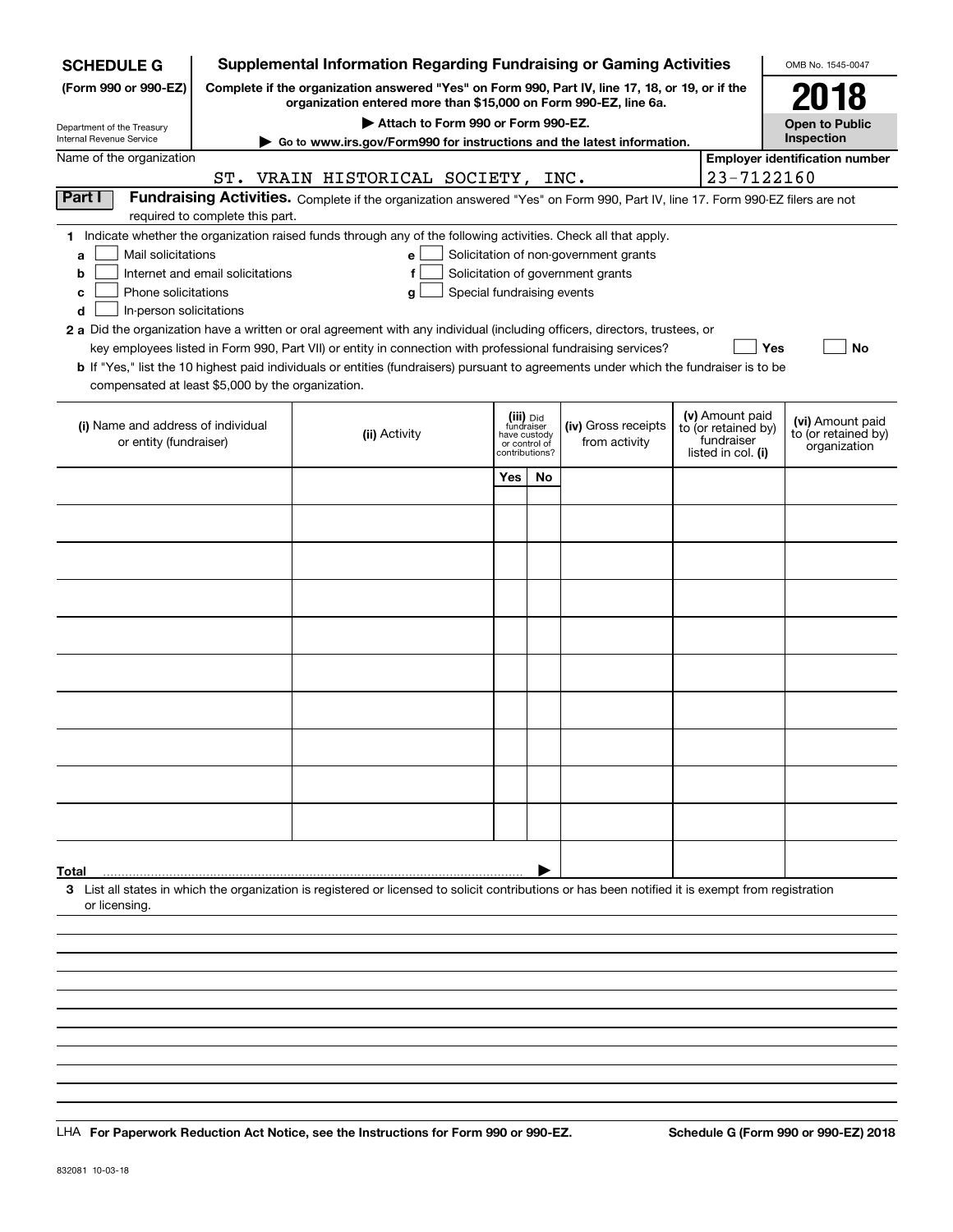**SCHEDULE G** (Form 990 or 990-EZ)

Department of the Treasury
Internal Revenue Service

# Supplemental Information Regarding Fundraising or Gaming Activities

**Complete if the organization answered "Yes" on Form 990, Part IV, line 17, 18, or 19, or if the organization entered more than $15,000 on Form 990-EZ, line 6a.**

**▶ Attach to Form 990 or Form 990-EZ.**

**▶ Go to www.irs.gov/Form990 for instructions and the latest information.**

OMB No. 1545-0047

**2018**

**Open to Public Inspection**

Name of the organization: ST. VRAIN HISTORICAL SOCIETY, INC.

Employer identification number: 23-7122160

**Part I — Fundraising Activities.** Complete if the organization answered "Yes" on Form 990, Part IV, line 17. Form 990-EZ filers are not required to complete this part.

**1** Indicate whether the organization raised funds through any of the following activities. Check all that apply.

- **a** ☐ Mail solicitations
- **b** ☐ Internet and email solicitations
- **c** ☐ Phone solicitations
- **d** ☐ In-person solicitations
- **e** ☐ Solicitation of non-government grants
- **f** ☐ Solicitation of government grants
- **g** ☐ Special fundraising events

**2 a** Did the organization have a written or oral agreement with any individual (including officers, directors, trustees, or key employees listed in Form 990, Part VII) or entity in connection with professional fundraising services? ☐ Yes ☐ No

**b** If "Yes," list the 10 highest paid individuals or entities (fundraisers) pursuant to agreements under which the fundraiser is to be compensated at least $5,000 by the organization.

| (i) Name and address of individual or entity (fundraiser) | (ii) Activity | (iii) Did fundraiser have custody or control of contributions? Yes | No | (iv) Gross receipts from activity | (v) Amount paid to (or retained by) fundraiser listed in col. (i) | (vi) Amount paid to (or retained by) organization |
|---|---|---|---|---|---|---|
| | | | | | | |
| | | | | | | |
| | | | | | | |
| | | | | | | |
| | | | | | | |
| | | | | | | |
| | | | | | | |
| | | | | | | |
| | | | | | | |
| | | | | | | |
| **Total** ▶ | | | | | | |

**3** List all states in which the organization is registered or licensed to solicit contributions or has been notified it is exempt from registration or licensing.

LHA **For Paperwork Reduction Act Notice, see the Instructions for Form 990 or 990-EZ.** **Schedule G (Form 990 or 990-EZ) 2018**

832081 10-03-18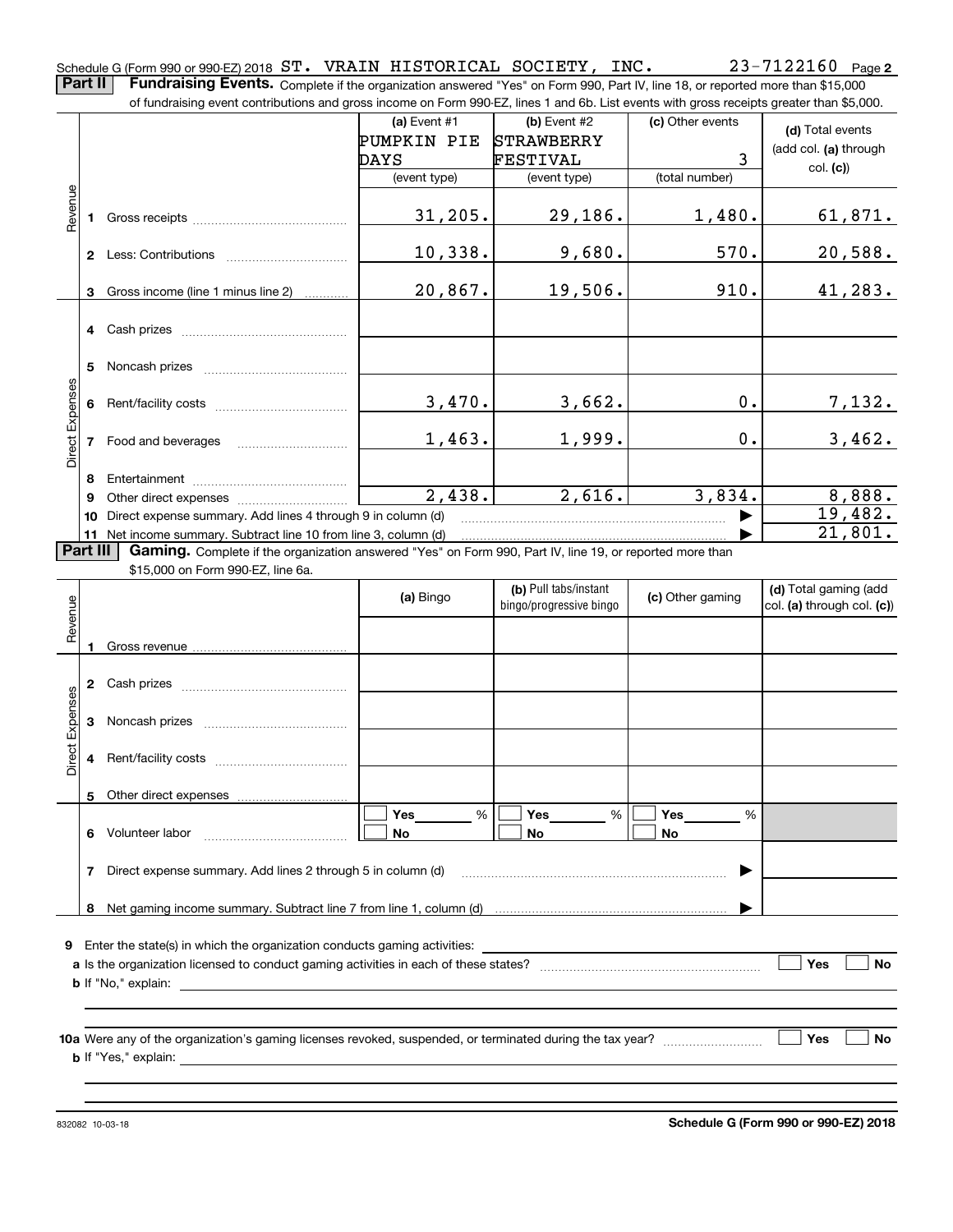Schedule G (Form 990 or 990-EZ) 2018 ST. VRAIN HISTORICAL SOCIETY, INC. 23-7122160 Page 2

**Part II** **Fundraising Events.** Complete if the organization answered "Yes" on Form 990, Part IV, line 18, or reported more than $15,000 of fundraising event contributions and gross income on Form 990-EZ, lines 1 and 6b. List events with gross receipts greater than $5,000.

| | | (a) Event #1 PUMPKIN PIE DAYS (event type) | (b) Event #2 STRAWBERRY FESTIVAL (event type) | (c) Other events 3 (total number) | (d) Total events (add col. (a) through col. (c)) |
|---|---|---|---|---|---|
| Revenue | 1 Gross receipts | 31,205. | 29,186. | 1,480. | 61,871. |
| | 2 Less: Contributions | 10,338. | 9,680. | 570. | 20,588. |
| | 3 Gross income (line 1 minus line 2) | 20,867. | 19,506. | 910. | 41,283. |
| Direct Expenses | 4 Cash prizes | | | | |
| | 5 Noncash prizes | | | | |
| | 6 Rent/facility costs | 3,470. | 3,662. | 0. | 7,132. |
| | 7 Food and beverages | 1,463. | 1,999. | 0. | 3,462. |
| | 8 Entertainment | | | | |
| | 9 Other direct expenses | 2,438. | 2,616. | 3,834. | 8,888. |
| | 10 Direct expense summary. Add lines 4 through 9 in column (d) | | | ▶ | 19,482. |
| | 11 Net income summary. Subtract line 10 from line 3, column (d) | | | ▶ | 21,801. |

**Part III** **Gaming.** Complete if the organization answered "Yes" on Form 990, Part IV, line 19, or reported more than $15,000 on Form 990-EZ, line 6a.

| | | (a) Bingo | (b) Pull tabs/instant bingo/progressive bingo | (c) Other gaming | (d) Total gaming (add col. (a) through col. (c)) |
|---|---|---|---|---|---|
| Revenue | 1 Gross revenue | | | | |
| Direct Expenses | 2 Cash prizes | | | | |
| | 3 Noncash prizes | | | | |
| | 4 Rent/facility costs | | | | |
| | 5 Other direct expenses | | | | |
| | 6 Volunteer labor | ☐ Yes ___ % ☐ No | ☐ Yes ___ % ☐ No | ☐ Yes ___ % ☐ No | |
| | 7 Direct expense summary. Add lines 2 through 5 in column (d) | | | ▶ | |
| | 8 Net gaming income summary. Subtract line 7 from line 1, column (d) | | | ▶ | |

**9** Enter the state(s) in which the organization conducts gaming activities: ____________

**a** Is the organization licensed to conduct gaming activities in each of these states? ☐ Yes ☐ No

**b** If "No," explain: ____________

**10a** Were any of the organization's gaming licenses revoked, suspended, or terminated during the tax year? ☐ Yes ☐ No

**b** If "Yes," explain: ____________

832082 10-03-18 **Schedule G (Form 990 or 990-EZ) 2018**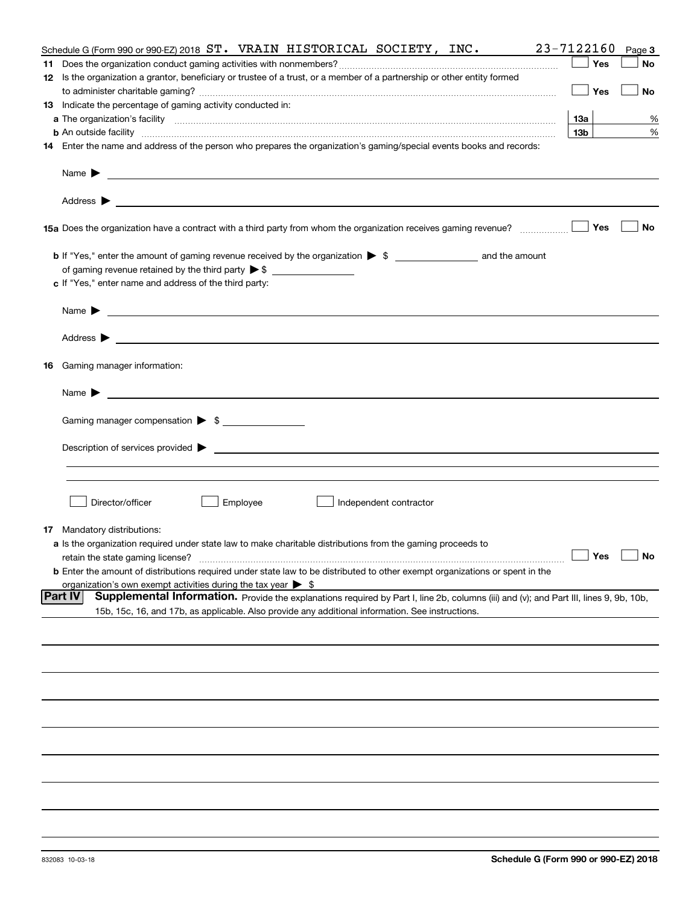Schedule G (Form 990 or 990-EZ) 2018 ST. VRAIN HISTORICAL SOCIETY, INC. 23-7122160 Page 3

**11** Does the organization conduct gaming activities with nonmembers? ☐ Yes ☐ No

**12** Is the organization a grantor, beneficiary or trustee of a trust, or a member of a partnership or other entity formed to administer charitable gaming? ☐ Yes ☐ No

**13** Indicate the percentage of gaming activity conducted in:

**a** The organization's facility **13a** %

**b** An outside facility **13b** %

**14** Enter the name and address of the person who prepares the organization's gaming/special events books and records:

Name ▶

Address ▶

**15a** Does the organization have a contract with a third party from whom the organization receives gaming revenue? ☐ Yes ☐ No

**b** If "Yes," enter the amount of gaming revenue received by the organization ▶ $ ______ and the amount of gaming revenue retained by the third party ▶ $ ______

**c** If "Yes," enter name and address of the third party:

Name ▶

Address ▶

**16** Gaming manager information:

Name ▶

Gaming manager compensation ▶ $ ______

Description of services provided ▶

☐ Director/officer ☐ Employee ☐ Independent contractor

**17** Mandatory distributions:

**a** Is the organization required under state law to make charitable distributions from the gaming proceeds to retain the state gaming license? ☐ Yes ☐ No

**b** Enter the amount of distributions required under state law to be distributed to other exempt organizations or spent in the organization's own exempt activities during the tax year ▶ $

**Part IV** **Supplemental Information.** Provide the explanations required by Part I, line 2b, columns (iii) and (v); and Part III, lines 9, 9b, 10b, 15b, 15c, 16, and 17b, as applicable. Also provide any additional information. See instructions.

832083 10-03-18 **Schedule G (Form 990 or 990-EZ) 2018**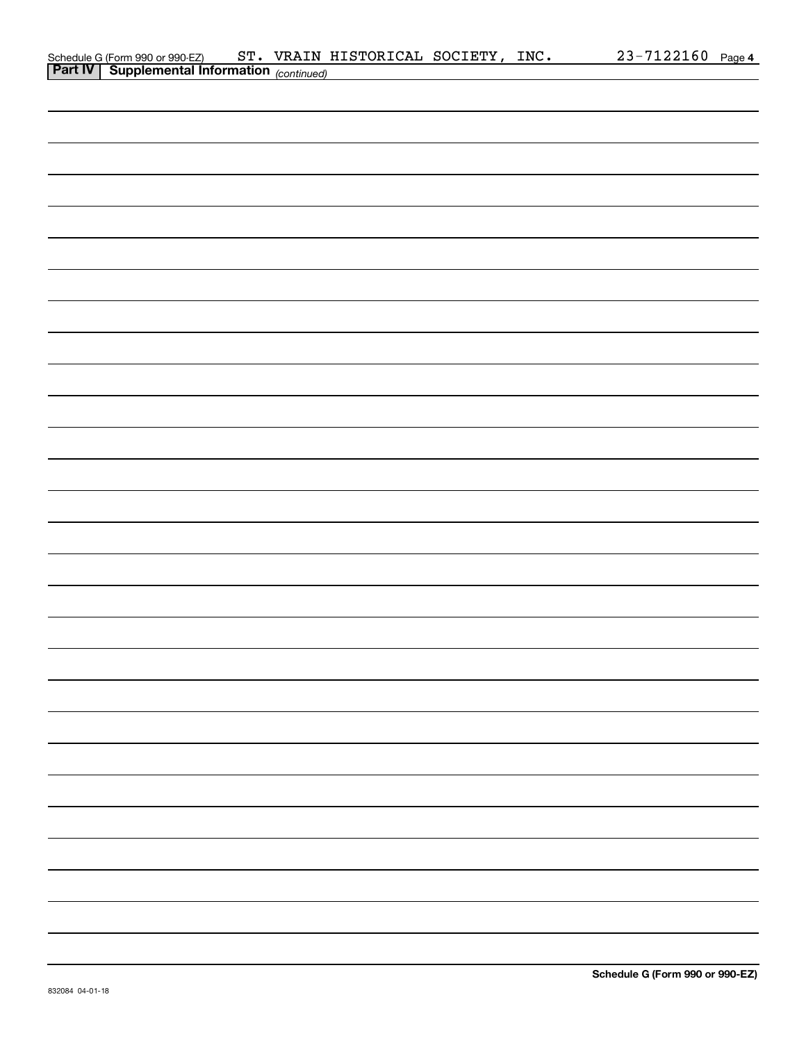Schedule G (Form 990 or 990-EZ) ST. VRAIN HISTORICAL SOCIETY, INC. 23-7122160 Page 4

**Part IV | Supplemental Information** *(continued)*

**Schedule G (Form 990 or 990-EZ)**

832084 04-01-18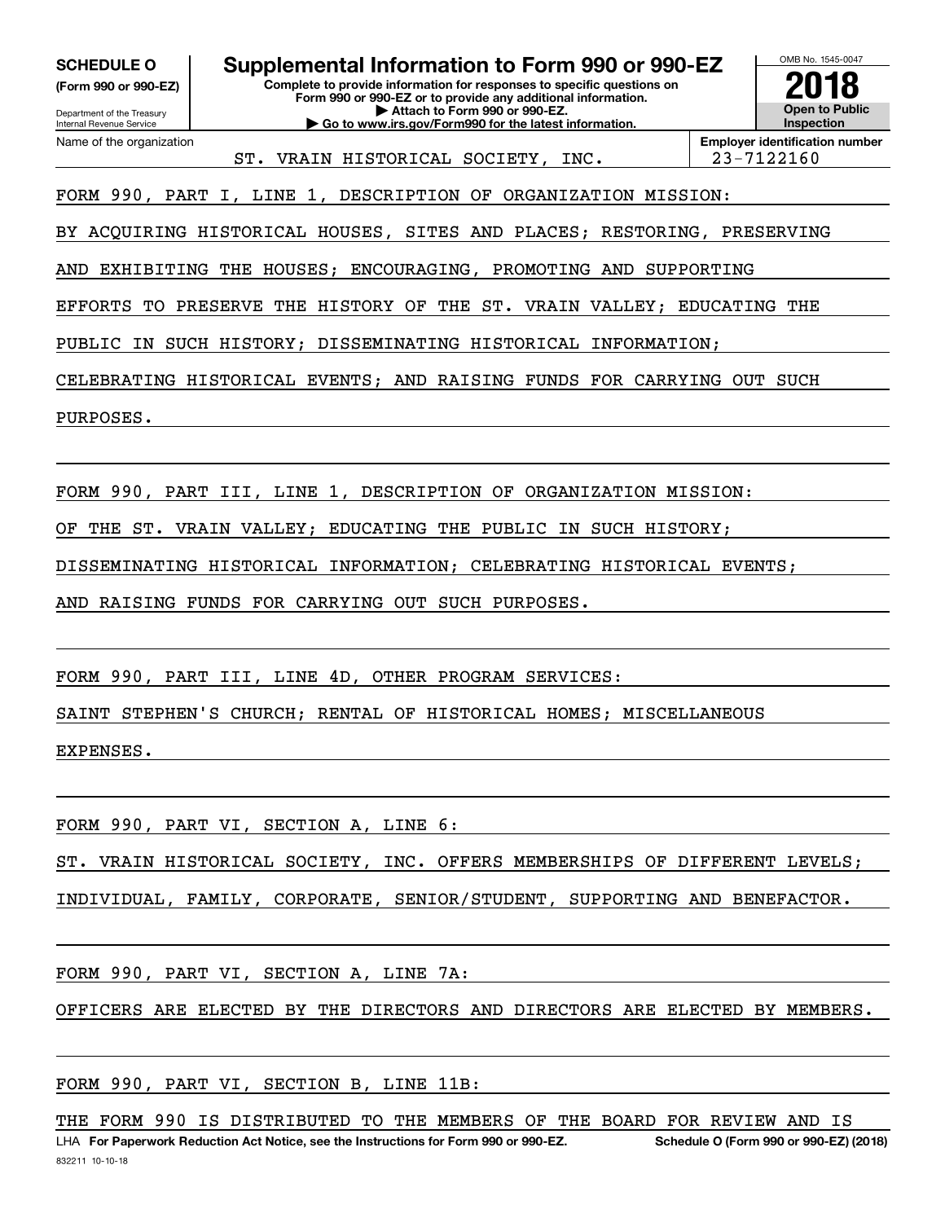**SCHEDULE O**
**(Form 990 or 990-EZ)**

Department of the Treasury
Internal Revenue Service

# Supplemental Information to Form 990 or 990-EZ

**Complete to provide information for responses to specific questions on Form 990 or 990-EZ or to provide any additional information.**
**▶ Attach to Form 990 or 990-EZ.**
**▶ Go to www.irs.gov/Form990 for the latest information.**

OMB No. 1545-0047

**2018**

**Open to Public Inspection**

Name of the organization: ST. VRAIN HISTORICAL SOCIETY, INC.

**Employer identification number**: 23-7122160

FORM 990, PART I, LINE 1, DESCRIPTION OF ORGANIZATION MISSION:

BY ACQUIRING HISTORICAL HOUSES, SITES AND PLACES; RESTORING, PRESERVING AND EXHIBITING THE HOUSES; ENCOURAGING, PROMOTING AND SUPPORTING EFFORTS TO PRESERVE THE HISTORY OF THE ST. VRAIN VALLEY; EDUCATING THE PUBLIC IN SUCH HISTORY; DISSEMINATING HISTORICAL INFORMATION; CELEBRATING HISTORICAL EVENTS; AND RAISING FUNDS FOR CARRYING OUT SUCH PURPOSES.

FORM 990, PART III, LINE 1, DESCRIPTION OF ORGANIZATION MISSION:

OF THE ST. VRAIN VALLEY; EDUCATING THE PUBLIC IN SUCH HISTORY; DISSEMINATING HISTORICAL INFORMATION; CELEBRATING HISTORICAL EVENTS; AND RAISING FUNDS FOR CARRYING OUT SUCH PURPOSES.

FORM 990, PART III, LINE 4D, OTHER PROGRAM SERVICES:

SAINT STEPHEN'S CHURCH; RENTAL OF HISTORICAL HOMES; MISCELLANEOUS EXPENSES.

FORM 990, PART VI, SECTION A, LINE 6:

ST. VRAIN HISTORICAL SOCIETY, INC. OFFERS MEMBERSHIPS OF DIFFERENT LEVELS; INDIVIDUAL, FAMILY, CORPORATE, SENIOR/STUDENT, SUPPORTING AND BENEFACTOR.

FORM 990, PART VI, SECTION A, LINE 7A:

OFFICERS ARE ELECTED BY THE DIRECTORS AND DIRECTORS ARE ELECTED BY MEMBERS.

FORM 990, PART VI, SECTION B, LINE 11B:

THE FORM 990 IS DISTRIBUTED TO THE MEMBERS OF THE BOARD FOR REVIEW AND IS

LHA **For Paperwork Reduction Act Notice, see the Instructions for Form 990 or 990-EZ.** **Schedule O (Form 990 or 990-EZ) (2018)**

832211 10-10-18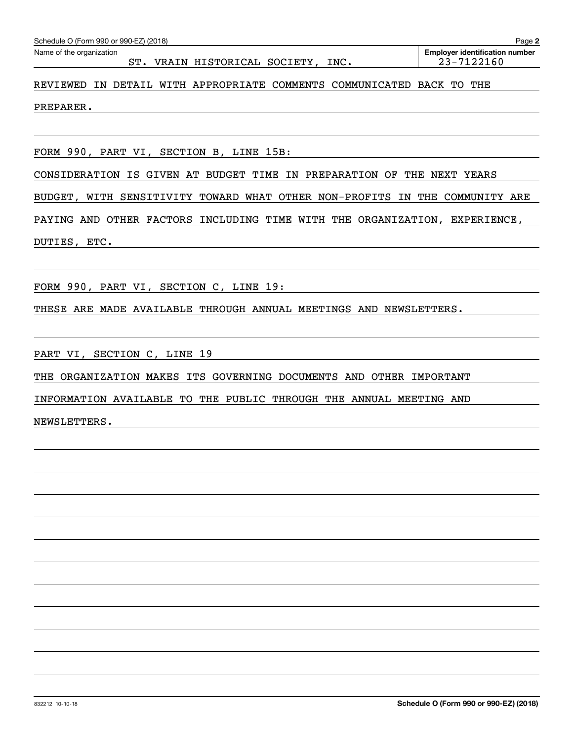Schedule O (Form 990 or 990-EZ) (2018)

Name of the organization: ST. VRAIN HISTORICAL SOCIETY, INC.

Employer identification number: 23-7122160

REVIEWED IN DETAIL WITH APPROPRIATE COMMENTS COMMUNICATED BACK TO THE PREPARER.

FORM 990, PART VI, SECTION B, LINE 15B:

CONSIDERATION IS GIVEN AT BUDGET TIME IN PREPARATION OF THE NEXT YEARS BUDGET, WITH SENSITIVITY TOWARD WHAT OTHER NON-PROFITS IN THE COMMUNITY ARE PAYING AND OTHER FACTORS INCLUDING TIME WITH THE ORGANIZATION, EXPERIENCE, DUTIES, ETC.

FORM 990, PART VI, SECTION C, LINE 19:

THESE ARE MADE AVAILABLE THROUGH ANNUAL MEETINGS AND NEWSLETTERS.

PART VI, SECTION C, LINE 19

THE ORGANIZATION MAKES ITS GOVERNING DOCUMENTS AND OTHER IMPORTANT INFORMATION AVAILABLE TO THE PUBLIC THROUGH THE ANNUAL MEETING AND NEWSLETTERS.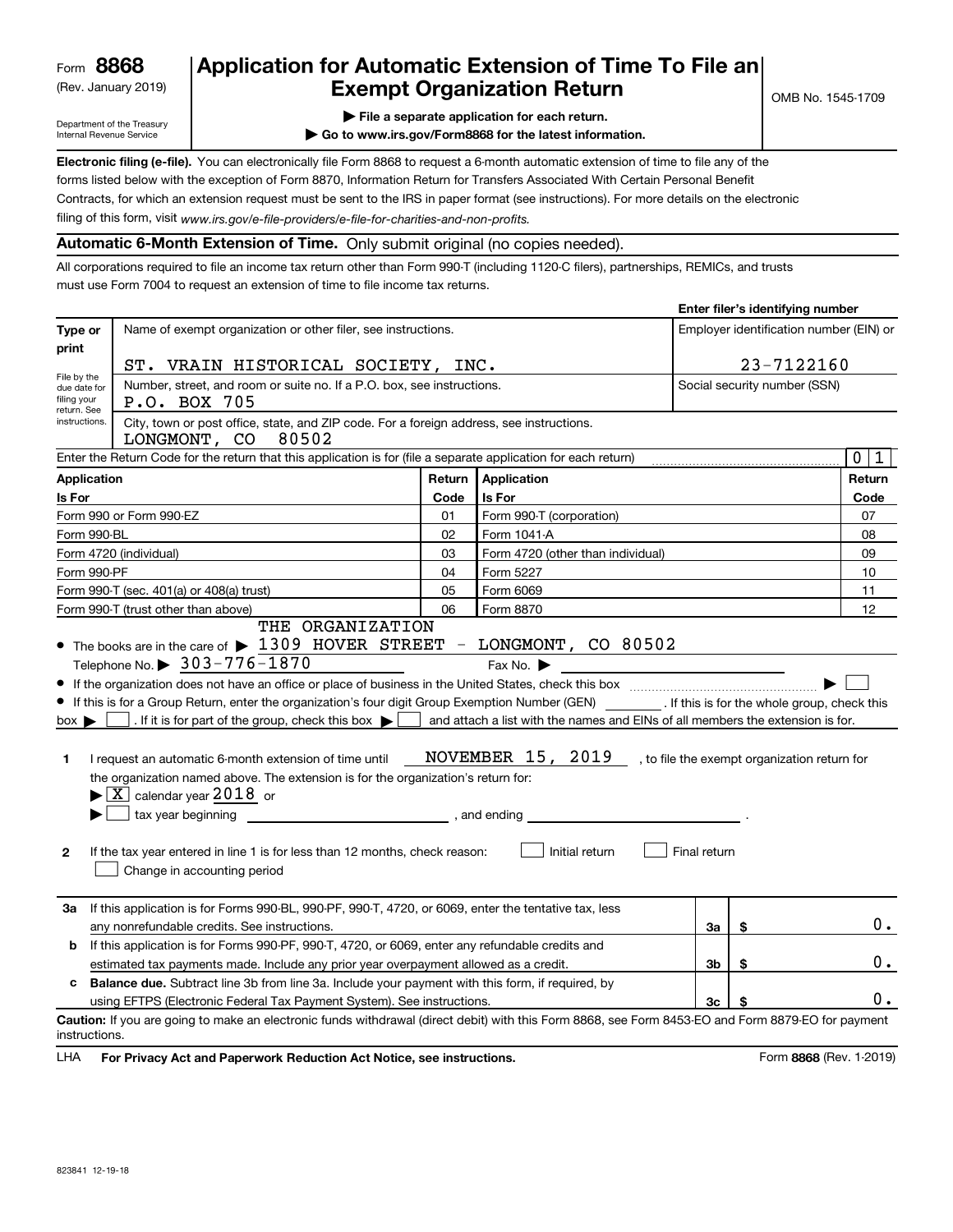Form **8868**
(Rev. January 2019)

Department of the Treasury
Internal Revenue Service

# Application for Automatic Extension of Time To File an Exempt Organization Return

▶ **File a separate application for each return.**

▶ **Go to www.irs.gov/Form8868 for the latest information.**

OMB No. 1545-1709

**Electronic filing (e-file).** You can electronically file Form 8868 to request a 6-month automatic extension of time to file any of the forms listed below with the exception of Form 8870, Information Return for Transfers Associated With Certain Personal Benefit Contracts, for which an extension request must be sent to the IRS in paper format (see instructions). For more details on the electronic filing of this form, visit *www.irs.gov/e-file-providers/e-file-for-charities-and-non-profits.*

## Automatic 6-Month Extension of Time. Only submit original (no copies needed).

All corporations required to file an income tax return other than Form 990-T (including 1120-C filers), partnerships, REMICs, and trusts must use Form 7004 to request an extension of time to file income tax returns.

**Enter filer's identifying number**

| | | |
|---|---|---|
| **Type or print** | Name of exempt organization or other filer, see instructions.<br>ST. VRAIN HISTORICAL SOCIETY, INC. | Employer identification number (EIN) or<br>23-7122160 |
| File by the due date for filing your return. See instructions. | Number, street, and room or suite no. If a P.O. box, see instructions.<br>P.O. BOX 705 | Social security number (SSN) |
| | City, town or post office, state, and ZIP code. For a foreign address, see instructions.<br>LONGMONT, CO 80502 | |

Enter the Return Code for the return that this application is for (file a separate application for each return) ..... 0 1

| **Application Is For** | **Return Code** | **Application Is For** | **Return Code** |
|---|---|---|---|
| Form 990 or Form 990-EZ | 01 | Form 990-T (corporation) | 07 |
| Form 990-BL | 02 | Form 1041-A | 08 |
| Form 4720 (individual) | 03 | Form 4720 (other than individual) | 09 |
| Form 990-PF | 04 | Form 5227 | 10 |
| Form 990-T (sec. 401(a) or 408(a) trust) | 05 | Form 6069 | 11 |
| Form 990-T (trust other than above) | 06 | Form 8870 | 12 |

- The books are in the care of ▶ THE ORGANIZATION 1309 HOVER STREET - LONGMONT, CO 80502
  Telephone No. ▶ 303-776-1870   Fax No. ▶
- If the organization does not have an office or place of business in the United States, check this box ..... ▶ ☐
- If this is for a Group Return, enter the organization's four digit Group Exemption Number (GEN) ______ . If this is for the whole group, check this box ▶ ☐ . If it is for part of the group, check this box ▶ ☐ and attach a list with the names and EINs of all members the extension is for.

**1** I request an automatic 6-month extension of time until NOVEMBER 15, 2019 , to file the exempt organization return for the organization named above. The extension is for the organization's return for:
▶ ☒ calendar year 2018 or
▶ ☐ tax year beginning ______________ , and ending ______________ .

**2** If the tax year entered in line 1 is for less than 12 months, check reason: ☐ Initial return ☐ Final return
☐ Change in accounting period

| | | | |
|---|---|---|---|
| **3a** | If this application is for Forms 990-BL, 990-PF, 990-T, 4720, or 6069, enter the tentative tax, less any nonrefundable credits. See instructions. | 3a | $ 0. |
| **b** | If this application is for Forms 990-PF, 990-T, 4720, or 6069, enter any refundable credits and estimated tax payments made. Include any prior year overpayment allowed as a credit. | 3b | $ 0. |
| **c** | **Balance due.** Subtract line 3b from line 3a. Include your payment with this form, if required, by using EFTPS (Electronic Federal Tax Payment System). See instructions. | 3c | $ 0. |

**Caution:** If you are going to make an electronic funds withdrawal (direct debit) with this Form 8868, see Form 8453-EO and Form 8879-EO for payment instructions.

LHA **For Privacy Act and Paperwork Reduction Act Notice, see instructions.** Form **8868** (Rev. 1-2019)

823841 12-19-18